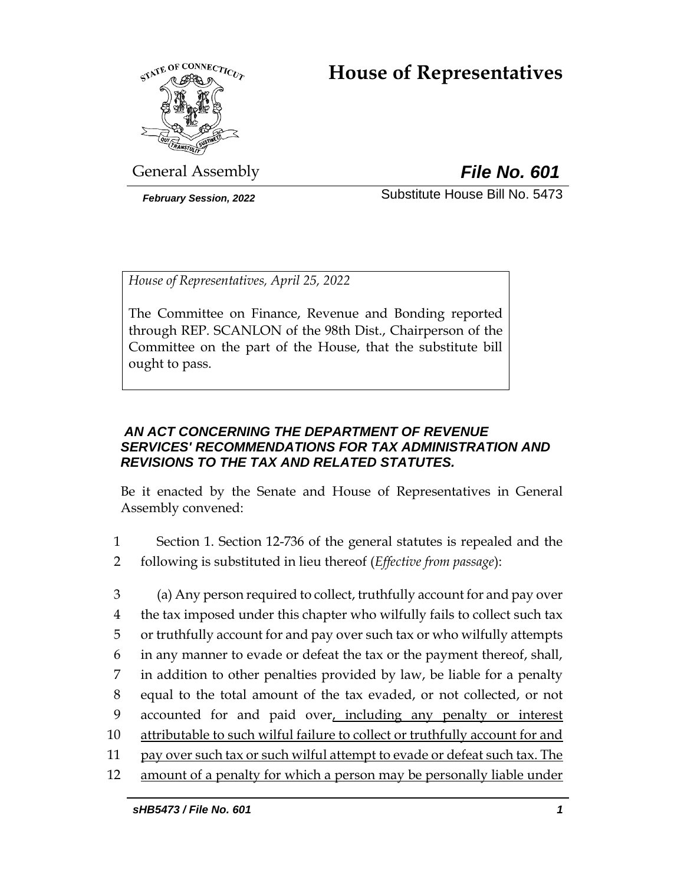# House of Representatives

General Assembly

***File No. 601***

***February Session, 2022***

Substitute House Bill No. 5473

*House of Representatives, April 25, 2022*

The Committee on Finance, Revenue and Bonding reported through REP. SCANLON of the 98th Dist., Chairperson of the Committee on the part of the House, that the substitute bill ought to pass.

***AN ACT CONCERNING THE DEPARTMENT OF REVENUE SERVICES' RECOMMENDATIONS FOR TAX ADMINISTRATION AND REVISIONS TO THE TAX AND RELATED STATUTES.***

Be it enacted by the Senate and House of Representatives in General Assembly convened:

1 Section 1. Section 12-736 of the general statutes is repealed and the
2 following is substituted in lieu thereof (*Effective from passage*):

3 (a) Any person required to collect, truthfully account for and pay over
4 the tax imposed under this chapter who wilfully fails to collect such tax
5 or truthfully account for and pay over such tax or who wilfully attempts
6 in any manner to evade or defeat the tax or the payment thereof, shall,
7 in addition to other penalties provided by law, be liable for a penalty
8 equal to the total amount of the tax evaded, or not collected, or not
9 accounted for and paid over<u>, including any penalty or interest</u>
10 <u>attributable to such wilful failure to collect or truthfully account for and</u>
11 <u>pay over such tax or such wilful attempt to evade or defeat such tax. The</u>
12 <u>amount of a penalty for which a person may be personally liable under</u>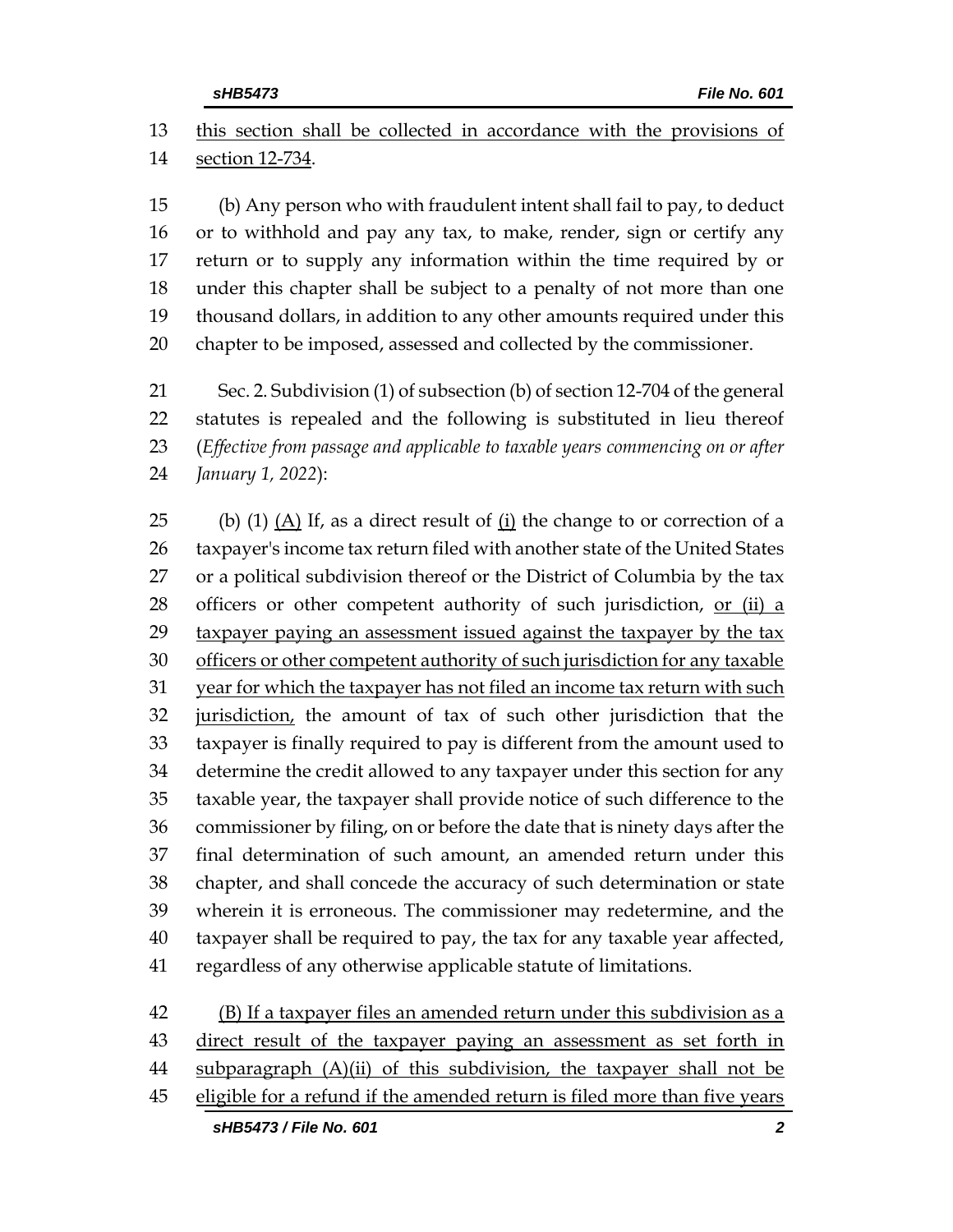this section shall be collected in accordance with the provisions of section 12-734.

(b) Any person who with fraudulent intent shall fail to pay, to deduct or to withhold and pay any tax, to make, render, sign or certify any return or to supply any information within the time required by or under this chapter shall be subject to a penalty of not more than one thousand dollars, in addition to any other amounts required under this chapter to be imposed, assessed and collected by the commissioner.

Sec. 2. Subdivision (1) of subsection (b) of section 12-704 of the general statutes is repealed and the following is substituted in lieu thereof (*Effective from passage and applicable to taxable years commencing on or after January 1, 2022*):

(b) (1) (A) If, as a direct result of (i) the change to or correction of a taxpayer's income tax return filed with another state of the United States or a political subdivision thereof or the District of Columbia by the tax officers or other competent authority of such jurisdiction, or (ii) a taxpayer paying an assessment issued against the taxpayer by the tax officers or other competent authority of such jurisdiction for any taxable year for which the taxpayer has not filed an income tax return with such jurisdiction, the amount of tax of such other jurisdiction that the taxpayer is finally required to pay is different from the amount used to determine the credit allowed to any taxpayer under this section for any taxable year, the taxpayer shall provide notice of such difference to the commissioner by filing, on or before the date that is ninety days after the final determination of such amount, an amended return under this chapter, and shall concede the accuracy of such determination or state wherein it is erroneous. The commissioner may redetermine, and the taxpayer shall be required to pay, the tax for any taxable year affected, regardless of any otherwise applicable statute of limitations.

(B) If a taxpayer files an amended return under this subdivision as a direct result of the taxpayer paying an assessment as set forth in subparagraph (A)(ii) of this subdivision, the taxpayer shall not be eligible for a refund if the amended return is filed more than five years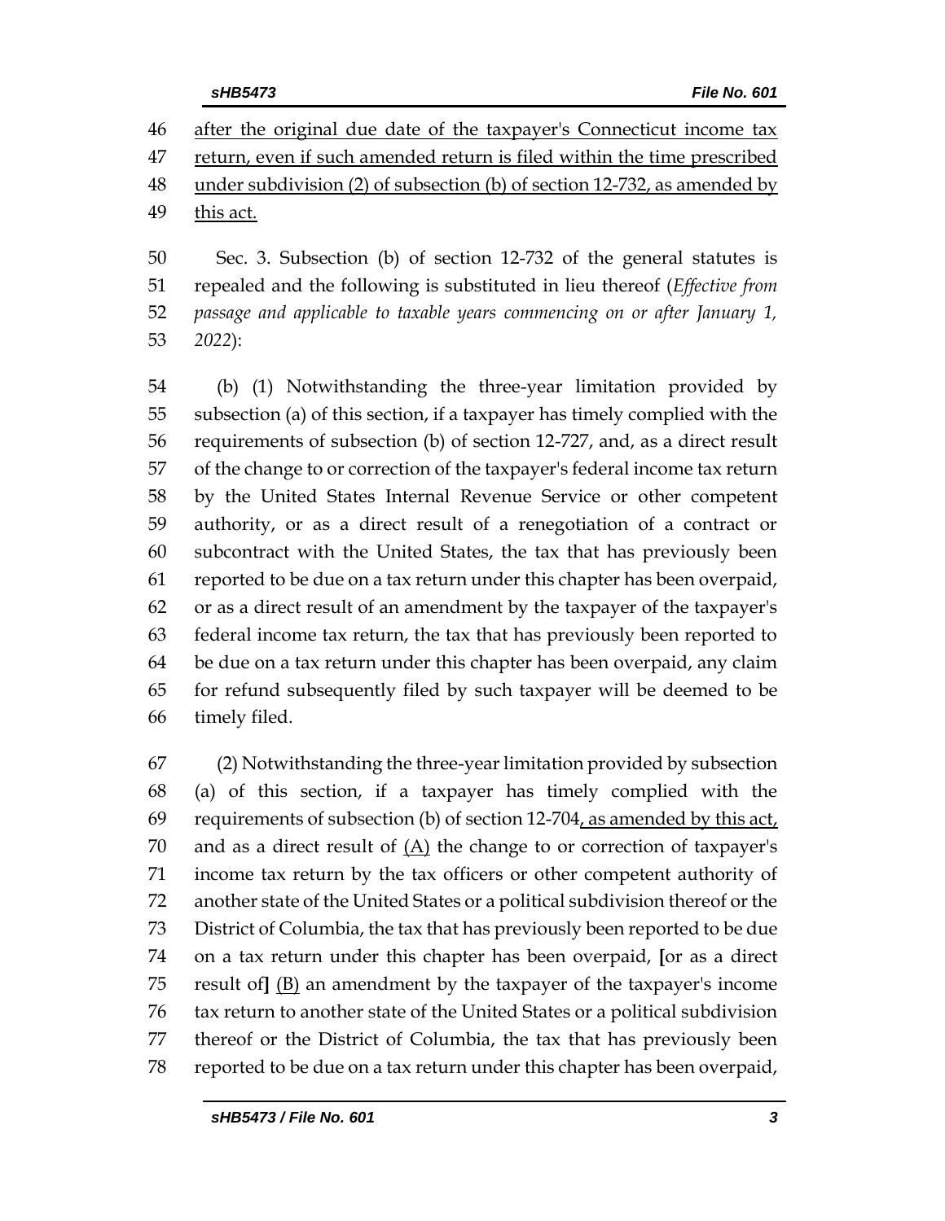46 <u>after the original due date of the taxpayer's Connecticut income tax</u>
47 <u>return, even if such amended return is filed within the time prescribed</u>
48 <u>under subdivision (2) of subsection (b) of section 12-732, as amended by</u>
49 <u>this act.</u>

50 Sec. 3. Subsection (b) of section 12-732 of the general statutes is
51 repealed and the following is substituted in lieu thereof (*Effective from*
52 *passage and applicable to taxable years commencing on or after January 1,*
53 *2022*):

54 (b) (1) Notwithstanding the three-year limitation provided by
55 subsection (a) of this section, if a taxpayer has timely complied with the
56 requirements of subsection (b) of section 12-727, and, as a direct result
57 of the change to or correction of the taxpayer's federal income tax return
58 by the United States Internal Revenue Service or other competent
59 authority, or as a direct result of a renegotiation of a contract or
60 subcontract with the United States, the tax that has previously been
61 reported to be due on a tax return under this chapter has been overpaid,
62 or as a direct result of an amendment by the taxpayer of the taxpayer's
63 federal income tax return, the tax that has previously been reported to
64 be due on a tax return under this chapter has been overpaid, any claim
65 for refund subsequently filed by such taxpayer will be deemed to be
66 timely filed.

67 (2) Notwithstanding the three-year limitation provided by subsection
68 (a) of this section, if a taxpayer has timely complied with the
69 requirements of subsection (b) of section 12-704<u>, as amended by this act,</u>
70 and as a direct result of <u>(A)</u> the change to or correction of taxpayer's
71 income tax return by the tax officers or other competent authority of
72 another state of the United States or a political subdivision thereof or the
73 District of Columbia, the tax that has previously been reported to be due
74 on a tax return under this chapter has been overpaid, **[**or as a direct
75 result of**]** <u>(B)</u> an amendment by the taxpayer of the taxpayer's income
76 tax return to another state of the United States or a political subdivision
77 thereof or the District of Columbia, the tax that has previously been
78 reported to be due on a tax return under this chapter has been overpaid,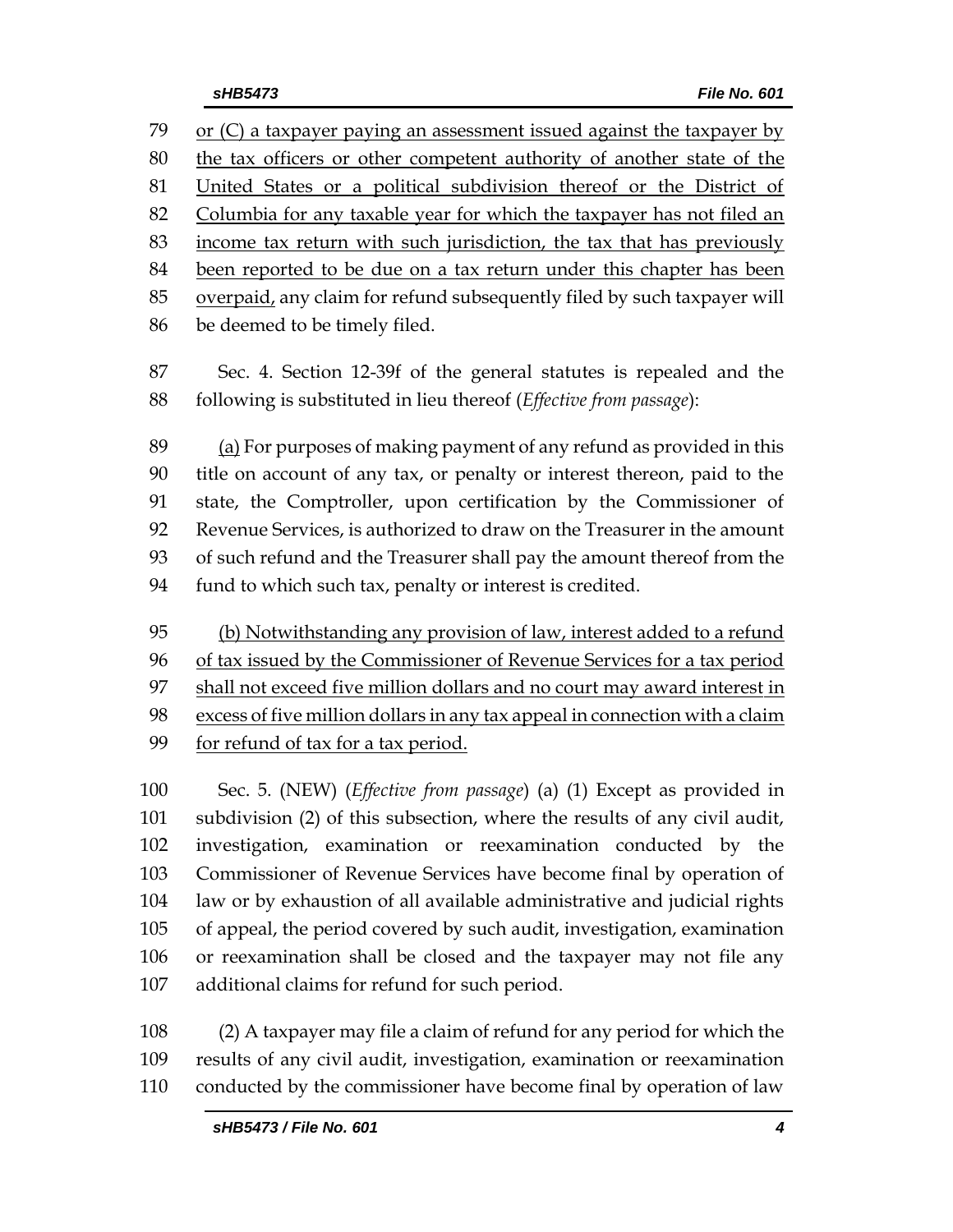79 or (C) a taxpayer paying an assessment issued against the taxpayer by
80 the tax officers or other competent authority of another state of the
81 United States or a political subdivision thereof or the District of
82 Columbia for any taxable year for which the taxpayer has not filed an
83 income tax return with such jurisdiction, the tax that has previously
84 been reported to be due on a tax return under this chapter has been
85 overpaid, any claim for refund subsequently filed by such taxpayer will
86 be deemed to be timely filed.

87 Sec. 4. Section 12-39f of the general statutes is repealed and the
88 following is substituted in lieu thereof (*Effective from passage*):

89 (a) For purposes of making payment of any refund as provided in this
90 title on account of any tax, or penalty or interest thereon, paid to the
91 state, the Comptroller, upon certification by the Commissioner of
92 Revenue Services, is authorized to draw on the Treasurer in the amount
93 of such refund and the Treasurer shall pay the amount thereof from the
94 fund to which such tax, penalty or interest is credited.

95 (b) Notwithstanding any provision of law, interest added to a refund
96 of tax issued by the Commissioner of Revenue Services for a tax period
97 shall not exceed five million dollars and no court may award interest in
98 excess of five million dollars in any tax appeal in connection with a claim
99 for refund of tax for a tax period.

100 Sec. 5. (NEW) (*Effective from passage*) (a) (1) Except as provided in
101 subdivision (2) of this subsection, where the results of any civil audit,
102 investigation, examination or reexamination conducted by the
103 Commissioner of Revenue Services have become final by operation of
104 law or by exhaustion of all available administrative and judicial rights
105 of appeal, the period covered by such audit, investigation, examination
106 or reexamination shall be closed and the taxpayer may not file any
107 additional claims for refund for such period.

108 (2) A taxpayer may file a claim of refund for any period for which the
109 results of any civil audit, investigation, examination or reexamination
110 conducted by the commissioner have become final by operation of law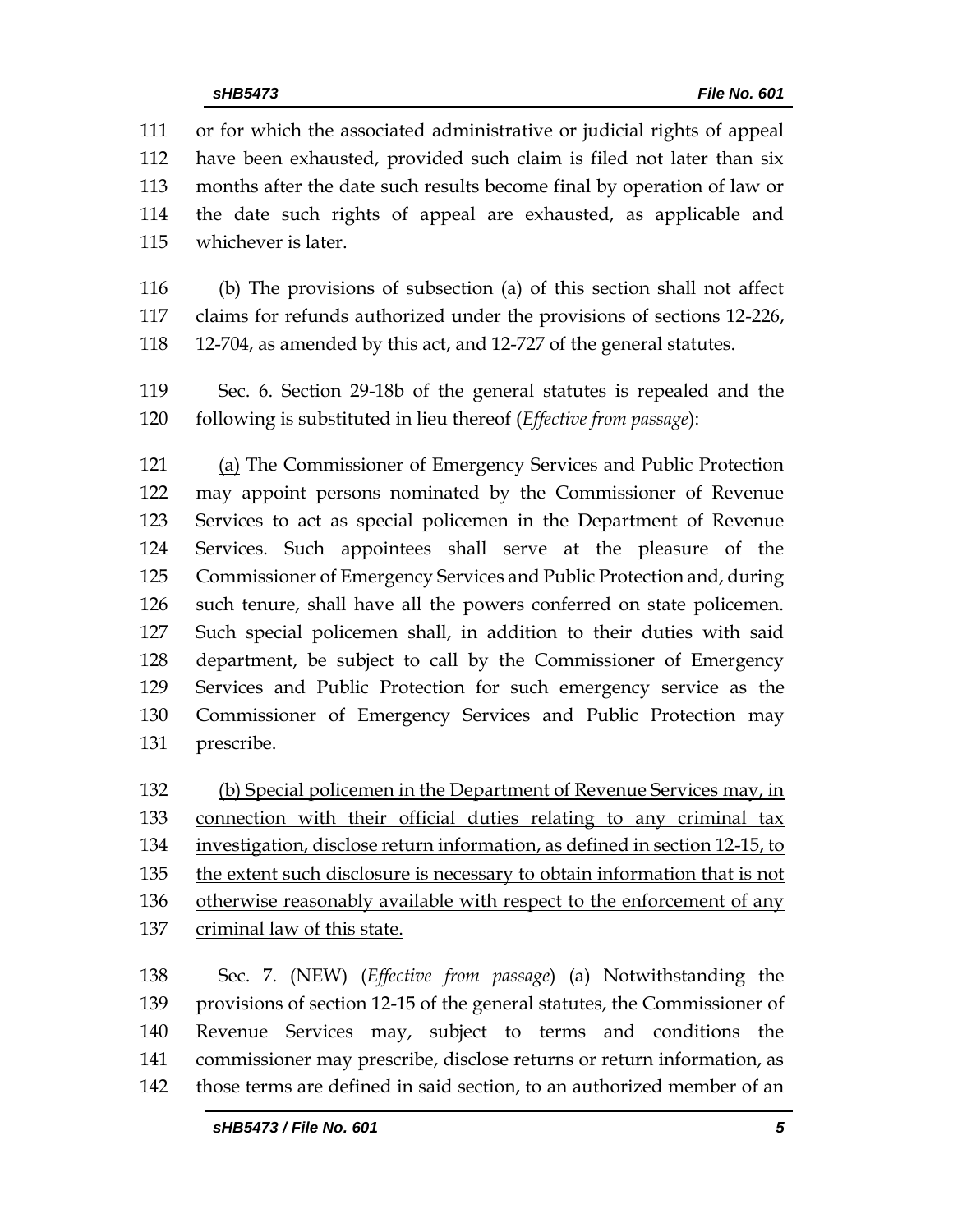111 or for which the associated administrative or judicial rights of appeal
112 have been exhausted, provided such claim is filed not later than six
113 months after the date such results become final by operation of law or
114 the date such rights of appeal are exhausted, as applicable and
115 whichever is later.

116 (b) The provisions of subsection (a) of this section shall not affect
117 claims for refunds authorized under the provisions of sections 12-226,
118 12-704, as amended by this act, and 12-727 of the general statutes.

119 Sec. 6. Section 29-18b of the general statutes is repealed and the
120 following is substituted in lieu thereof (*Effective from passage*):

121 <u>(a)</u> The Commissioner of Emergency Services and Public Protection
122 may appoint persons nominated by the Commissioner of Revenue
123 Services to act as special policemen in the Department of Revenue
124 Services. Such appointees shall serve at the pleasure of the
125 Commissioner of Emergency Services and Public Protection and, during
126 such tenure, shall have all the powers conferred on state policemen.
127 Such special policemen shall, in addition to their duties with said
128 department, be subject to call by the Commissioner of Emergency
129 Services and Public Protection for such emergency service as the
130 Commissioner of Emergency Services and Public Protection may
131 prescribe.

132 <u>(b) Special policemen in the Department of Revenue Services may, in</u>
133 <u>connection with their official duties relating to any criminal tax</u>
134 <u>investigation, disclose return information, as defined in section 12-15, to</u>
135 <u>the extent such disclosure is necessary to obtain information that is not</u>
136 <u>otherwise reasonably available with respect to the enforcement of any</u>
137 <u>criminal law of this state.</u>

138 Sec. 7. (NEW) (*Effective from passage*) (a) Notwithstanding the
139 provisions of section 12-15 of the general statutes, the Commissioner of
140 Revenue Services may, subject to terms and conditions the
141 commissioner may prescribe, disclose returns or return information, as
142 those terms are defined in said section, to an authorized member of an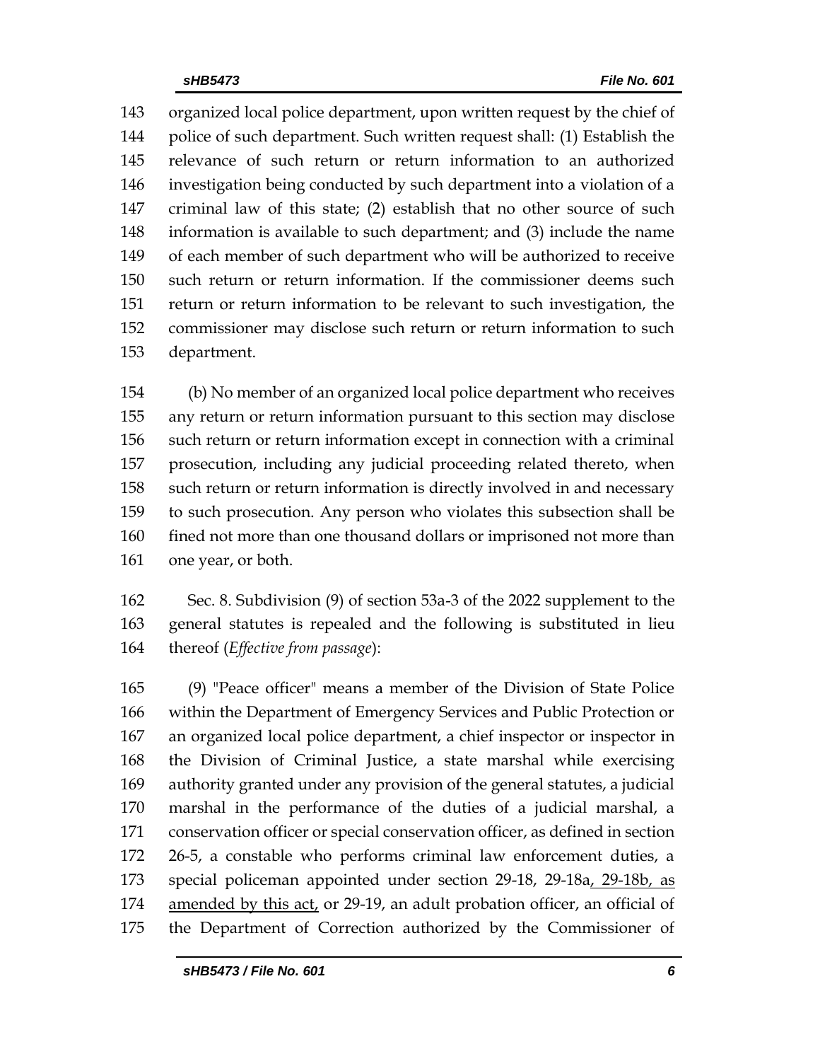organized local police department, upon written request by the chief of police of such department. Such written request shall: (1) Establish the relevance of such return or return information to an authorized investigation being conducted by such department into a violation of a criminal law of this state; (2) establish that no other source of such information is available to such department; and (3) include the name of each member of such department who will be authorized to receive such return or return information. If the commissioner deems such return or return information to be relevant to such investigation, the commissioner may disclose such return or return information to such department.

(b) No member of an organized local police department who receives any return or return information pursuant to this section may disclose such return or return information except in connection with a criminal prosecution, including any judicial proceeding related thereto, when such return or return information is directly involved in and necessary to such prosecution. Any person who violates this subsection shall be fined not more than one thousand dollars or imprisoned not more than one year, or both.

Sec. 8. Subdivision (9) of section 53a-3 of the 2022 supplement to the general statutes is repealed and the following is substituted in lieu thereof (*Effective from passage*):

(9) "Peace officer" means a member of the Division of State Police within the Department of Emergency Services and Public Protection or an organized local police department, a chief inspector or inspector in the Division of Criminal Justice, a state marshal while exercising authority granted under any provision of the general statutes, a judicial marshal in the performance of the duties of a judicial marshal, a conservation officer or special conservation officer, as defined in section 26-5, a constable who performs criminal law enforcement duties, a special policeman appointed under section 29-18, 29-18a<u>, 29-18b, as amended by this act,</u> or 29-19, an adult probation officer, an official of the Department of Correction authorized by the Commissioner of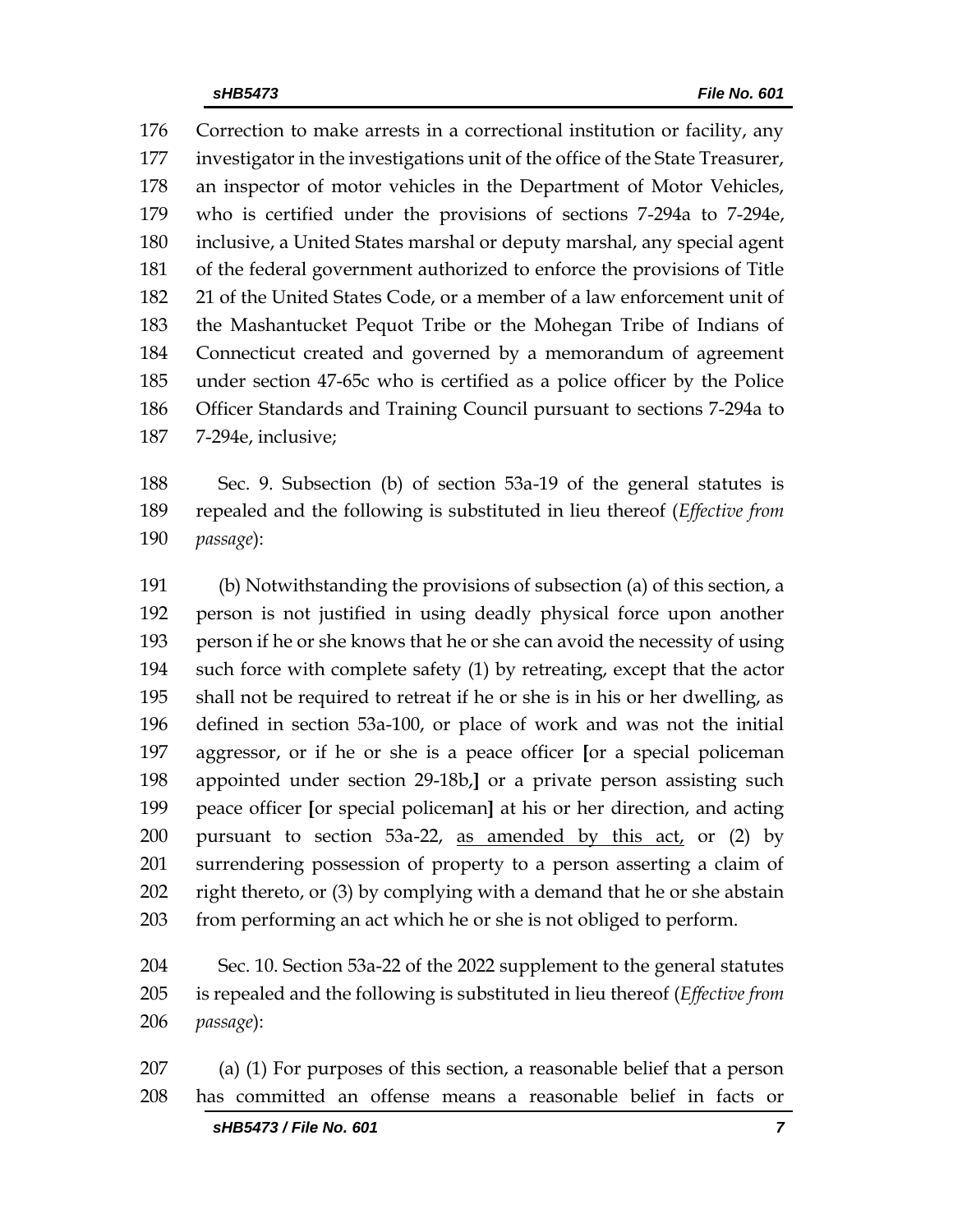Correction to make arrests in a correctional institution or facility, any investigator in the investigations unit of the office of the State Treasurer, an inspector of motor vehicles in the Department of Motor Vehicles, who is certified under the provisions of sections 7-294a to 7-294e, inclusive, a United States marshal or deputy marshal, any special agent of the federal government authorized to enforce the provisions of Title 21 of the United States Code, or a member of a law enforcement unit of the Mashantucket Pequot Tribe or the Mohegan Tribe of Indians of Connecticut created and governed by a memorandum of agreement under section 47-65c who is certified as a police officer by the Police Officer Standards and Training Council pursuant to sections 7-294a to 7-294e, inclusive;

Sec. 9. Subsection (b) of section 53a-19 of the general statutes is repealed and the following is substituted in lieu thereof (*Effective from passage*):

(b) Notwithstanding the provisions of subsection (a) of this section, a person is not justified in using deadly physical force upon another person if he or she knows that he or she can avoid the necessity of using such force with complete safety (1) by retreating, except that the actor shall not be required to retreat if he or she is in his or her dwelling, as defined in section 53a-100, or place of work and was not the initial aggressor, or if he or she is a peace officer **[**or a special policeman appointed under section 29-18b,**]** or a private person assisting such peace officer **[**or special policeman**]** at his or her direction, and acting pursuant to section 53a-22, <u>as amended by this act,</u> or (2) by surrendering possession of property to a person asserting a claim of right thereto, or (3) by complying with a demand that he or she abstain from performing an act which he or she is not obliged to perform.

Sec. 10. Section 53a-22 of the 2022 supplement to the general statutes is repealed and the following is substituted in lieu thereof (*Effective from passage*):

(a) (1) For purposes of this section, a reasonable belief that a person has committed an offense means a reasonable belief in facts or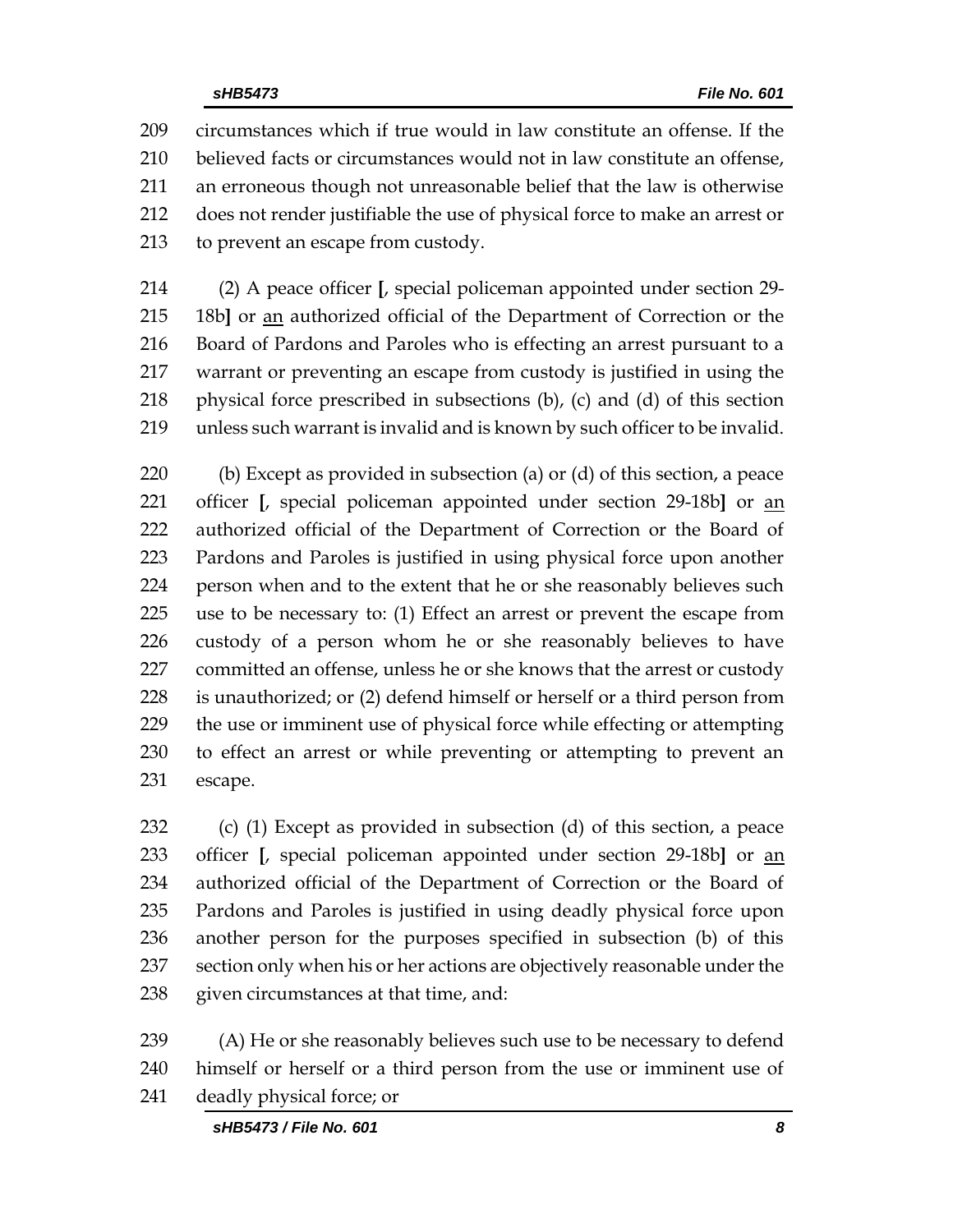209 circumstances which if true would in law constitute an offense. If the
210 believed facts or circumstances would not in law constitute an offense,
211 an erroneous though not unreasonable belief that the law is otherwise
212 does not render justifiable the use of physical force to make an arrest or
213 to prevent an escape from custody.

214 (2) A peace officer **[**, special policeman appointed under section 29-
215 18b**]** or an authorized official of the Department of Correction or the
216 Board of Pardons and Paroles who is effecting an arrest pursuant to a
217 warrant or preventing an escape from custody is justified in using the
218 physical force prescribed in subsections (b), (c) and (d) of this section
219 unless such warrant is invalid and is known by such officer to be invalid.

220 (b) Except as provided in subsection (a) or (d) of this section, a peace
221 officer **[**, special policeman appointed under section 29-18b**]** or an
222 authorized official of the Department of Correction or the Board of
223 Pardons and Paroles is justified in using physical force upon another
224 person when and to the extent that he or she reasonably believes such
225 use to be necessary to: (1) Effect an arrest or prevent the escape from
226 custody of a person whom he or she reasonably believes to have
227 committed an offense, unless he or she knows that the arrest or custody
228 is unauthorized; or (2) defend himself or herself or a third person from
229 the use or imminent use of physical force while effecting or attempting
230 to effect an arrest or while preventing or attempting to prevent an
231 escape.

232 (c) (1) Except as provided in subsection (d) of this section, a peace
233 officer **[**, special policeman appointed under section 29-18b**]** or an
234 authorized official of the Department of Correction or the Board of
235 Pardons and Paroles is justified in using deadly physical force upon
236 another person for the purposes specified in subsection (b) of this
237 section only when his or her actions are objectively reasonable under the
238 given circumstances at that time, and:

239 (A) He or she reasonably believes such use to be necessary to defend
240 himself or herself or a third person from the use or imminent use of
241 deadly physical force; or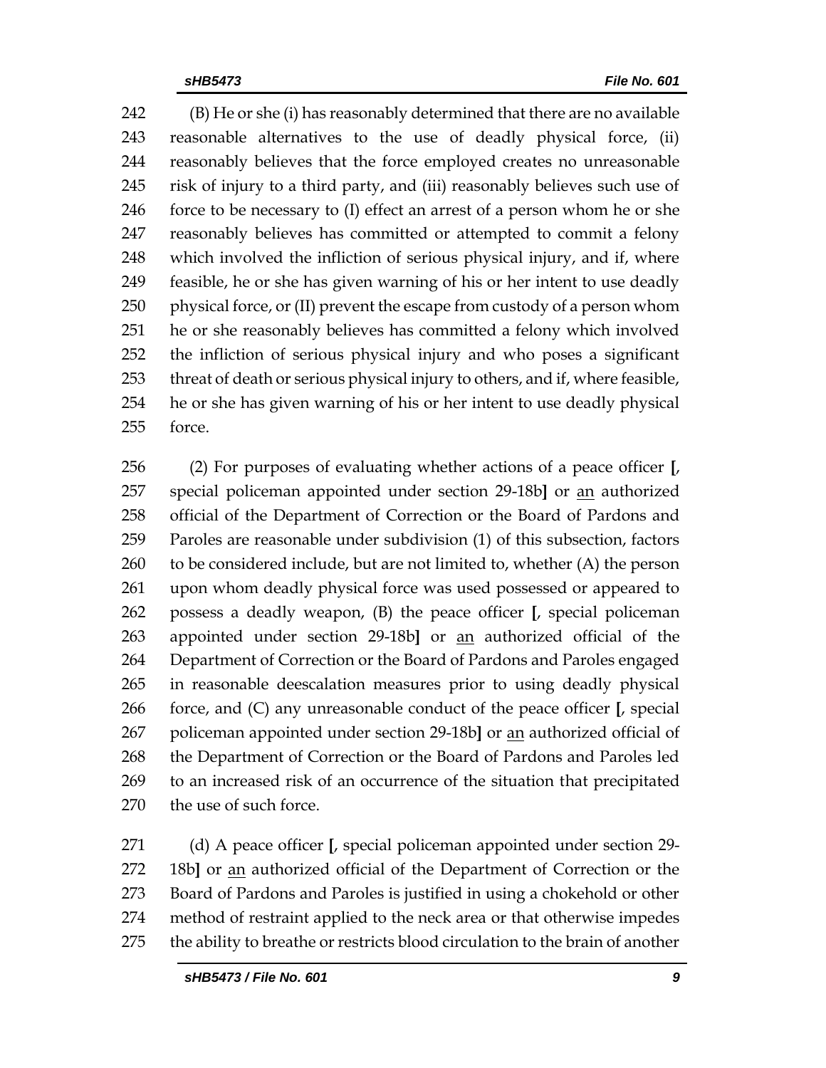242 (B) He or she (i) has reasonably determined that there are no available
243 reasonable alternatives to the use of deadly physical force, (ii)
244 reasonably believes that the force employed creates no unreasonable
245 risk of injury to a third party, and (iii) reasonably believes such use of
246 force to be necessary to (I) effect an arrest of a person whom he or she
247 reasonably believes has committed or attempted to commit a felony
248 which involved the infliction of serious physical injury, and if, where
249 feasible, he or she has given warning of his or her intent to use deadly
250 physical force, or (II) prevent the escape from custody of a person whom
251 he or she reasonably believes has committed a felony which involved
252 the infliction of serious physical injury and who poses a significant
253 threat of death or serious physical injury to others, and if, where feasible,
254 he or she has given warning of his or her intent to use deadly physical
255 force.

256 (2) For purposes of evaluating whether actions of a peace officer **[**,
257 special policeman appointed under section 29-18b**]** or <u>an</u> authorized
258 official of the Department of Correction or the Board of Pardons and
259 Paroles are reasonable under subdivision (1) of this subsection, factors
260 to be considered include, but are not limited to, whether (A) the person
261 upon whom deadly physical force was used possessed or appeared to
262 possess a deadly weapon, (B) the peace officer **[**, special policeman
263 appointed under section 29-18b**]** or <u>an</u> authorized official of the
264 Department of Correction or the Board of Pardons and Paroles engaged
265 in reasonable deescalation measures prior to using deadly physical
266 force, and (C) any unreasonable conduct of the peace officer **[**, special
267 policeman appointed under section 29-18b**]** or <u>an</u> authorized official of
268 the Department of Correction or the Board of Pardons and Paroles led
269 to an increased risk of an occurrence of the situation that precipitated
270 the use of such force.

271 (d) A peace officer **[**, special policeman appointed under section 29-
272 18b**]** or <u>an</u> authorized official of the Department of Correction or the
273 Board of Pardons and Paroles is justified in using a chokehold or other
274 method of restraint applied to the neck area or that otherwise impedes
275 the ability to breathe or restricts blood circulation to the brain of another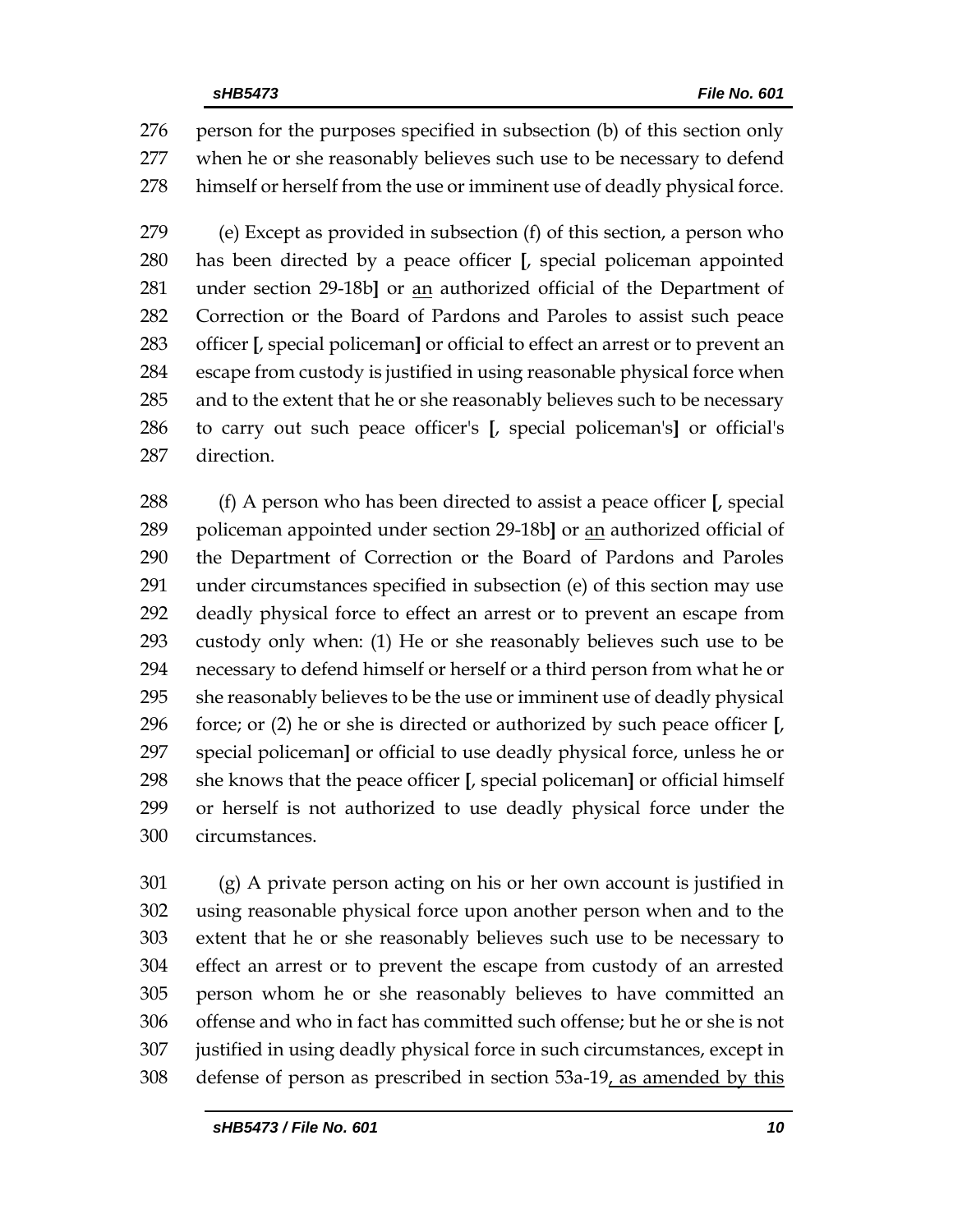276 person for the purposes specified in subsection (b) of this section only
277 when he or she reasonably believes such use to be necessary to defend
278 himself or herself from the use or imminent use of deadly physical force.

279 (e) Except as provided in subsection (f) of this section, a person who
280 has been directed by a peace officer **[**, special policeman appointed
281 under section 29-18b**]** or <u>an</u> authorized official of the Department of
282 Correction or the Board of Pardons and Paroles to assist such peace
283 officer **[**, special policeman**]** or official to effect an arrest or to prevent an
284 escape from custody is justified in using reasonable physical force when
285 and to the extent that he or she reasonably believes such to be necessary
286 to carry out such peace officer's **[**, special policeman's**]** or official's
287 direction.

288 (f) A person who has been directed to assist a peace officer **[**, special
289 policeman appointed under section 29-18b**]** or <u>an</u> authorized official of
290 the Department of Correction or the Board of Pardons and Paroles
291 under circumstances specified in subsection (e) of this section may use
292 deadly physical force to effect an arrest or to prevent an escape from
293 custody only when: (1) He or she reasonably believes such use to be
294 necessary to defend himself or herself or a third person from what he or
295 she reasonably believes to be the use or imminent use of deadly physical
296 force; or (2) he or she is directed or authorized by such peace officer **[**,
297 special policeman**]** or official to use deadly physical force, unless he or
298 she knows that the peace officer **[**, special policeman**]** or official himself
299 or herself is not authorized to use deadly physical force under the
300 circumstances.

301 (g) A private person acting on his or her own account is justified in
302 using reasonable physical force upon another person when and to the
303 extent that he or she reasonably believes such use to be necessary to
304 effect an arrest or to prevent the escape from custody of an arrested
305 person whom he or she reasonably believes to have committed an
306 offense and who in fact has committed such offense; but he or she is not
307 justified in using deadly physical force in such circumstances, except in
308 defense of person as prescribed in section 53a-19<u>, as amended by this</u>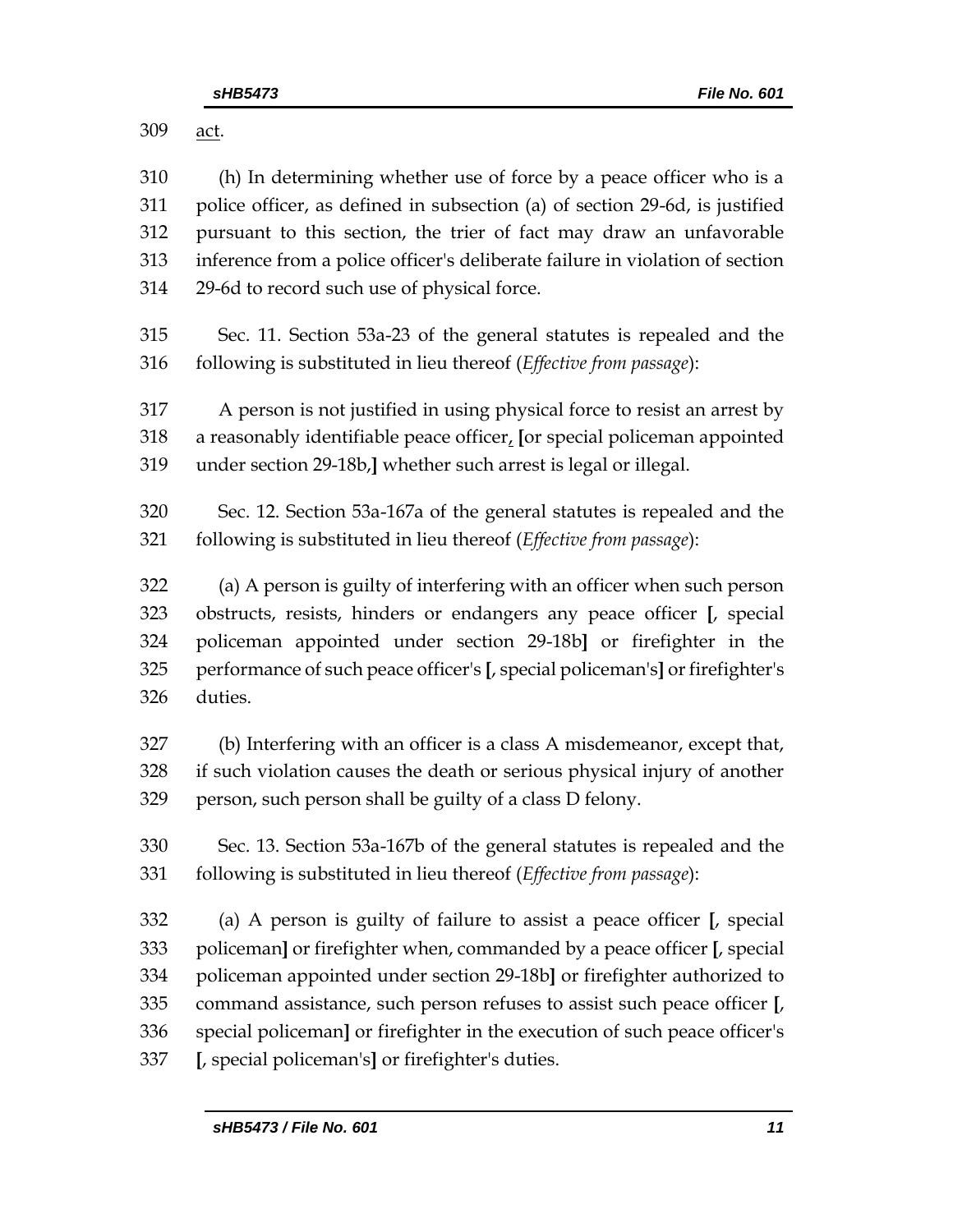act.

(h) In determining whether use of force by a peace officer who is a police officer, as defined in subsection (a) of section 29-6d, is justified pursuant to this section, the trier of fact may draw an unfavorable inference from a police officer's deliberate failure in violation of section 29-6d to record such use of physical force.

Sec. 11. Section 53a-23 of the general statutes is repealed and the following is substituted in lieu thereof (*Effective from passage*):

A person is not justified in using physical force to resist an arrest by a reasonably identifiable peace officer, **[**or special policeman appointed under section 29-18b,**]** whether such arrest is legal or illegal.

Sec. 12. Section 53a-167a of the general statutes is repealed and the following is substituted in lieu thereof (*Effective from passage*):

(a) A person is guilty of interfering with an officer when such person obstructs, resists, hinders or endangers any peace officer **[**, special policeman appointed under section 29-18b**]** or firefighter in the performance of such peace officer's **[**, special policeman's**]** or firefighter's duties.

(b) Interfering with an officer is a class A misdemeanor, except that, if such violation causes the death or serious physical injury of another person, such person shall be guilty of a class D felony.

Sec. 13. Section 53a-167b of the general statutes is repealed and the following is substituted in lieu thereof (*Effective from passage*):

(a) A person is guilty of failure to assist a peace officer **[**, special policeman**]** or firefighter when, commanded by a peace officer **[**, special policeman appointed under section 29-18b**]** or firefighter authorized to command assistance, such person refuses to assist such peace officer **[**, special policeman**]** or firefighter in the execution of such peace officer's **[**, special policeman's**]** or firefighter's duties.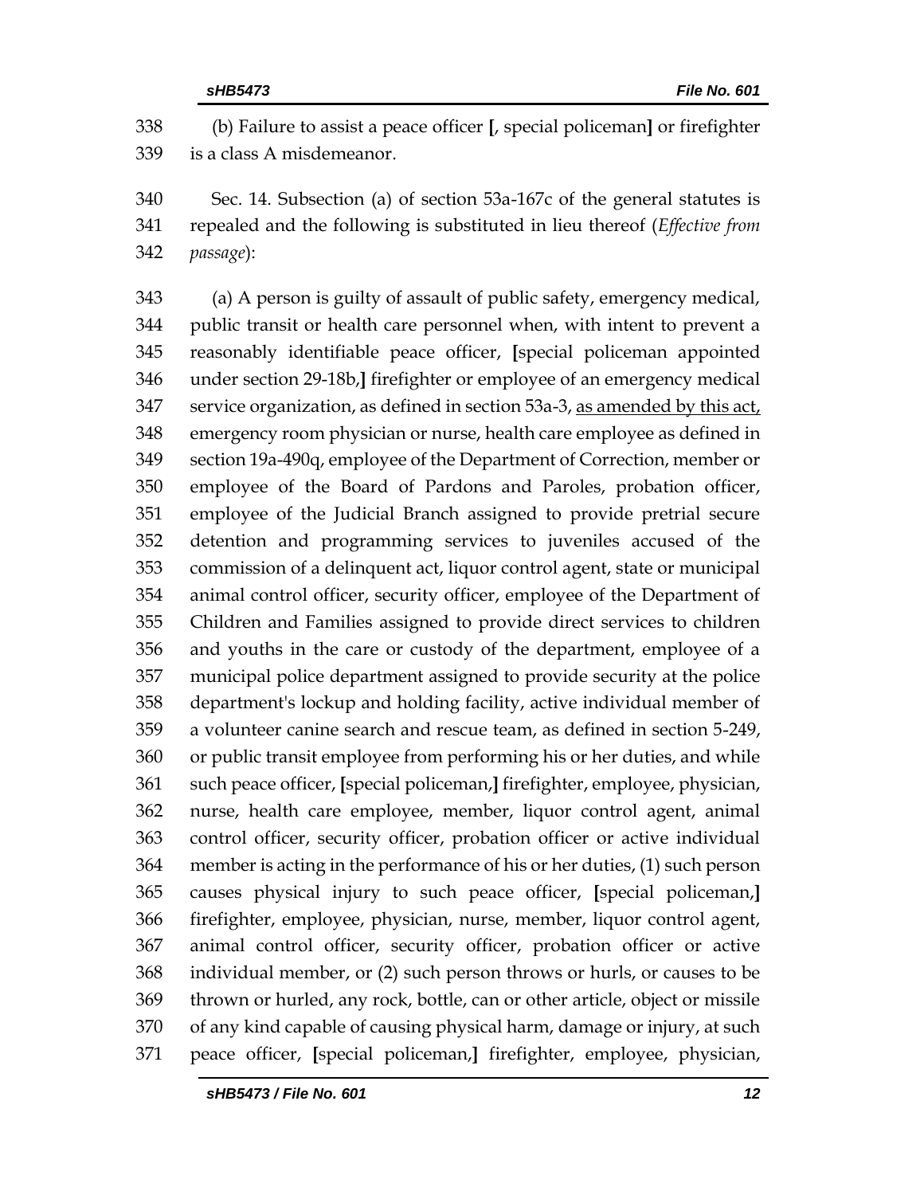(b) Failure to assist a peace officer [, special policeman] or firefighter is a class A misdemeanor.

Sec. 14. Subsection (a) of section 53a-167c of the general statutes is repealed and the following is substituted in lieu thereof (*Effective from passage*):

(a) A person is guilty of assault of public safety, emergency medical, public transit or health care personnel when, with intent to prevent a reasonably identifiable peace officer, [special policeman appointed under section 29-18b,] firefighter or employee of an emergency medical service organization, as defined in section 53a-3, <u>as amended by this act,</u> emergency room physician or nurse, health care employee as defined in section 19a-490q, employee of the Department of Correction, member or employee of the Board of Pardons and Paroles, probation officer, employee of the Judicial Branch assigned to provide pretrial secure detention and programming services to juveniles accused of the commission of a delinquent act, liquor control agent, state or municipal animal control officer, security officer, employee of the Department of Children and Families assigned to provide direct services to children and youths in the care or custody of the department, employee of a municipal police department assigned to provide security at the police department's lockup and holding facility, active individual member of a volunteer canine search and rescue team, as defined in section 5-249, or public transit employee from performing his or her duties, and while such peace officer, [special policeman,] firefighter, employee, physician, nurse, health care employee, member, liquor control agent, animal control officer, security officer, probation officer or active individual member is acting in the performance of his or her duties, (1) such person causes physical injury to such peace officer, [special policeman,] firefighter, employee, physician, nurse, member, liquor control agent, animal control officer, security officer, probation officer or active individual member, or (2) such person throws or hurls, or causes to be thrown or hurled, any rock, bottle, can or other article, object or missile of any kind capable of causing physical harm, damage or injury, at such peace officer, [special policeman,] firefighter, employee, physician,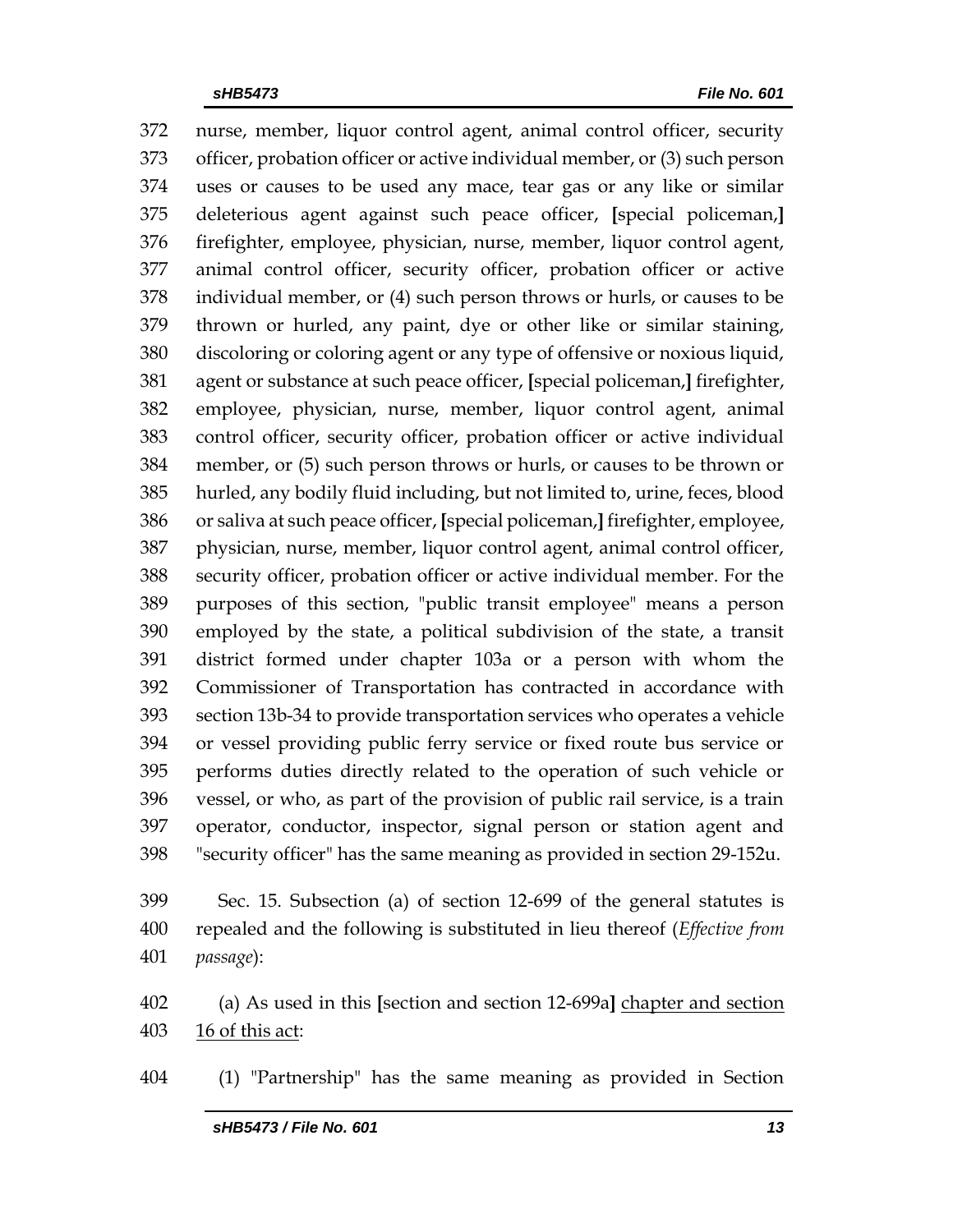372 nurse, member, liquor control agent, animal control officer, security
373 officer, probation officer or active individual member, or (3) such person
374 uses or causes to be used any mace, tear gas or any like or similar
375 deleterious agent against such peace officer, [special policeman,]
376 firefighter, employee, physician, nurse, member, liquor control agent,
377 animal control officer, security officer, probation officer or active
378 individual member, or (4) such person throws or hurls, or causes to be
379 thrown or hurled, any paint, dye or other like or similar staining,
380 discoloring or coloring agent or any type of offensive or noxious liquid,
381 agent or substance at such peace officer, [special policeman,] firefighter,
382 employee, physician, nurse, member, liquor control agent, animal
383 control officer, security officer, probation officer or active individual
384 member, or (5) such person throws or hurls, or causes to be thrown or
385 hurled, any bodily fluid including, but not limited to, urine, feces, blood
386 or saliva at such peace officer, [special policeman,] firefighter, employee,
387 physician, nurse, member, liquor control agent, animal control officer,
388 security officer, probation officer or active individual member. For the
389 purposes of this section, "public transit employee" means a person
390 employed by the state, a political subdivision of the state, a transit
391 district formed under chapter 103a or a person with whom the
392 Commissioner of Transportation has contracted in accordance with
393 section 13b-34 to provide transportation services who operates a vehicle
394 or vessel providing public ferry service or fixed route bus service or
395 performs duties directly related to the operation of such vehicle or
396 vessel, or who, as part of the provision of public rail service, is a train
397 operator, conductor, inspector, signal person or station agent and
398 "security officer" has the same meaning as provided in section 29-152u.

399 Sec. 15. Subsection (a) of section 12-699 of the general statutes is
400 repealed and the following is substituted in lieu thereof (*Effective from*
401 *passage*):

402 (a) As used in this [section and section 12-699a] <u>chapter and section</u>
403 <u>16 of this act</u>:

404 (1) "Partnership" has the same meaning as provided in Section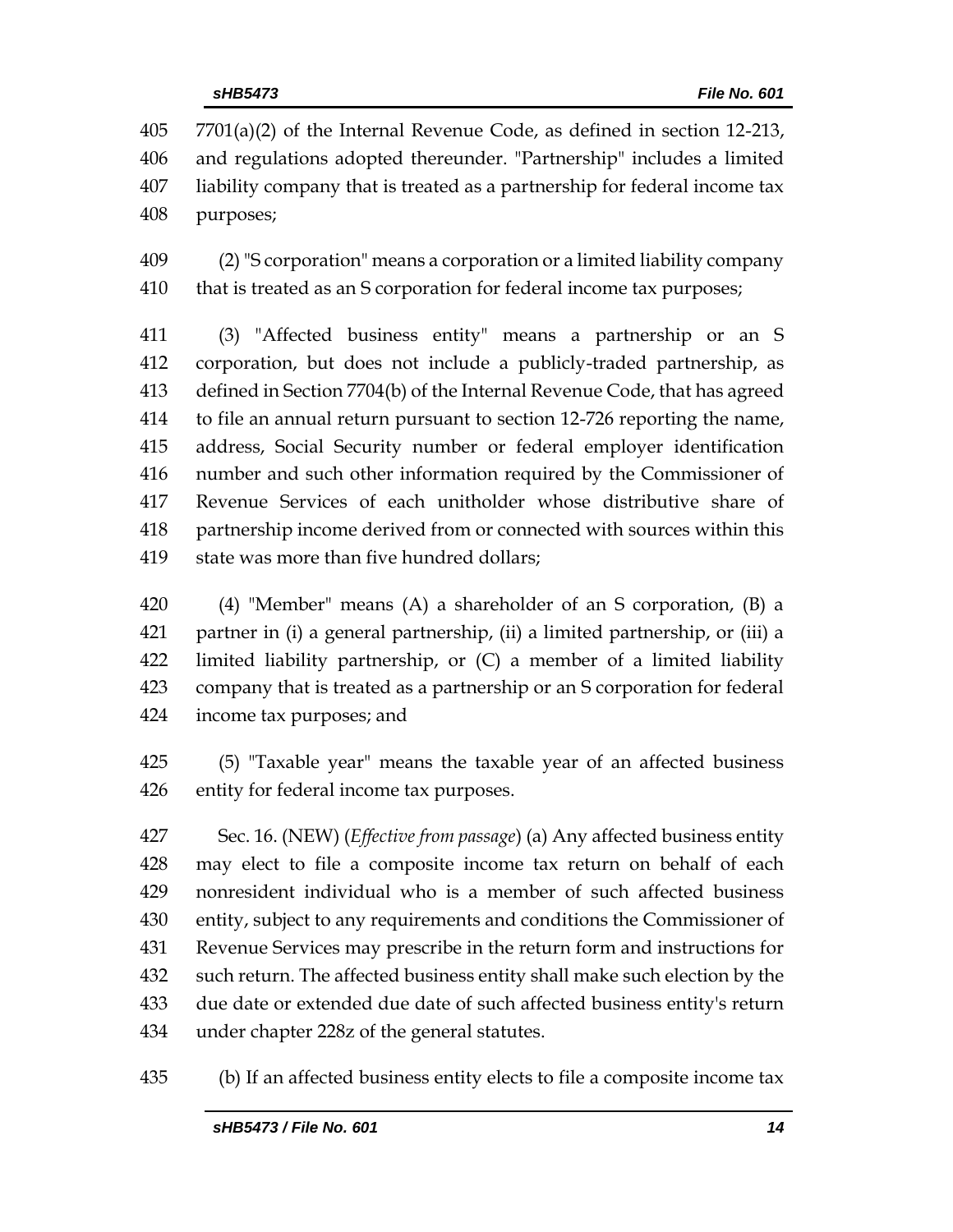7701(a)(2) of the Internal Revenue Code, as defined in section 12-213, and regulations adopted thereunder. "Partnership" includes a limited liability company that is treated as a partnership for federal income tax purposes;

(2) "S corporation" means a corporation or a limited liability company that is treated as an S corporation for federal income tax purposes;

(3) "Affected business entity" means a partnership or an S corporation, but does not include a publicly-traded partnership, as defined in Section 7704(b) of the Internal Revenue Code, that has agreed to file an annual return pursuant to section 12-726 reporting the name, address, Social Security number or federal employer identification number and such other information required by the Commissioner of Revenue Services of each unitholder whose distributive share of partnership income derived from or connected with sources within this state was more than five hundred dollars;

(4) "Member" means (A) a shareholder of an S corporation, (B) a partner in (i) a general partnership, (ii) a limited partnership, or (iii) a limited liability partnership, or (C) a member of a limited liability company that is treated as a partnership or an S corporation for federal income tax purposes; and

(5) "Taxable year" means the taxable year of an affected business entity for federal income tax purposes.

Sec. 16. (NEW) (*Effective from passage*) (a) Any affected business entity may elect to file a composite income tax return on behalf of each nonresident individual who is a member of such affected business entity, subject to any requirements and conditions the Commissioner of Revenue Services may prescribe in the return form and instructions for such return. The affected business entity shall make such election by the due date or extended due date of such affected business entity's return under chapter 228z of the general statutes.

(b) If an affected business entity elects to file a composite income tax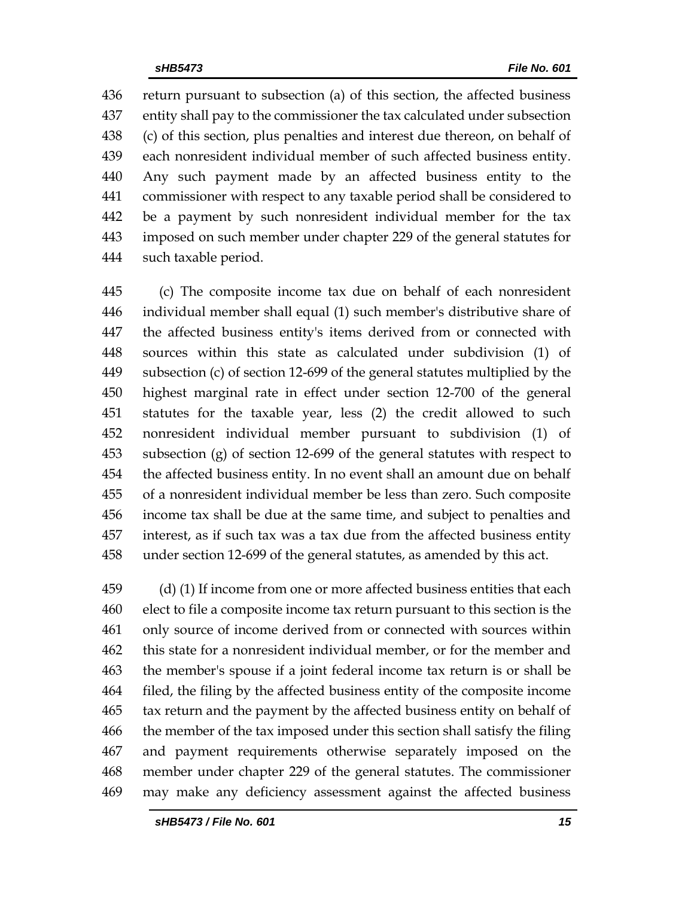return pursuant to subsection (a) of this section, the affected business entity shall pay to the commissioner the tax calculated under subsection (c) of this section, plus penalties and interest due thereon, on behalf of each nonresident individual member of such affected business entity. Any such payment made by an affected business entity to the commissioner with respect to any taxable period shall be considered to be a payment by such nonresident individual member for the tax imposed on such member under chapter 229 of the general statutes for such taxable period.

(c) The composite income tax due on behalf of each nonresident individual member shall equal (1) such member's distributive share of the affected business entity's items derived from or connected with sources within this state as calculated under subdivision (1) of subsection (c) of section 12-699 of the general statutes multiplied by the highest marginal rate in effect under section 12-700 of the general statutes for the taxable year, less (2) the credit allowed to such nonresident individual member pursuant to subdivision (1) of subsection (g) of section 12-699 of the general statutes with respect to the affected business entity. In no event shall an amount due on behalf of a nonresident individual member be less than zero. Such composite income tax shall be due at the same time, and subject to penalties and interest, as if such tax was a tax due from the affected business entity under section 12-699 of the general statutes, as amended by this act.

(d) (1) If income from one or more affected business entities that each elect to file a composite income tax return pursuant to this section is the only source of income derived from or connected with sources within this state for a nonresident individual member, or for the member and the member's spouse if a joint federal income tax return is or shall be filed, the filing by the affected business entity of the composite income tax return and the payment by the affected business entity on behalf of the member of the tax imposed under this section shall satisfy the filing and payment requirements otherwise separately imposed on the member under chapter 229 of the general statutes. The commissioner may make any deficiency assessment against the affected business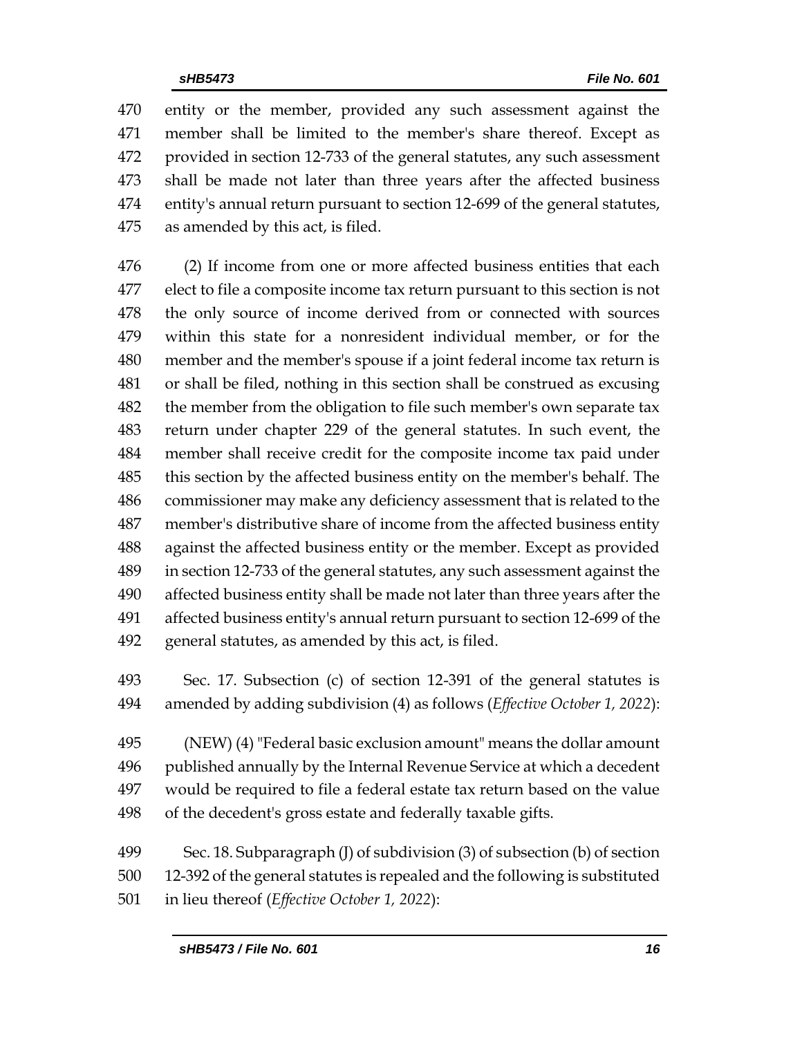entity or the member, provided any such assessment against the member shall be limited to the member's share thereof. Except as provided in section 12-733 of the general statutes, any such assessment shall be made not later than three years after the affected business entity's annual return pursuant to section 12-699 of the general statutes, as amended by this act, is filed.

(2) If income from one or more affected business entities that each elect to file a composite income tax return pursuant to this section is not the only source of income derived from or connected with sources within this state for a nonresident individual member, or for the member and the member's spouse if a joint federal income tax return is or shall be filed, nothing in this section shall be construed as excusing the member from the obligation to file such member's own separate tax return under chapter 229 of the general statutes. In such event, the member shall receive credit for the composite income tax paid under this section by the affected business entity on the member's behalf. The commissioner may make any deficiency assessment that is related to the member's distributive share of income from the affected business entity against the affected business entity or the member. Except as provided in section 12-733 of the general statutes, any such assessment against the affected business entity shall be made not later than three years after the affected business entity's annual return pursuant to section 12-699 of the general statutes, as amended by this act, is filed.

Sec. 17. Subsection (c) of section 12-391 of the general statutes is amended by adding subdivision (4) as follows (*Effective October 1, 2022*):

(NEW) (4) "Federal basic exclusion amount" means the dollar amount published annually by the Internal Revenue Service at which a decedent would be required to file a federal estate tax return based on the value of the decedent's gross estate and federally taxable gifts.

Sec. 18. Subparagraph (J) of subdivision (3) of subsection (b) of section 12-392 of the general statutes is repealed and the following is substituted in lieu thereof (*Effective October 1, 2022*):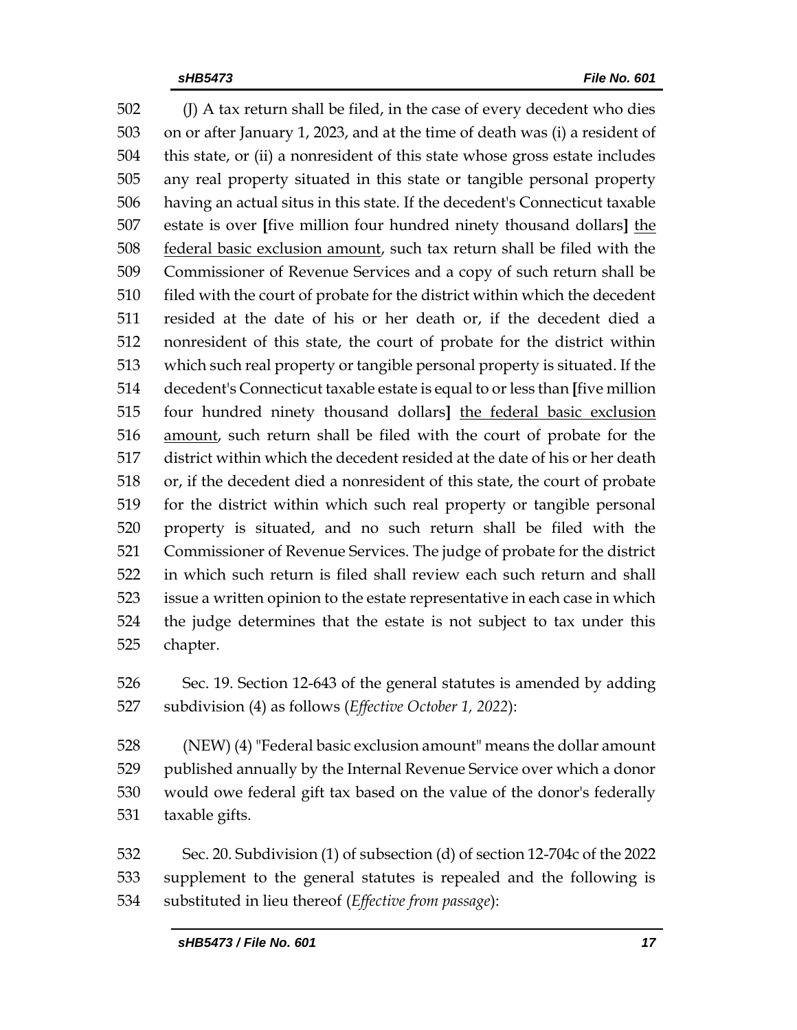(J) A tax return shall be filed, in the case of every decedent who dies on or after January 1, 2023, and at the time of death was (i) a resident of this state, or (ii) a nonresident of this state whose gross estate includes any real property situated in this state or tangible personal property having an actual situs in this state. If the decedent's Connecticut taxable estate is over **[**five million four hundred ninety thousand dollars**]** <u>the federal basic exclusion amount</u>, such tax return shall be filed with the Commissioner of Revenue Services and a copy of such return shall be filed with the court of probate for the district within which the decedent resided at the date of his or her death or, if the decedent died a nonresident of this state, the court of probate for the district within which such real property or tangible personal property is situated. If the decedent's Connecticut taxable estate is equal to or less than **[**five million four hundred ninety thousand dollars**]** <u>the federal basic exclusion amount</u>, such return shall be filed with the court of probate for the district within which the decedent resided at the date of his or her death or, if the decedent died a nonresident of this state, the court of probate for the district within which such real property or tangible personal property is situated, and no such return shall be filed with the Commissioner of Revenue Services. The judge of probate for the district in which such return is filed shall review each such return and shall issue a written opinion to the estate representative in each case in which the judge determines that the estate is not subject to tax under this chapter.

Sec. 19. Section 12-643 of the general statutes is amended by adding subdivision (4) as follows (*Effective October 1, 2022*):

(NEW) (4) "Federal basic exclusion amount" means the dollar amount published annually by the Internal Revenue Service over which a donor would owe federal gift tax based on the value of the donor's federally taxable gifts.

Sec. 20. Subdivision (1) of subsection (d) of section 12-704c of the 2022 supplement to the general statutes is repealed and the following is substituted in lieu thereof (*Effective from passage*):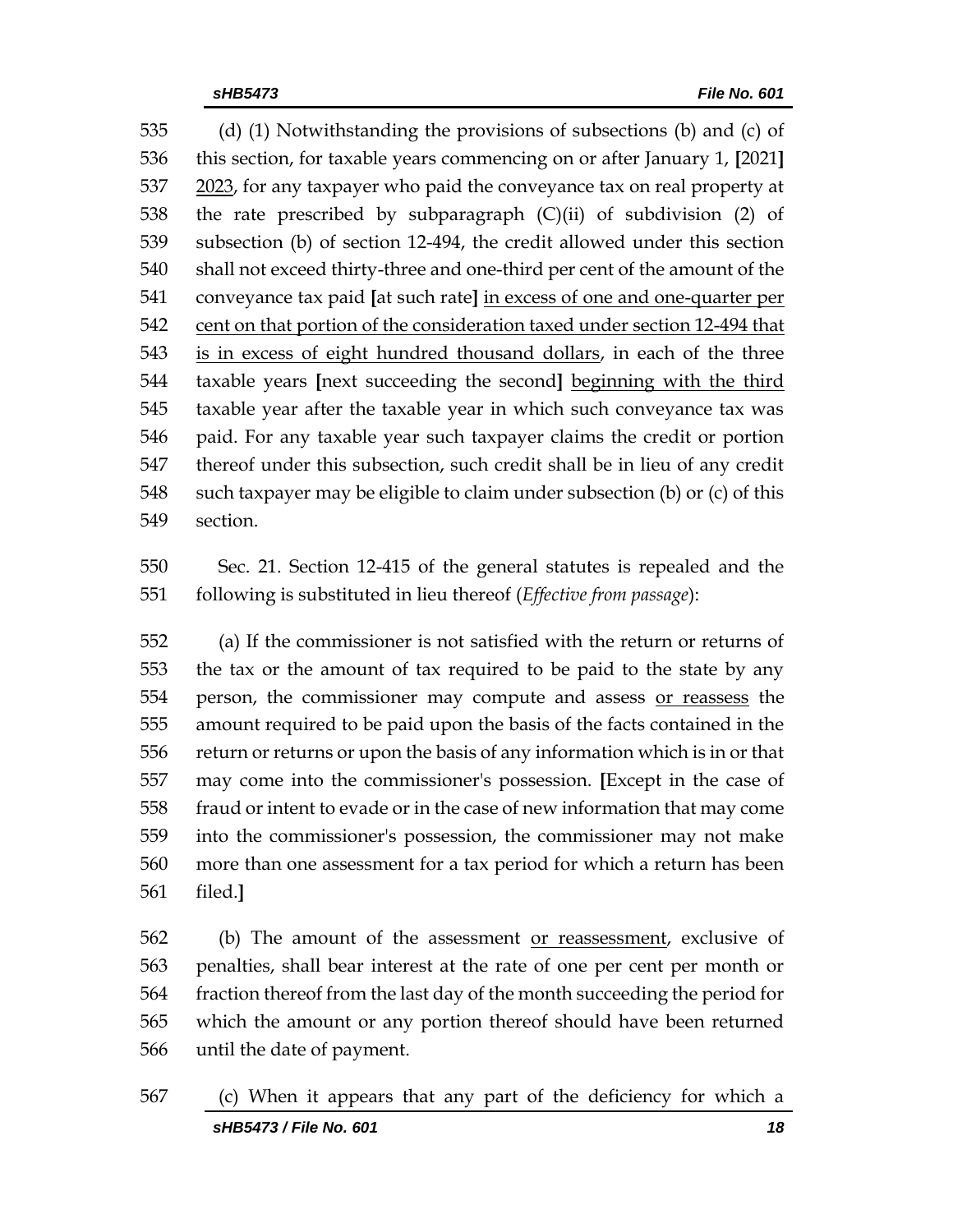(d) (1) Notwithstanding the provisions of subsections (b) and (c) of this section, for taxable years commencing on or after January 1, [2021] 2023, for any taxpayer who paid the conveyance tax on real property at the rate prescribed by subparagraph (C)(ii) of subdivision (2) of subsection (b) of section 12-494, the credit allowed under this section shall not exceed thirty-three and one-third per cent of the amount of the conveyance tax paid [at such rate] in excess of one and one-quarter per cent on that portion of the consideration taxed under section 12-494 that is in excess of eight hundred thousand dollars, in each of the three taxable years [next succeeding the second] beginning with the third taxable year after the taxable year in which such conveyance tax was paid. For any taxable year such taxpayer claims the credit or portion thereof under this subsection, such credit shall be in lieu of any credit such taxpayer may be eligible to claim under subsection (b) or (c) of this section.

Sec. 21. Section 12-415 of the general statutes is repealed and the following is substituted in lieu thereof (*Effective from passage*):

(a) If the commissioner is not satisfied with the return or returns of the tax or the amount of tax required to be paid to the state by any person, the commissioner may compute and assess or reassess the amount required to be paid upon the basis of the facts contained in the return or returns or upon the basis of any information which is in or that may come into the commissioner's possession. [Except in the case of fraud or intent to evade or in the case of new information that may come into the commissioner's possession, the commissioner may not make more than one assessment for a tax period for which a return has been filed.]

(b) The amount of the assessment or reassessment, exclusive of penalties, shall bear interest at the rate of one per cent per month or fraction thereof from the last day of the month succeeding the period for which the amount or any portion thereof should have been returned until the date of payment.

(c) When it appears that any part of the deficiency for which a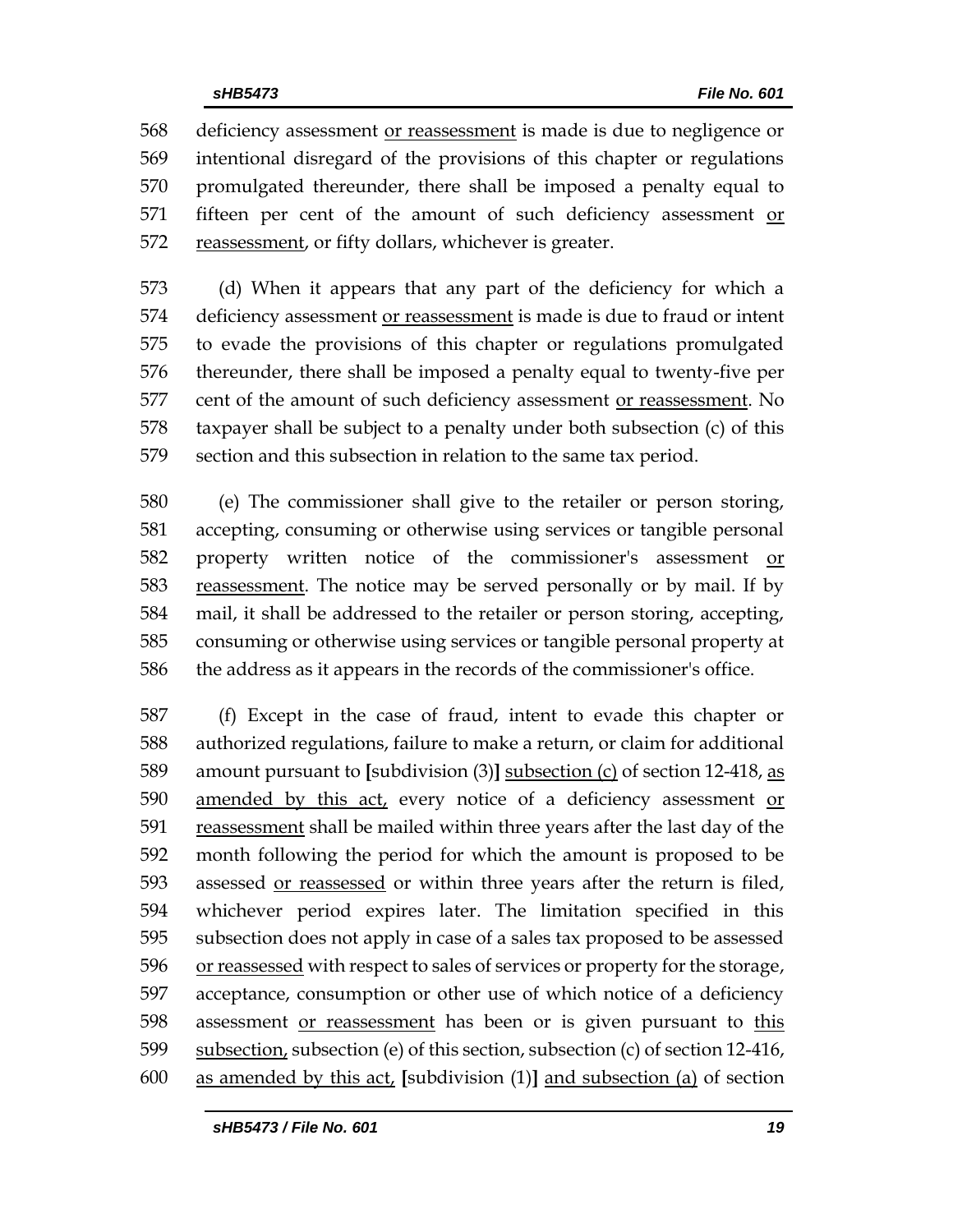568 deficiency assessment <u>or reassessment</u> is made is due to negligence or
569 intentional disregard of the provisions of this chapter or regulations
570 promulgated thereunder, there shall be imposed a penalty equal to
571 fifteen per cent of the amount of such deficiency assessment <u>or</u>
572 <u>reassessment</u>, or fifty dollars, whichever is greater.

573 (d) When it appears that any part of the deficiency for which a
574 deficiency assessment <u>or reassessment</u> is made is due to fraud or intent
575 to evade the provisions of this chapter or regulations promulgated
576 thereunder, there shall be imposed a penalty equal to twenty-five per
577 cent of the amount of such deficiency assessment <u>or reassessment</u>. No
578 taxpayer shall be subject to a penalty under both subsection (c) of this
579 section and this subsection in relation to the same tax period.

580 (e) The commissioner shall give to the retailer or person storing,
581 accepting, consuming or otherwise using services or tangible personal
582 property written notice of the commissioner's assessment <u>or</u>
583 <u>reassessment</u>. The notice may be served personally or by mail. If by
584 mail, it shall be addressed to the retailer or person storing, accepting,
585 consuming or otherwise using services or tangible personal property at
586 the address as it appears in the records of the commissioner's office.

587 (f) Except in the case of fraud, intent to evade this chapter or
588 authorized regulations, failure to make a return, or claim for additional
589 amount pursuant to **[**subdivision (3)**]** <u>subsection (c)</u> of section 12-418, <u>as</u>
590 <u>amended by this act,</u> every notice of a deficiency assessment <u>or</u>
591 <u>reassessment</u> shall be mailed within three years after the last day of the
592 month following the period for which the amount is proposed to be
593 assessed <u>or reassessed</u> or within three years after the return is filed,
594 whichever period expires later. The limitation specified in this
595 subsection does not apply in case of a sales tax proposed to be assessed
596 <u>or reassessed</u> with respect to sales of services or property for the storage,
597 acceptance, consumption or other use of which notice of a deficiency
598 assessment <u>or reassessment</u> has been or is given pursuant to <u>this</u>
599 <u>subsection,</u> subsection (e) of this section, subsection (c) of section 12-416,
600 <u>as amended by this act,</u> **[**subdivision (1)**]** <u>and subsection (a)</u> of section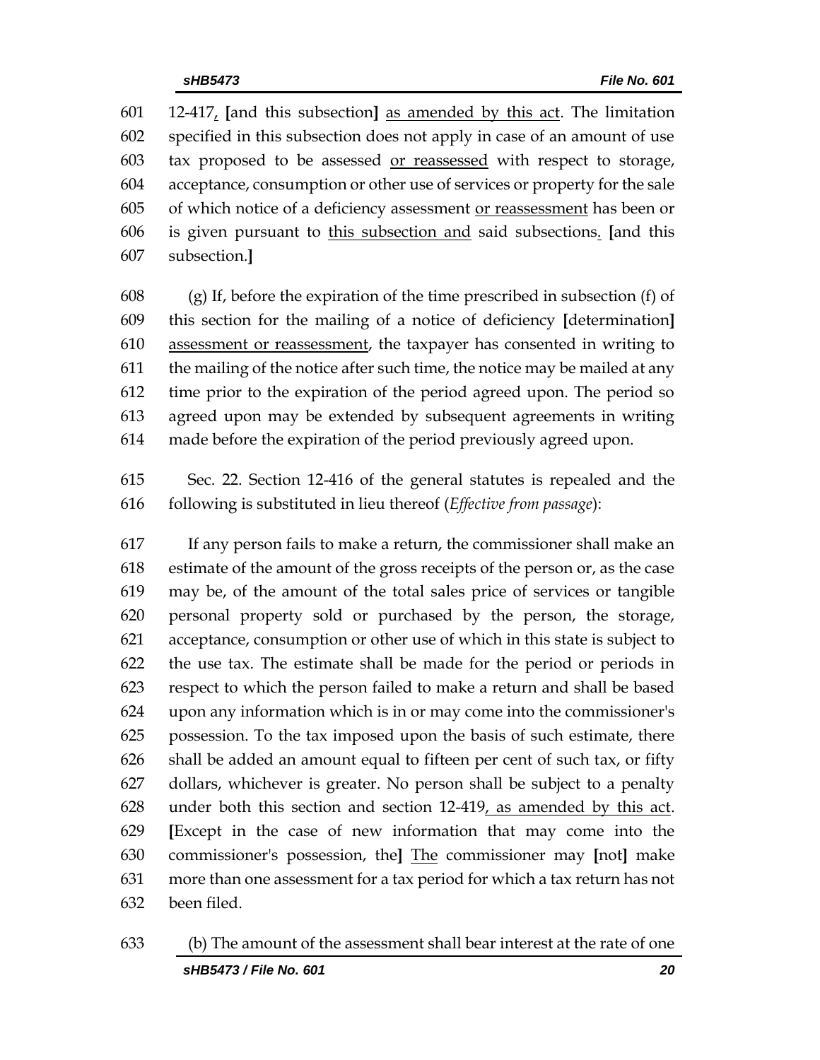601 12-417, [and this subsection] as amended by this act. The limitation
602 specified in this subsection does not apply in case of an amount of use
603 tax proposed to be assessed or reassessed with respect to storage,
604 acceptance, consumption or other use of services or property for the sale
605 of which notice of a deficiency assessment or reassessment has been or
606 is given pursuant to this subsection and said subsections. [and this
607 subsection.]

608 (g) If, before the expiration of the time prescribed in subsection (f) of
609 this section for the mailing of a notice of deficiency [determination]
610 assessment or reassessment, the taxpayer has consented in writing to
611 the mailing of the notice after such time, the notice may be mailed at any
612 time prior to the expiration of the period agreed upon. The period so
613 agreed upon may be extended by subsequent agreements in writing
614 made before the expiration of the period previously agreed upon.

615 Sec. 22. Section 12-416 of the general statutes is repealed and the
616 following is substituted in lieu thereof (*Effective from passage*):

617 If any person fails to make a return, the commissioner shall make an
618 estimate of the amount of the gross receipts of the person or, as the case
619 may be, of the amount of the total sales price of services or tangible
620 personal property sold or purchased by the person, the storage,
621 acceptance, consumption or other use of which in this state is subject to
622 the use tax. The estimate shall be made for the period or periods in
623 respect to which the person failed to make a return and shall be based
624 upon any information which is in or may come into the commissioner's
625 possession. To the tax imposed upon the basis of such estimate, there
626 shall be added an amount equal to fifteen per cent of such tax, or fifty
627 dollars, whichever is greater. No person shall be subject to a penalty
628 under both this section and section 12-419, as amended by this act.
629 [Except in the case of new information that may come into the
630 commissioner's possession, the] The commissioner may [not] make
631 more than one assessment for a tax period for which a tax return has not
632 been filed.

633 (b) The amount of the assessment shall bear interest at the rate of one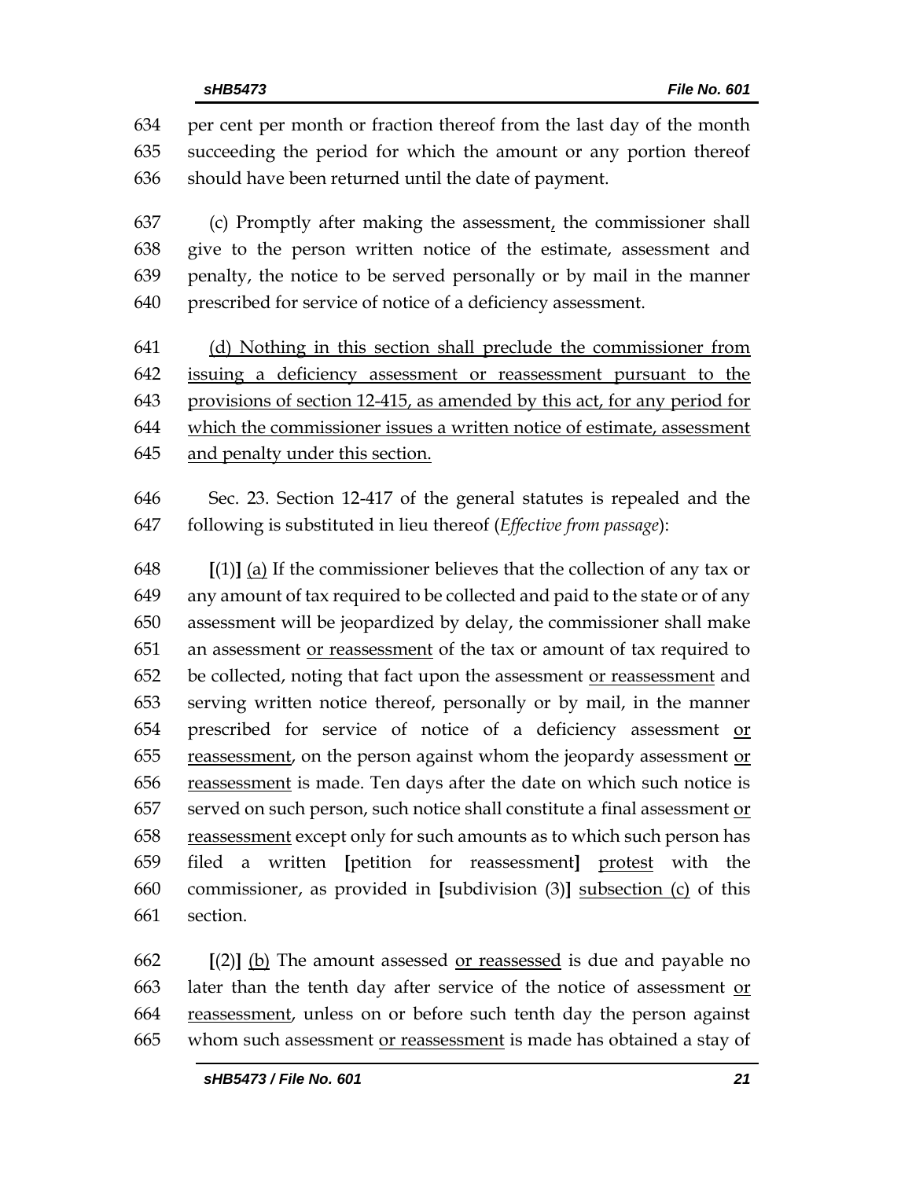per cent per month or fraction thereof from the last day of the month succeeding the period for which the amount or any portion thereof should have been returned until the date of payment.

(c) Promptly after making the assessment, the commissioner shall give to the person written notice of the estimate, assessment and penalty, the notice to be served personally or by mail in the manner prescribed for service of notice of a deficiency assessment.

(d) Nothing in this section shall preclude the commissioner from issuing a deficiency assessment or reassessment pursuant to the provisions of section 12-415, as amended by this act, for any period for which the commissioner issues a written notice of estimate, assessment and penalty under this section.

Sec. 23. Section 12-417 of the general statutes is repealed and the following is substituted in lieu thereof (*Effective from passage*):

**[**(1)**]** (a) If the commissioner believes that the collection of any tax or any amount of tax required to be collected and paid to the state or of any assessment will be jeopardized by delay, the commissioner shall make an assessment or reassessment of the tax or amount of tax required to be collected, noting that fact upon the assessment or reassessment and serving written notice thereof, personally or by mail, in the manner prescribed for service of notice of a deficiency assessment or reassessment, on the person against whom the jeopardy assessment or reassessment is made. Ten days after the date on which such notice is served on such person, such notice shall constitute a final assessment or reassessment except only for such amounts as to which such person has filed a written **[**petition for reassessment**]** protest with the commissioner, as provided in **[**subdivision (3)**]** subsection (c) of this section.

**[**(2)**]** (b) The amount assessed or reassessed is due and payable no later than the tenth day after service of the notice of assessment or reassessment, unless on or before such tenth day the person against whom such assessment or reassessment is made has obtained a stay of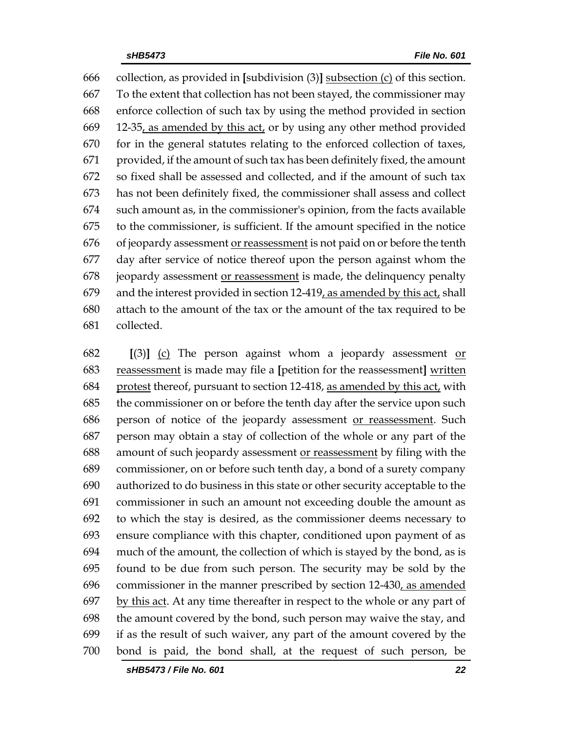collection, as provided in **[**subdivision (3)**]** <u>subsection (c)</u> of this section. To the extent that collection has not been stayed, the commissioner may enforce collection of such tax by using the method provided in section 12-35<u>, as amended by this act,</u> or by using any other method provided for in the general statutes relating to the enforced collection of taxes, provided, if the amount of such tax has been definitely fixed, the amount so fixed shall be assessed and collected, and if the amount of such tax has not been definitely fixed, the commissioner shall assess and collect such amount as, in the commissioner's opinion, from the facts available to the commissioner, is sufficient. If the amount specified in the notice of jeopardy assessment <u>or reassessment</u> is not paid on or before the tenth day after service of notice thereof upon the person against whom the jeopardy assessment <u>or reassessment</u> is made, the delinquency penalty and the interest provided in section 12-419<u>, as amended by this act,</u> shall attach to the amount of the tax or the amount of the tax required to be collected.

**[**(3)**]** <u>(c)</u> The person against whom a jeopardy assessment <u>or reassessment</u> is made may file a **[**petition for the reassessment**]** <u>written protest</u> thereof, pursuant to section 12-418, <u>as amended by this act,</u> with the commissioner on or before the tenth day after the service upon such person of notice of the jeopardy assessment <u>or reassessment</u>. Such person may obtain a stay of collection of the whole or any part of the amount of such jeopardy assessment <u>or reassessment</u> by filing with the commissioner, on or before such tenth day, a bond of a surety company authorized to do business in this state or other security acceptable to the commissioner in such an amount not exceeding double the amount as to which the stay is desired, as the commissioner deems necessary to ensure compliance with this chapter, conditioned upon payment of as much of the amount, the collection of which is stayed by the bond, as is found to be due from such person. The security may be sold by the commissioner in the manner prescribed by section 12-430<u>, as amended by this act</u>. At any time thereafter in respect to the whole or any part of the amount covered by the bond, such person may waive the stay, and if as the result of such waiver, any part of the amount covered by the bond is paid, the bond shall, at the request of such person, be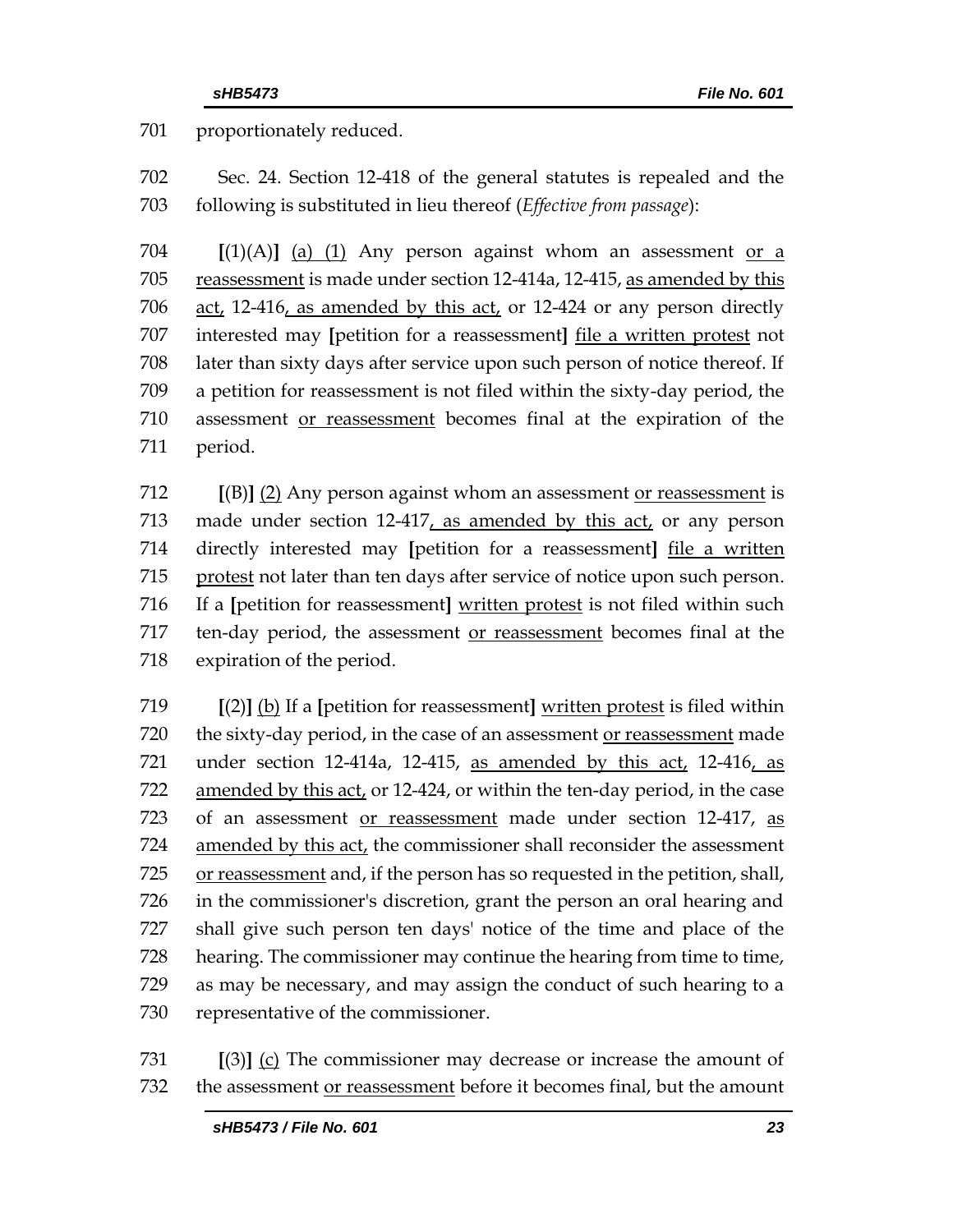701 proportionately reduced.

702 Sec. 24. Section 12-418 of the general statutes is repealed and the
703 following is substituted in lieu thereof (*Effective from passage*):

704 **[**(1)(A)**]** (a) (1) Any person against whom an assessment or a
705 reassessment is made under section 12-414a, 12-415, as amended by this
706 act, 12-416, as amended by this act, or 12-424 or any person directly
707 interested may **[**petition for a reassessment**]** file a written protest not
708 later than sixty days after service upon such person of notice thereof. If
709 a petition for reassessment is not filed within the sixty-day period, the
710 assessment or reassessment becomes final at the expiration of the
711 period.

712 **[**(B)**]** (2) Any person against whom an assessment or reassessment is
713 made under section 12-417, as amended by this act, or any person
714 directly interested may **[**petition for a reassessment**]** file a written
715 protest not later than ten days after service of notice upon such person.
716 If a **[**petition for reassessment**]** written protest is not filed within such
717 ten-day period, the assessment or reassessment becomes final at the
718 expiration of the period.

719 **[**(2)**]** (b) If a **[**petition for reassessment**]** written protest is filed within
720 the sixty-day period, in the case of an assessment or reassessment made
721 under section 12-414a, 12-415, as amended by this act, 12-416, as
722 amended by this act, or 12-424, or within the ten-day period, in the case
723 of an assessment or reassessment made under section 12-417, as
724 amended by this act, the commissioner shall reconsider the assessment
725 or reassessment and, if the person has so requested in the petition, shall,
726 in the commissioner's discretion, grant the person an oral hearing and
727 shall give such person ten days' notice of the time and place of the
728 hearing. The commissioner may continue the hearing from time to time,
729 as may be necessary, and may assign the conduct of such hearing to a
730 representative of the commissioner.

731 **[**(3)**]** (c) The commissioner may decrease or increase the amount of
732 the assessment or reassessment before it becomes final, but the amount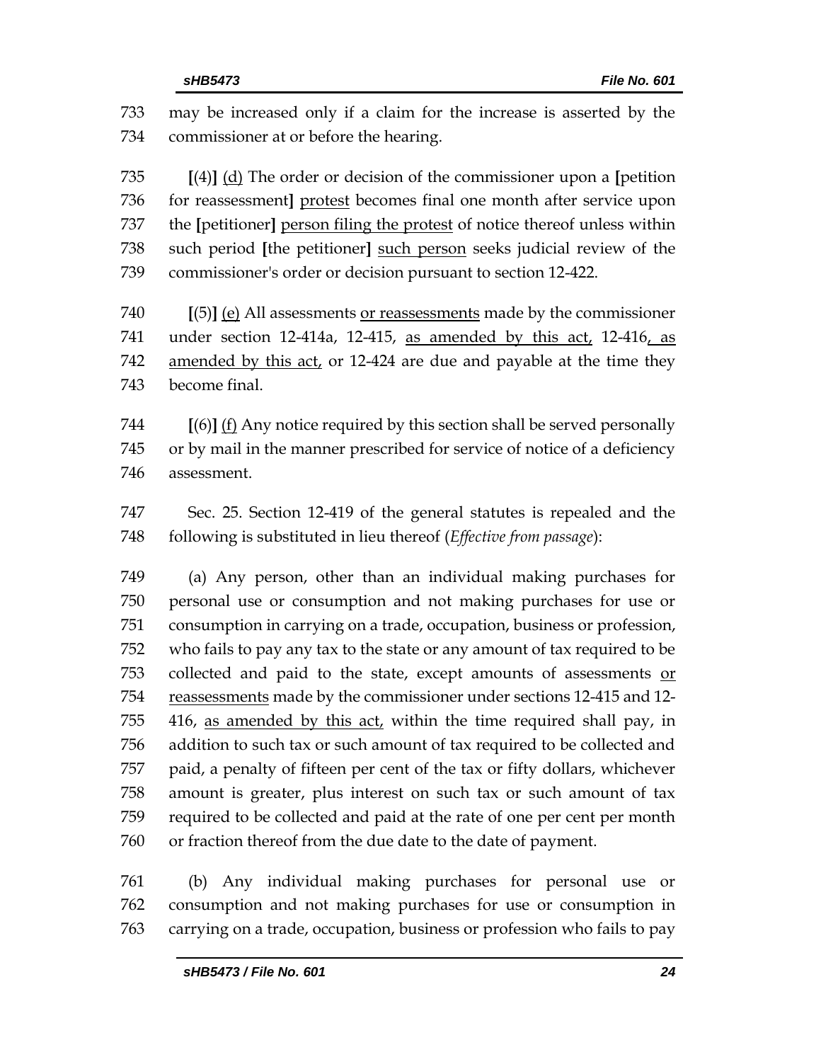733 may be increased only if a claim for the increase is asserted by the
734 commissioner at or before the hearing.

735 **[**(4)**]** <u>(d)</u> The order or decision of the commissioner upon a **[**petition
736 for reassessment**]** <u>protest</u> becomes final one month after service upon
737 the **[**petitioner**]** <u>person filing the protest</u> of notice thereof unless within
738 such period **[**the petitioner**]** <u>such person</u> seeks judicial review of the
739 commissioner's order or decision pursuant to section 12-422.

740 **[**(5)**]** <u>(e)</u> All assessments <u>or reassessments</u> made by the commissioner
741 under section 12-414a, 12-415, <u>as amended by this act,</u> 12-416<u>, as</u>
742 <u>amended by this act,</u> or 12-424 are due and payable at the time they
743 become final.

744 **[**(6)**]** <u>(f)</u> Any notice required by this section shall be served personally
745 or by mail in the manner prescribed for service of notice of a deficiency
746 assessment.

747 Sec. 25. Section 12-419 of the general statutes is repealed and the
748 following is substituted in lieu thereof (*Effective from passage*):

749 (a) Any person, other than an individual making purchases for
750 personal use or consumption and not making purchases for use or
751 consumption in carrying on a trade, occupation, business or profession,
752 who fails to pay any tax to the state or any amount of tax required to be
753 collected and paid to the state, except amounts of assessments <u>or</u>
754 <u>reassessments</u> made by the commissioner under sections 12-415 and 12-
755 416, <u>as amended by this act,</u> within the time required shall pay, in
756 addition to such tax or such amount of tax required to be collected and
757 paid, a penalty of fifteen per cent of the tax or fifty dollars, whichever
758 amount is greater, plus interest on such tax or such amount of tax
759 required to be collected and paid at the rate of one per cent per month
760 or fraction thereof from the due date to the date of payment.

761 (b) Any individual making purchases for personal use or
762 consumption and not making purchases for use or consumption in
763 carrying on a trade, occupation, business or profession who fails to pay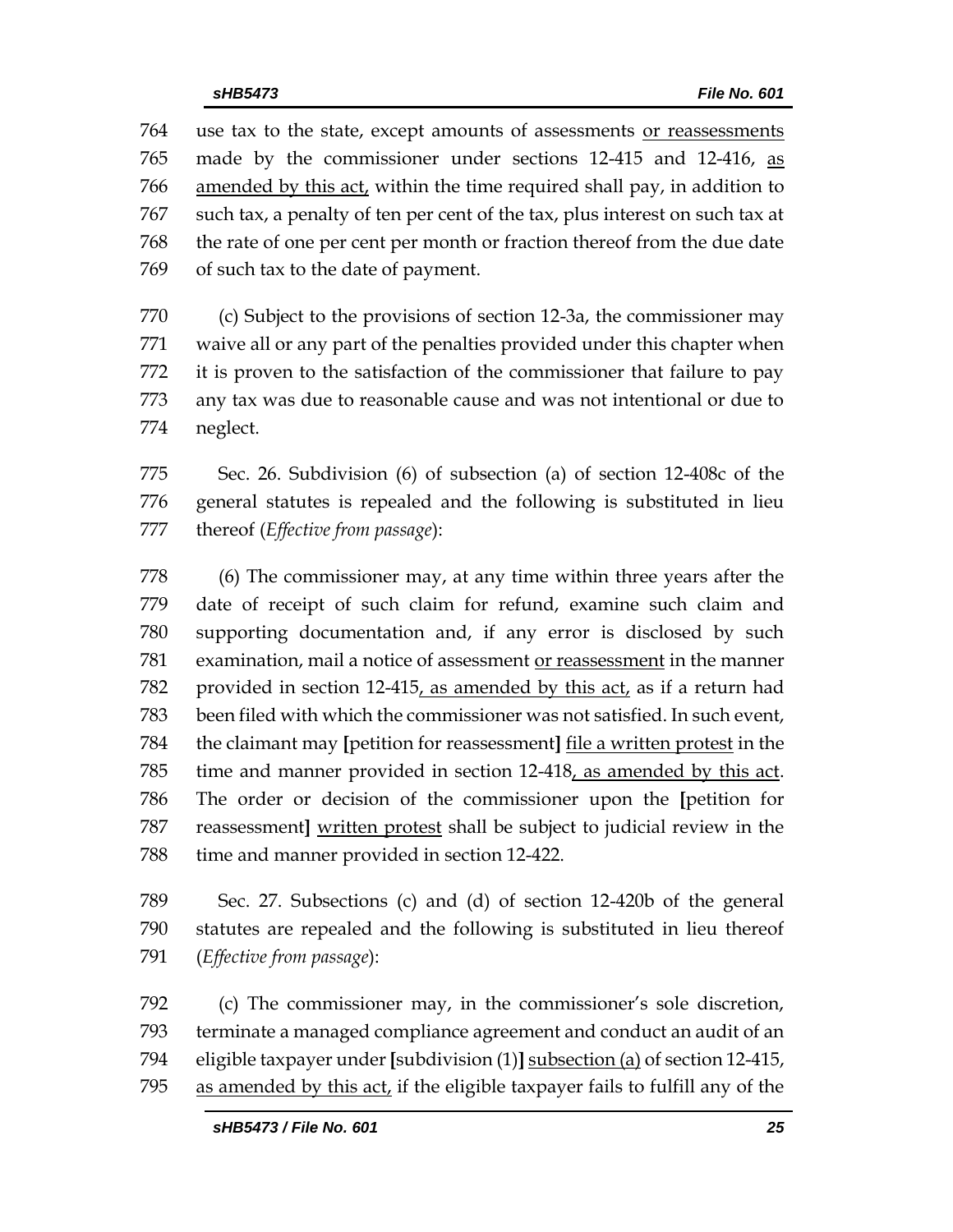use tax to the state, except amounts of assessments <u>or reassessments</u> made by the commissioner under sections 12-415 and 12-416, <u>as amended by this act,</u> within the time required shall pay, in addition to such tax, a penalty of ten per cent of the tax, plus interest on such tax at the rate of one per cent per month or fraction thereof from the due date of such tax to the date of payment.

(c) Subject to the provisions of section 12-3a, the commissioner may waive all or any part of the penalties provided under this chapter when it is proven to the satisfaction of the commissioner that failure to pay any tax was due to reasonable cause and was not intentional or due to neglect.

Sec. 26. Subdivision (6) of subsection (a) of section 12-408c of the general statutes is repealed and the following is substituted in lieu thereof (*Effective from passage*):

(6) The commissioner may, at any time within three years after the date of receipt of such claim for refund, examine such claim and supporting documentation and, if any error is disclosed by such examination, mail a notice of assessment <u>or reassessment</u> in the manner provided in section 12-415<u>, as amended by this act,</u> as if a return had been filed with which the commissioner was not satisfied. In such event, the claimant may **[**petition for reassessment**]** <u>file a written protest</u> in the time and manner provided in section 12-418<u>, as amended by this act</u>. The order or decision of the commissioner upon the **[**petition for reassessment**]** <u>written protest</u> shall be subject to judicial review in the time and manner provided in section 12-422.

Sec. 27. Subsections (c) and (d) of section 12-420b of the general statutes are repealed and the following is substituted in lieu thereof (*Effective from passage*):

(c) The commissioner may, in the commissioner's sole discretion, terminate a managed compliance agreement and conduct an audit of an eligible taxpayer under **[**subdivision (1)**]** <u>subsection (a)</u> of section 12-415, <u>as amended by this act,</u> if the eligible taxpayer fails to fulfill any of the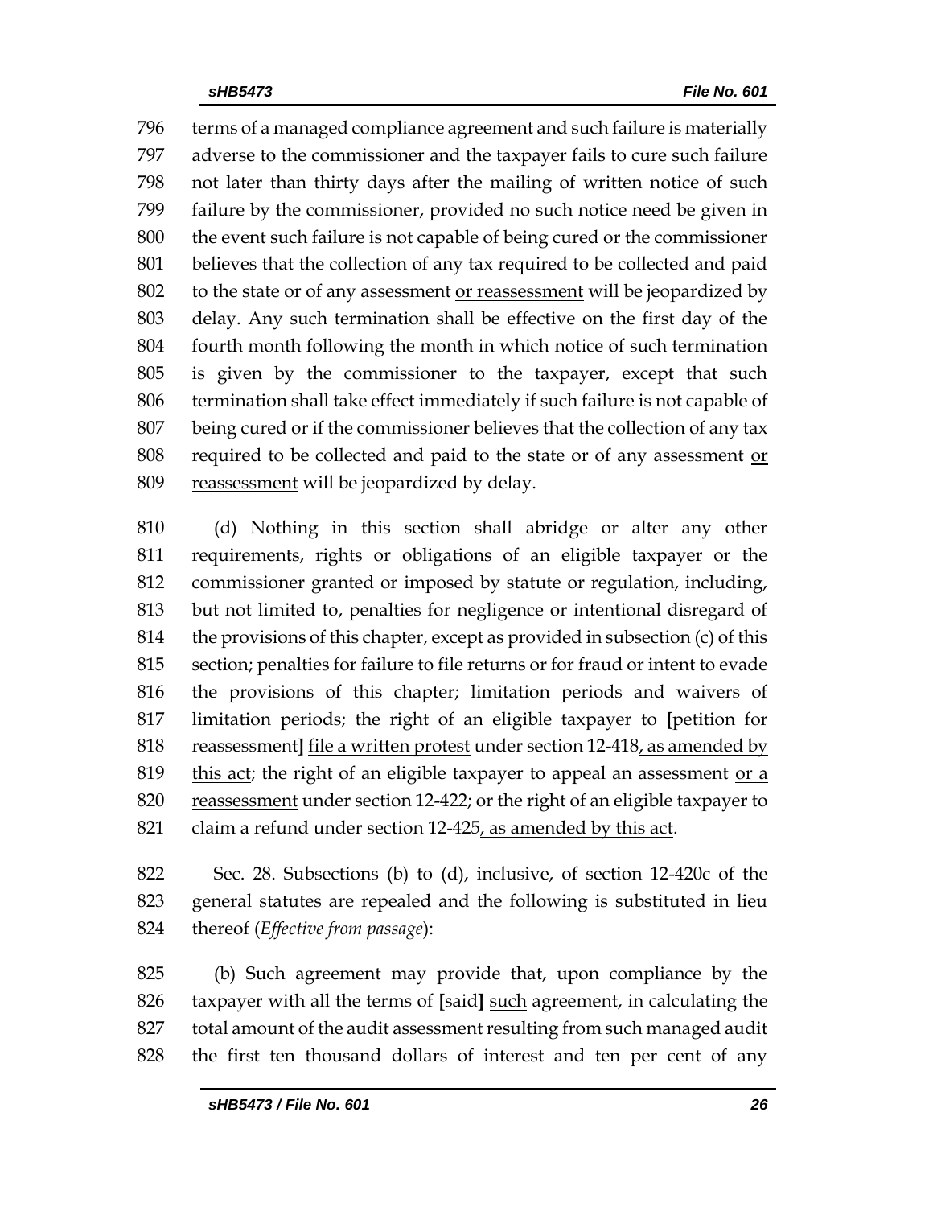terms of a managed compliance agreement and such failure is materially adverse to the commissioner and the taxpayer fails to cure such failure not later than thirty days after the mailing of written notice of such failure by the commissioner, provided no such notice need be given in the event such failure is not capable of being cured or the commissioner believes that the collection of any tax required to be collected and paid to the state or of any assessment <u>or reassessment</u> will be jeopardized by delay. Any such termination shall be effective on the first day of the fourth month following the month in which notice of such termination is given by the commissioner to the taxpayer, except that such termination shall take effect immediately if such failure is not capable of being cured or if the commissioner believes that the collection of any tax required to be collected and paid to the state or of any assessment <u>or reassessment</u> will be jeopardized by delay.

(d) Nothing in this section shall abridge or alter any other requirements, rights or obligations of an eligible taxpayer or the commissioner granted or imposed by statute or regulation, including, but not limited to, penalties for negligence or intentional disregard of the provisions of this chapter, except as provided in subsection (c) of this section; penalties for failure to file returns or for fraud or intent to evade the provisions of this chapter; limitation periods and waivers of limitation periods; the right of an eligible taxpayer to **[**petition for reassessment**]** <u>file a written protest</u> under section 12-418<u>, as amended by this act</u>; the right of an eligible taxpayer to appeal an assessment <u>or a reassessment</u> under section 12-422; or the right of an eligible taxpayer to claim a refund under section 12-425<u>, as amended by this act</u>.

Sec. 28. Subsections (b) to (d), inclusive, of section 12-420c of the general statutes are repealed and the following is substituted in lieu thereof (*Effective from passage*):

(b) Such agreement may provide that, upon compliance by the taxpayer with all the terms of **[**said**]** <u>such</u> agreement, in calculating the total amount of the audit assessment resulting from such managed audit the first ten thousand dollars of interest and ten per cent of any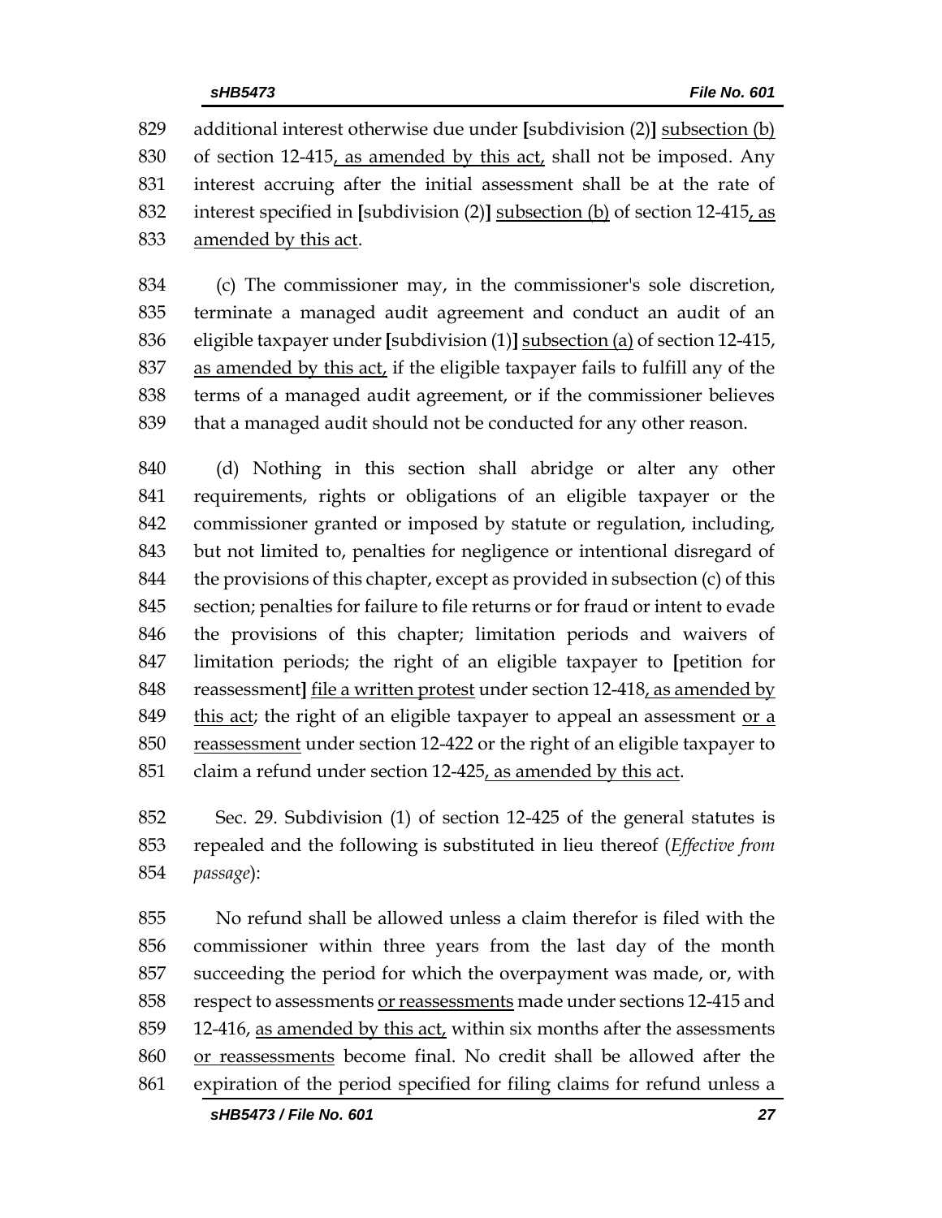829 additional interest otherwise due under [subdivision (2)] <u>subsection (b)</u>
830 of section 12-415<u>, as amended by this act,</u> shall not be imposed. Any
831 interest accruing after the initial assessment shall be at the rate of
832 interest specified in [subdivision (2)] <u>subsection (b)</u> of section 12-415<u>, as</u>
833 <u>amended by this act</u>.

834 (c) The commissioner may, in the commissioner's sole discretion,
835 terminate a managed audit agreement and conduct an audit of an
836 eligible taxpayer under [subdivision (1)] <u>subsection (a)</u> of section 12-415,
837 <u>as amended by this act,</u> if the eligible taxpayer fails to fulfill any of the
838 terms of a managed audit agreement, or if the commissioner believes
839 that a managed audit should not be conducted for any other reason.

840 (d) Nothing in this section shall abridge or alter any other
841 requirements, rights or obligations of an eligible taxpayer or the
842 commissioner granted or imposed by statute or regulation, including,
843 but not limited to, penalties for negligence or intentional disregard of
844 the provisions of this chapter, except as provided in subsection (c) of this
845 section; penalties for failure to file returns or for fraud or intent to evade
846 the provisions of this chapter; limitation periods and waivers of
847 limitation periods; the right of an eligible taxpayer to [petition for
848 reassessment] <u>file a written protest</u> under section 12-418<u>, as amended by</u>
849 <u>this act</u>; the right of an eligible taxpayer to appeal an assessment <u>or a</u>
850 <u>reassessment</u> under section 12-422 or the right of an eligible taxpayer to
851 claim a refund under section 12-425<u>, as amended by this act</u>.

852 Sec. 29. Subdivision (1) of section 12-425 of the general statutes is
853 repealed and the following is substituted in lieu thereof (*Effective from*
854 *passage*):

855 No refund shall be allowed unless a claim therefor is filed with the
856 commissioner within three years from the last day of the month
857 succeeding the period for which the overpayment was made, or, with
858 respect to assessments <u>or reassessments</u> made under sections 12-415 and
859 12-416, <u>as amended by this act,</u> within six months after the assessments
860 <u>or reassessments</u> become final. No credit shall be allowed after the
861 expiration of the period specified for filing claims for refund unless a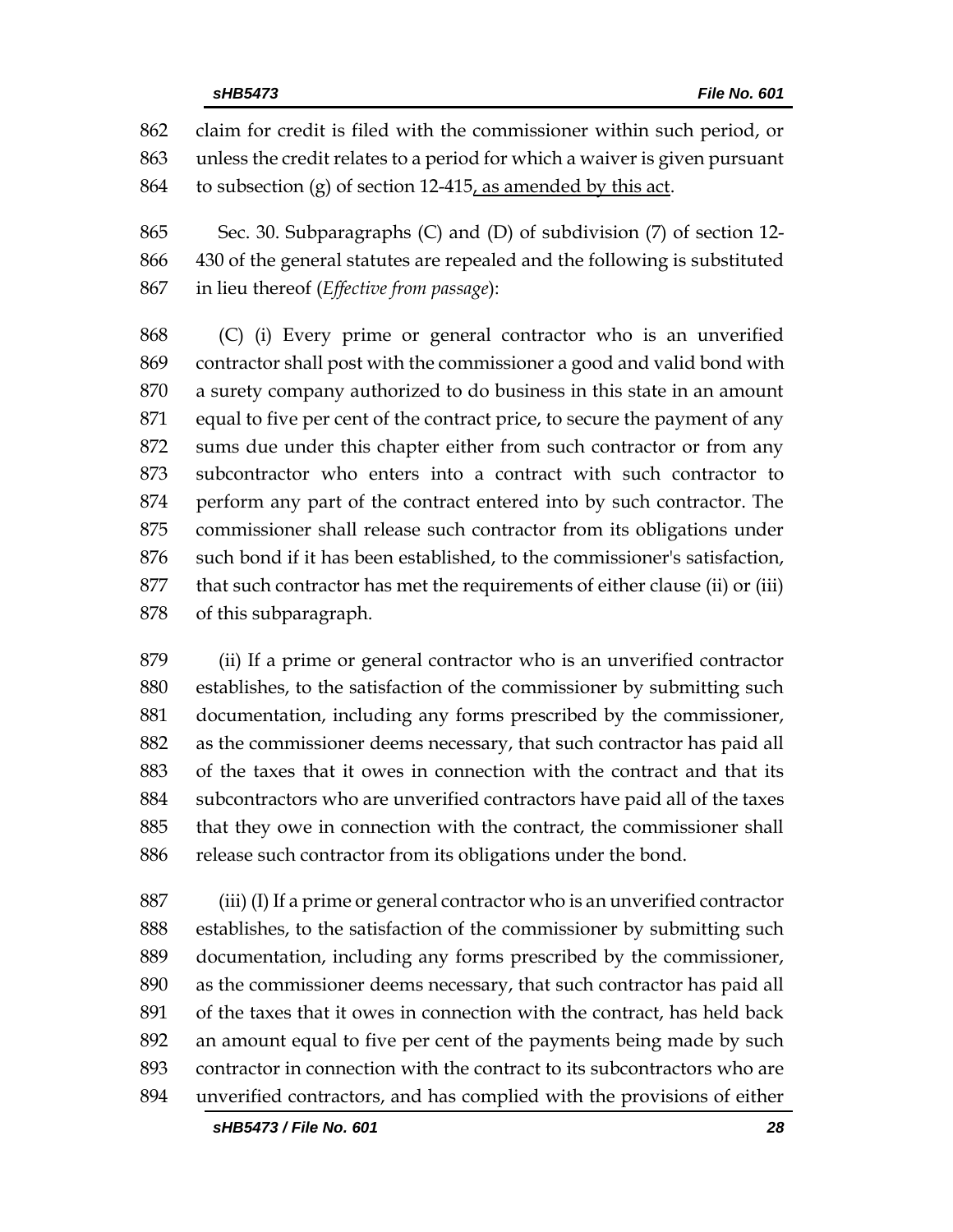862 claim for credit is filed with the commissioner within such period, or
863 unless the credit relates to a period for which a waiver is given pursuant
864 to subsection (g) of section 12-415<u>, as amended by this act</u>.

865 Sec. 30. Subparagraphs (C) and (D) of subdivision (7) of section 12-
866 430 of the general statutes are repealed and the following is substituted
867 in lieu thereof (*Effective from passage*):

868 (C) (i) Every prime or general contractor who is an unverified
869 contractor shall post with the commissioner a good and valid bond with
870 a surety company authorized to do business in this state in an amount
871 equal to five per cent of the contract price, to secure the payment of any
872 sums due under this chapter either from such contractor or from any
873 subcontractor who enters into a contract with such contractor to
874 perform any part of the contract entered into by such contractor. The
875 commissioner shall release such contractor from its obligations under
876 such bond if it has been established, to the commissioner's satisfaction,
877 that such contractor has met the requirements of either clause (ii) or (iii)
878 of this subparagraph.

879 (ii) If a prime or general contractor who is an unverified contractor
880 establishes, to the satisfaction of the commissioner by submitting such
881 documentation, including any forms prescribed by the commissioner,
882 as the commissioner deems necessary, that such contractor has paid all
883 of the taxes that it owes in connection with the contract and that its
884 subcontractors who are unverified contractors have paid all of the taxes
885 that they owe in connection with the contract, the commissioner shall
886 release such contractor from its obligations under the bond.

887 (iii) (I) If a prime or general contractor who is an unverified contractor
888 establishes, to the satisfaction of the commissioner by submitting such
889 documentation, including any forms prescribed by the commissioner,
890 as the commissioner deems necessary, that such contractor has paid all
891 of the taxes that it owes in connection with the contract, has held back
892 an amount equal to five per cent of the payments being made by such
893 contractor in connection with the contract to its subcontractors who are
894 unverified contractors, and has complied with the provisions of either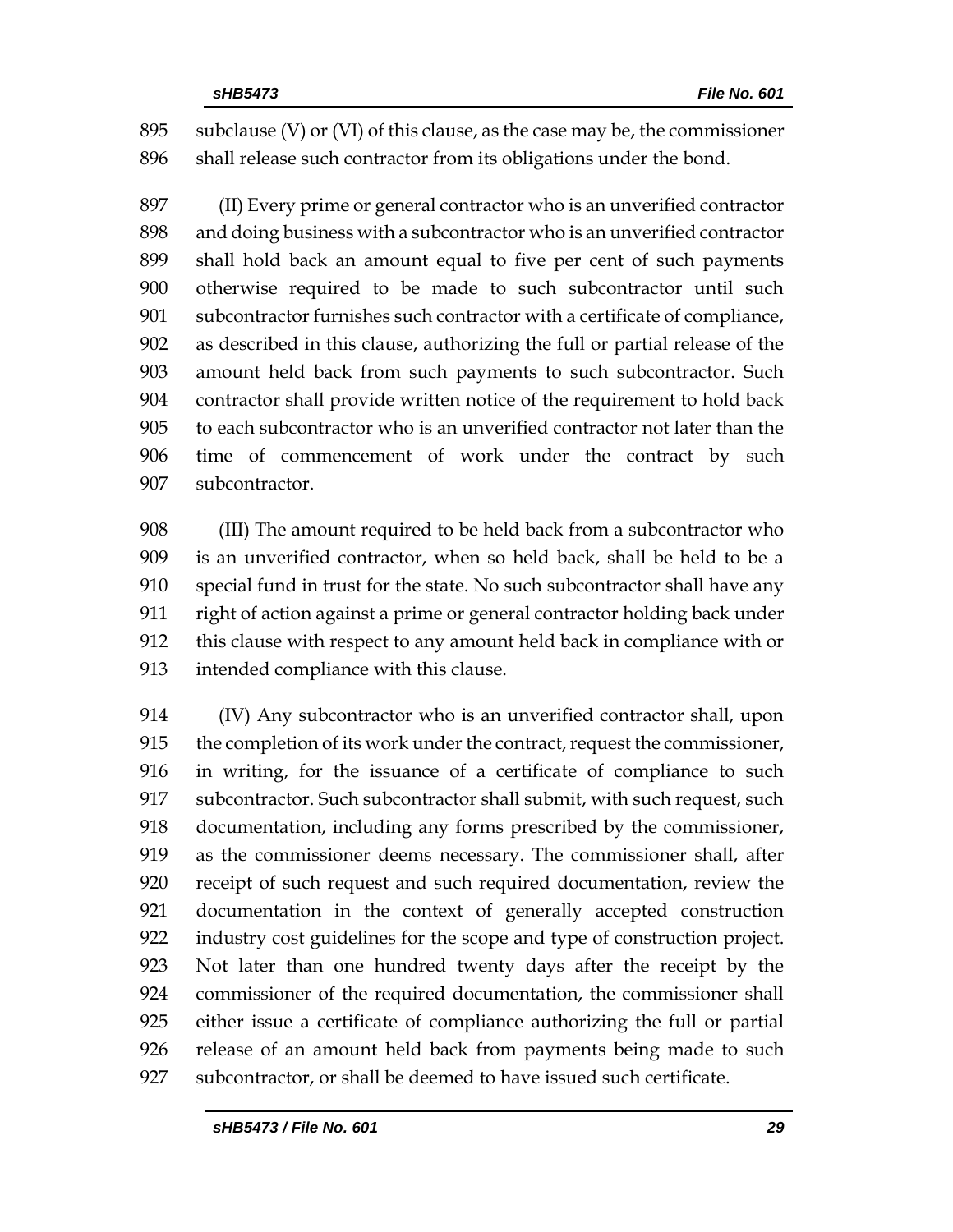subclause (V) or (VI) of this clause, as the case may be, the commissioner shall release such contractor from its obligations under the bond.

(II) Every prime or general contractor who is an unverified contractor and doing business with a subcontractor who is an unverified contractor shall hold back an amount equal to five per cent of such payments otherwise required to be made to such subcontractor until such subcontractor furnishes such contractor with a certificate of compliance, as described in this clause, authorizing the full or partial release of the amount held back from such payments to such subcontractor. Such contractor shall provide written notice of the requirement to hold back to each subcontractor who is an unverified contractor not later than the time of commencement of work under the contract by such subcontractor.

(III) The amount required to be held back from a subcontractor who is an unverified contractor, when so held back, shall be held to be a special fund in trust for the state. No such subcontractor shall have any right of action against a prime or general contractor holding back under this clause with respect to any amount held back in compliance with or intended compliance with this clause.

(IV) Any subcontractor who is an unverified contractor shall, upon the completion of its work under the contract, request the commissioner, in writing, for the issuance of a certificate of compliance to such subcontractor. Such subcontractor shall submit, with such request, such documentation, including any forms prescribed by the commissioner, as the commissioner deems necessary. The commissioner shall, after receipt of such request and such required documentation, review the documentation in the context of generally accepted construction industry cost guidelines for the scope and type of construction project. Not later than one hundred twenty days after the receipt by the commissioner of the required documentation, the commissioner shall either issue a certificate of compliance authorizing the full or partial release of an amount held back from payments being made to such subcontractor, or shall be deemed to have issued such certificate.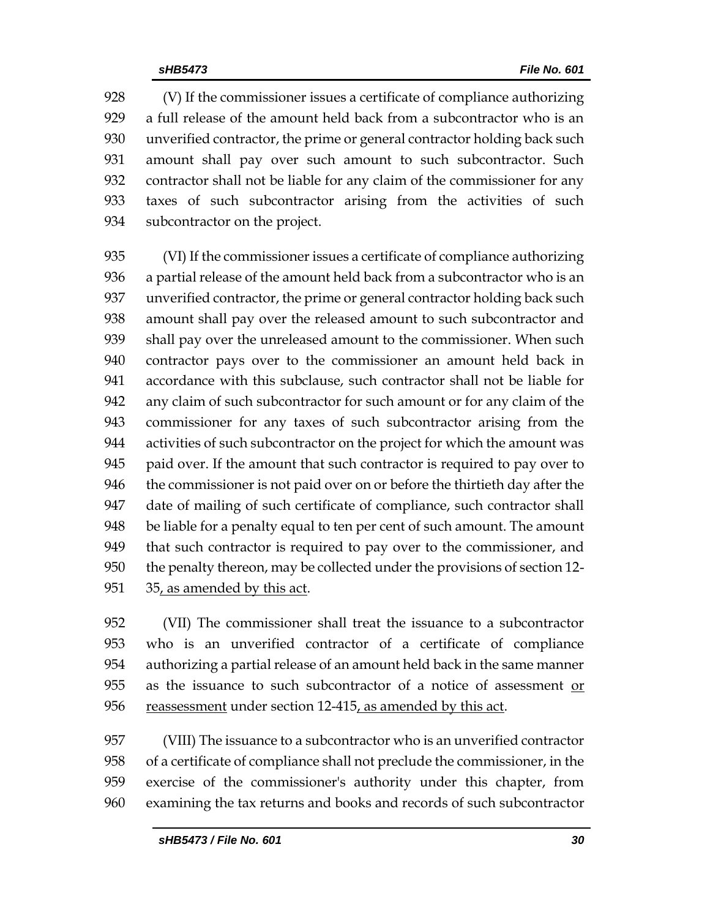(V) If the commissioner issues a certificate of compliance authorizing a full release of the amount held back from a subcontractor who is an unverified contractor, the prime or general contractor holding back such amount shall pay over such amount to such subcontractor. Such contractor shall not be liable for any claim of the commissioner for any taxes of such subcontractor arising from the activities of such subcontractor on the project.

(VI) If the commissioner issues a certificate of compliance authorizing a partial release of the amount held back from a subcontractor who is an unverified contractor, the prime or general contractor holding back such amount shall pay over the released amount to such subcontractor and shall pay over the unreleased amount to the commissioner. When such contractor pays over to the commissioner an amount held back in accordance with this subclause, such contractor shall not be liable for any claim of such subcontractor for such amount or for any claim of the commissioner for any taxes of such subcontractor arising from the activities of such subcontractor on the project for which the amount was paid over. If the amount that such contractor is required to pay over to the commissioner is not paid over on or before the thirtieth day after the date of mailing of such certificate of compliance, such contractor shall be liable for a penalty equal to ten per cent of such amount. The amount that such contractor is required to pay over to the commissioner, and the penalty thereon, may be collected under the provisions of section 12-35<u>, as amended by this act</u>.

(VII) The commissioner shall treat the issuance to a subcontractor who is an unverified contractor of a certificate of compliance authorizing a partial release of an amount held back in the same manner as the issuance to such subcontractor of a notice of assessment <u>or reassessment</u> under section 12-415<u>, as amended by this act</u>.

(VIII) The issuance to a subcontractor who is an unverified contractor of a certificate of compliance shall not preclude the commissioner, in the exercise of the commissioner's authority under this chapter, from examining the tax returns and books and records of such subcontractor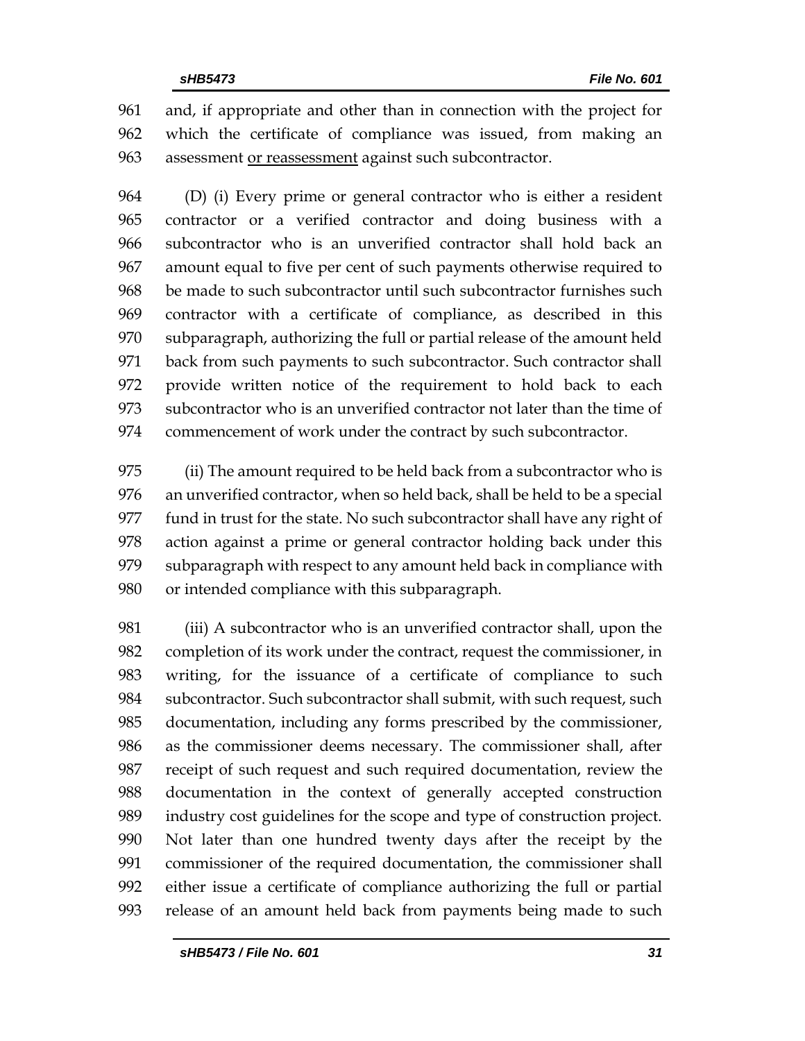and, if appropriate and other than in connection with the project for which the certificate of compliance was issued, from making an assessment <u>or reassessment</u> against such subcontractor.

(D) (i) Every prime or general contractor who is either a resident contractor or a verified contractor and doing business with a subcontractor who is an unverified contractor shall hold back an amount equal to five per cent of such payments otherwise required to be made to such subcontractor until such subcontractor furnishes such contractor with a certificate of compliance, as described in this subparagraph, authorizing the full or partial release of the amount held back from such payments to such subcontractor. Such contractor shall provide written notice of the requirement to hold back to each subcontractor who is an unverified contractor not later than the time of commencement of work under the contract by such subcontractor.

(ii) The amount required to be held back from a subcontractor who is an unverified contractor, when so held back, shall be held to be a special fund in trust for the state. No such subcontractor shall have any right of action against a prime or general contractor holding back under this subparagraph with respect to any amount held back in compliance with or intended compliance with this subparagraph.

(iii) A subcontractor who is an unverified contractor shall, upon the completion of its work under the contract, request the commissioner, in writing, for the issuance of a certificate of compliance to such subcontractor. Such subcontractor shall submit, with such request, such documentation, including any forms prescribed by the commissioner, as the commissioner deems necessary. The commissioner shall, after receipt of such request and such required documentation, review the documentation in the context of generally accepted construction industry cost guidelines for the scope and type of construction project. Not later than one hundred twenty days after the receipt by the commissioner of the required documentation, the commissioner shall either issue a certificate of compliance authorizing the full or partial release of an amount held back from payments being made to such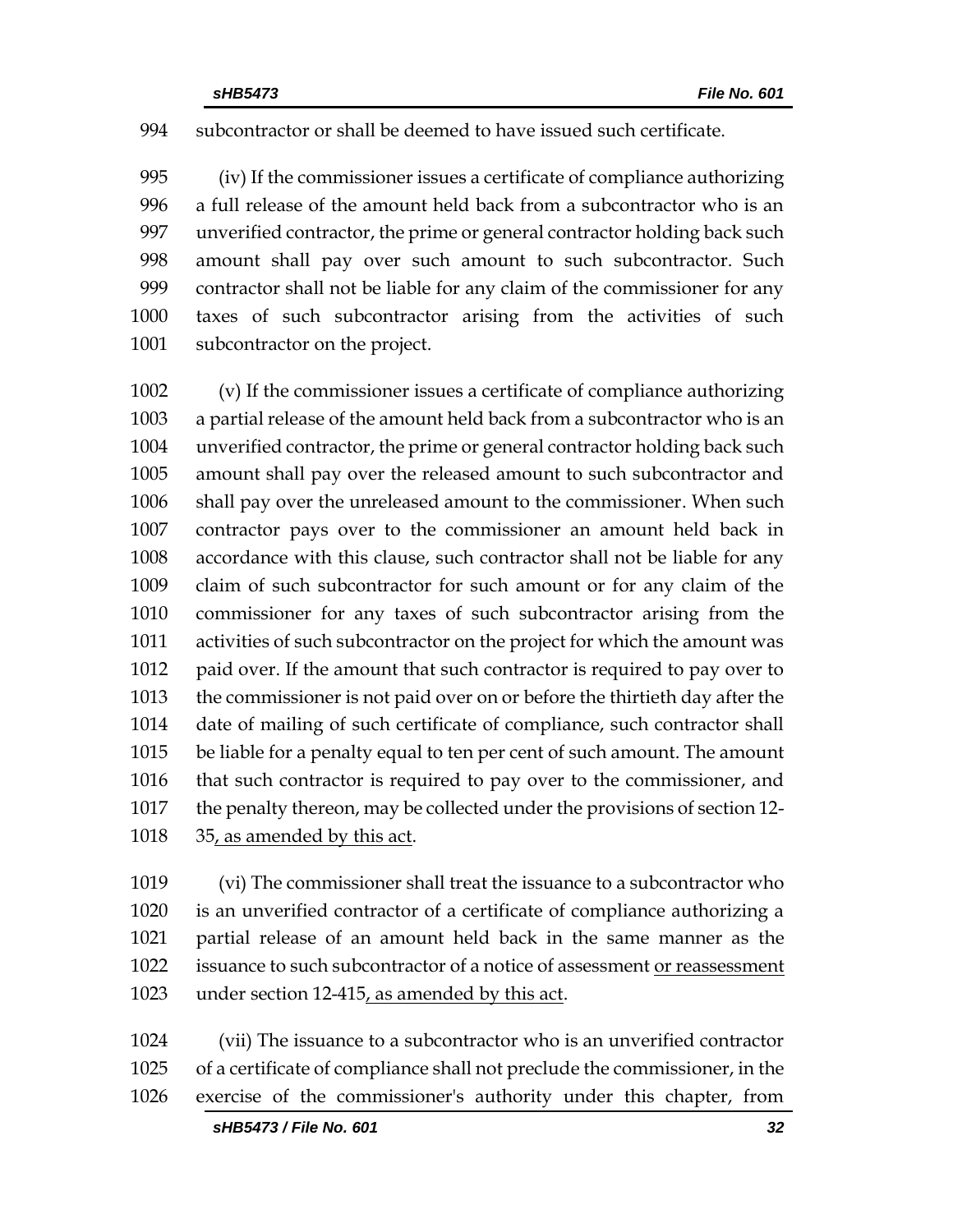subcontractor or shall be deemed to have issued such certificate.

(iv) If the commissioner issues a certificate of compliance authorizing a full release of the amount held back from a subcontractor who is an unverified contractor, the prime or general contractor holding back such amount shall pay over such amount to such subcontractor. Such contractor shall not be liable for any claim of the commissioner for any taxes of such subcontractor arising from the activities of such subcontractor on the project.

(v) If the commissioner issues a certificate of compliance authorizing a partial release of the amount held back from a subcontractor who is an unverified contractor, the prime or general contractor holding back such amount shall pay over the released amount to such subcontractor and shall pay over the unreleased amount to the commissioner. When such contractor pays over to the commissioner an amount held back in accordance with this clause, such contractor shall not be liable for any claim of such subcontractor for such amount or for any claim of the commissioner for any taxes of such subcontractor arising from the activities of such subcontractor on the project for which the amount was paid over. If the amount that such contractor is required to pay over to the commissioner is not paid over on or before the thirtieth day after the date of mailing of such certificate of compliance, such contractor shall be liable for a penalty equal to ten per cent of such amount. The amount that such contractor is required to pay over to the commissioner, and the penalty thereon, may be collected under the provisions of section 12-35, as amended by this act.

(vi) The commissioner shall treat the issuance to a subcontractor who is an unverified contractor of a certificate of compliance authorizing a partial release of an amount held back in the same manner as the issuance to such subcontractor of a notice of assessment or reassessment under section 12-415, as amended by this act.

(vii) The issuance to a subcontractor who is an unverified contractor of a certificate of compliance shall not preclude the commissioner, in the exercise of the commissioner's authority under this chapter, from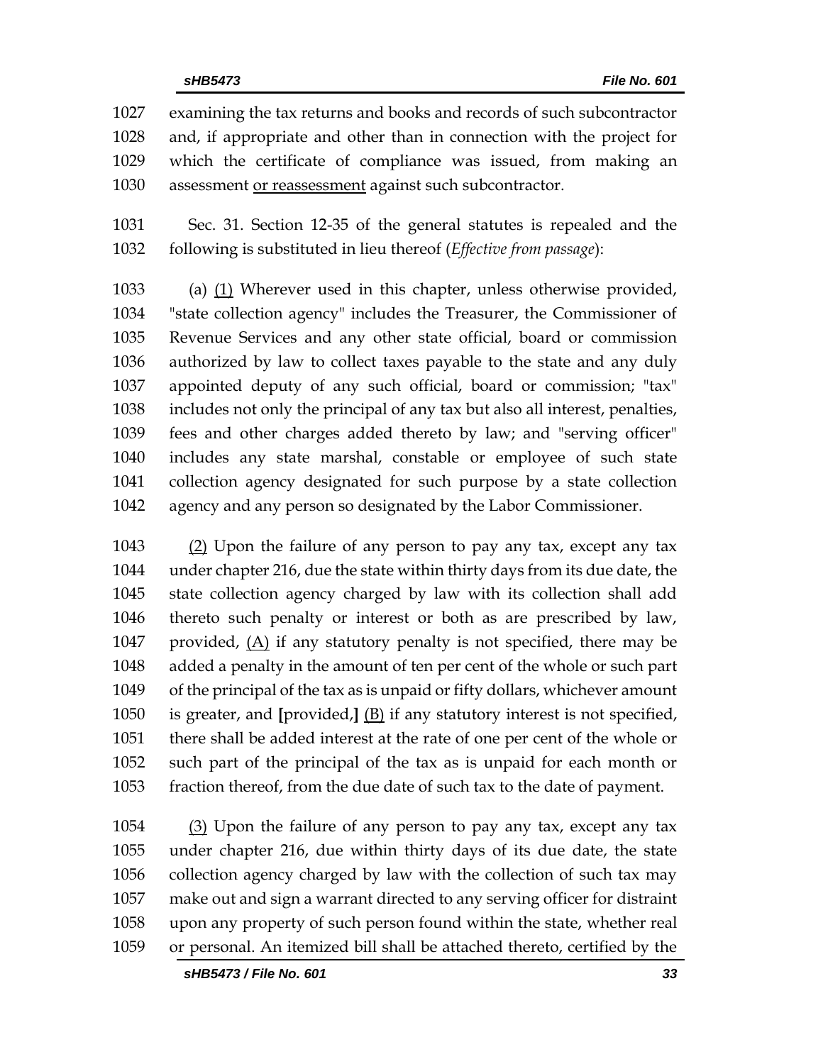1027 examining the tax returns and books and records of such subcontractor
1028 and, if appropriate and other than in connection with the project for
1029 which the certificate of compliance was issued, from making an
1030 assessment <u>or reassessment</u> against such subcontractor.

1031 Sec. 31. Section 12-35 of the general statutes is repealed and the
1032 following is substituted in lieu thereof (*Effective from passage*):

1033 (a) <u>(1)</u> Wherever used in this chapter, unless otherwise provided,
1034 "state collection agency" includes the Treasurer, the Commissioner of
1035 Revenue Services and any other state official, board or commission
1036 authorized by law to collect taxes payable to the state and any duly
1037 appointed deputy of any such official, board or commission; "tax"
1038 includes not only the principal of any tax but also all interest, penalties,
1039 fees and other charges added thereto by law; and "serving officer"
1040 includes any state marshal, constable or employee of such state
1041 collection agency designated for such purpose by a state collection
1042 agency and any person so designated by the Labor Commissioner.

1043 <u>(2)</u> Upon the failure of any person to pay any tax, except any tax
1044 under chapter 216, due the state within thirty days from its due date, the
1045 state collection agency charged by law with its collection shall add
1046 thereto such penalty or interest or both as are prescribed by law,
1047 provided, <u>(A)</u> if any statutory penalty is not specified, there may be
1048 added a penalty in the amount of ten per cent of the whole or such part
1049 of the principal of the tax as is unpaid or fifty dollars, whichever amount
1050 is greater, and **[**provided,**]** <u>(B)</u> if any statutory interest is not specified,
1051 there shall be added interest at the rate of one per cent of the whole or
1052 such part of the principal of the tax as is unpaid for each month or
1053 fraction thereof, from the due date of such tax to the date of payment.

1054 <u>(3)</u> Upon the failure of any person to pay any tax, except any tax
1055 under chapter 216, due within thirty days of its due date, the state
1056 collection agency charged by law with the collection of such tax may
1057 make out and sign a warrant directed to any serving officer for distraint
1058 upon any property of such person found within the state, whether real
1059 or personal. An itemized bill shall be attached thereto, certified by the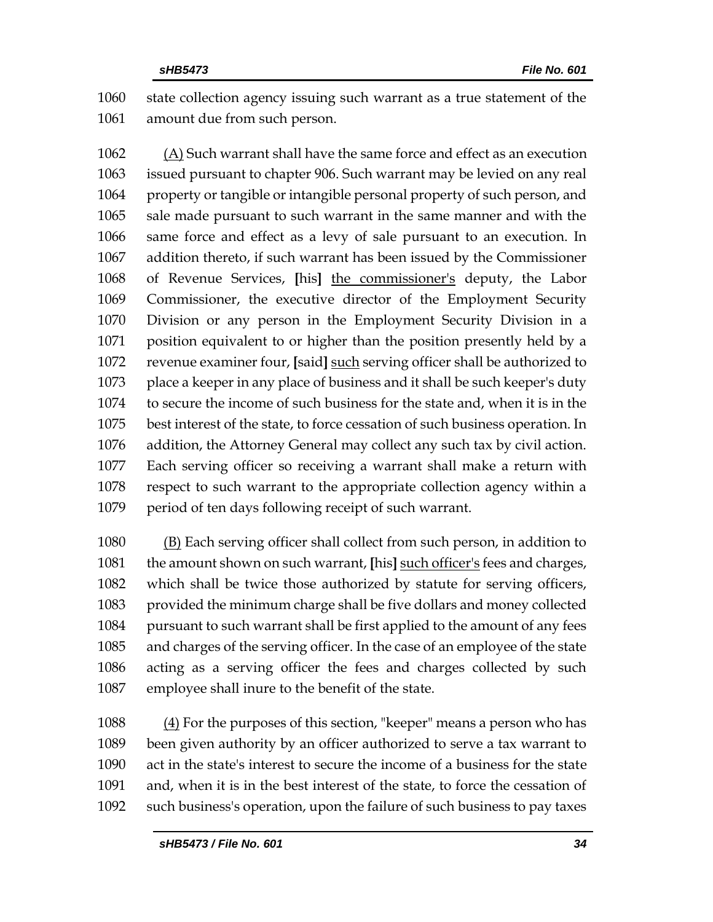1060 state collection agency issuing such warrant as a true statement of the
1061 amount due from such person.

1062 <u>(A)</u> Such warrant shall have the same force and effect as an execution
1063 issued pursuant to chapter 906. Such warrant may be levied on any real
1064 property or tangible or intangible personal property of such person, and
1065 sale made pursuant to such warrant in the same manner and with the
1066 same force and effect as a levy of sale pursuant to an execution. In
1067 addition thereto, if such warrant has been issued by the Commissioner
1068 of Revenue Services, **[**his**]** <u>the commissioner's</u> deputy, the Labor
1069 Commissioner, the executive director of the Employment Security
1070 Division or any person in the Employment Security Division in a
1071 position equivalent to or higher than the position presently held by a
1072 revenue examiner four, **[**said**]** <u>such</u> serving officer shall be authorized to
1073 place a keeper in any place of business and it shall be such keeper's duty
1074 to secure the income of such business for the state and, when it is in the
1075 best interest of the state, to force cessation of such business operation. In
1076 addition, the Attorney General may collect any such tax by civil action.
1077 Each serving officer so receiving a warrant shall make a return with
1078 respect to such warrant to the appropriate collection agency within a
1079 period of ten days following receipt of such warrant.

1080 <u>(B)</u> Each serving officer shall collect from such person, in addition to
1081 the amount shown on such warrant, **[**his**]** <u>such officer's</u> fees and charges,
1082 which shall be twice those authorized by statute for serving officers,
1083 provided the minimum charge shall be five dollars and money collected
1084 pursuant to such warrant shall be first applied to the amount of any fees
1085 and charges of the serving officer. In the case of an employee of the state
1086 acting as a serving officer the fees and charges collected by such
1087 employee shall inure to the benefit of the state.

1088 <u>(4)</u> For the purposes of this section, "keeper" means a person who has
1089 been given authority by an officer authorized to serve a tax warrant to
1090 act in the state's interest to secure the income of a business for the state
1091 and, when it is in the best interest of the state, to force the cessation of
1092 such business's operation, upon the failure of such business to pay taxes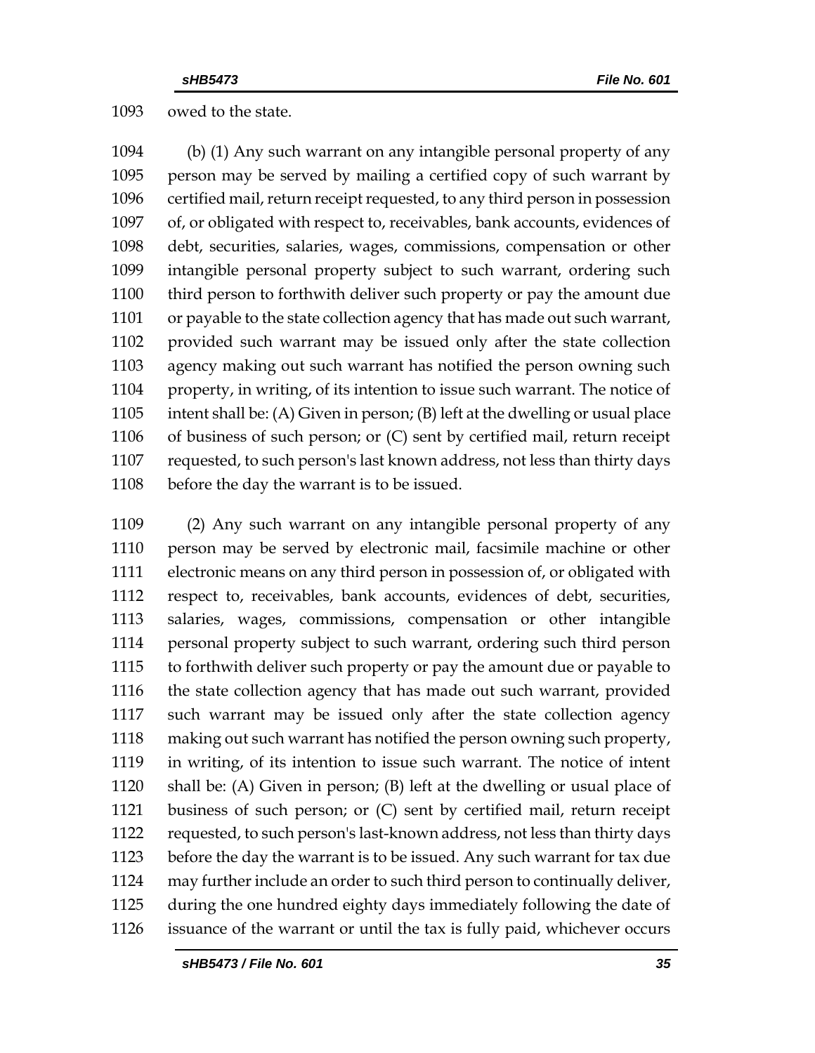owed to the state.

(b) (1) Any such warrant on any intangible personal property of any person may be served by mailing a certified copy of such warrant by certified mail, return receipt requested, to any third person in possession of, or obligated with respect to, receivables, bank accounts, evidences of debt, securities, salaries, wages, commissions, compensation or other intangible personal property subject to such warrant, ordering such third person to forthwith deliver such property or pay the amount due or payable to the state collection agency that has made out such warrant, provided such warrant may be issued only after the state collection agency making out such warrant has notified the person owning such property, in writing, of its intention to issue such warrant. The notice of intent shall be: (A) Given in person; (B) left at the dwelling or usual place of business of such person; or (C) sent by certified mail, return receipt requested, to such person's last known address, not less than thirty days before the day the warrant is to be issued.

(2) Any such warrant on any intangible personal property of any person may be served by electronic mail, facsimile machine or other electronic means on any third person in possession of, or obligated with respect to, receivables, bank accounts, evidences of debt, securities, salaries, wages, commissions, compensation or other intangible personal property subject to such warrant, ordering such third person to forthwith deliver such property or pay the amount due or payable to the state collection agency that has made out such warrant, provided such warrant may be issued only after the state collection agency making out such warrant has notified the person owning such property, in writing, of its intention to issue such warrant. The notice of intent shall be: (A) Given in person; (B) left at the dwelling or usual place of business of such person; or (C) sent by certified mail, return receipt requested, to such person's last-known address, not less than thirty days before the day the warrant is to be issued. Any such warrant for tax due may further include an order to such third person to continually deliver, during the one hundred eighty days immediately following the date of issuance of the warrant or until the tax is fully paid, whichever occurs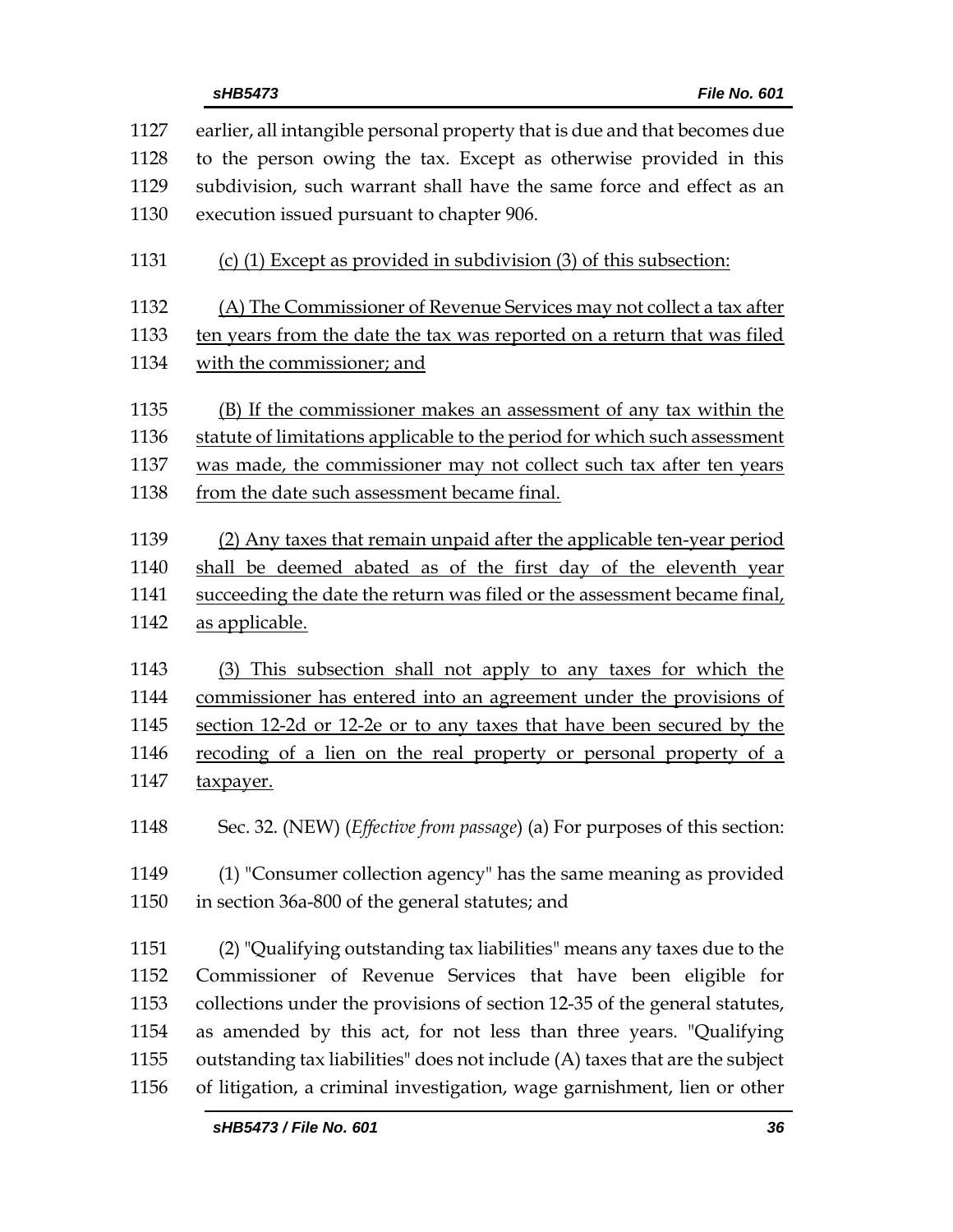earlier, all intangible personal property that is due and that becomes due to the person owing the tax. Except as otherwise provided in this subdivision, such warrant shall have the same force and effect as an execution issued pursuant to chapter 906.

<u>(c) (1) Except as provided in subdivision (3) of this subsection:</u>

<u>(A) The Commissioner of Revenue Services may not collect a tax after ten years from the date the tax was reported on a return that was filed with the commissioner; and</u>

<u>(B) If the commissioner makes an assessment of any tax within the statute of limitations applicable to the period for which such assessment was made, the commissioner may not collect such tax after ten years from the date such assessment became final.</u>

<u>(2) Any taxes that remain unpaid after the applicable ten-year period shall be deemed abated as of the first day of the eleventh year succeeding the date the return was filed or the assessment became final, as applicable.</u>

<u>(3) This subsection shall not apply to any taxes for which the commissioner has entered into an agreement under the provisions of section 12-2d or 12-2e or to any taxes that have been secured by the recoding of a lien on the real property or personal property of a taxpayer.</u>

Sec. 32. (NEW) (*Effective from passage*) (a) For purposes of this section:

(1) "Consumer collection agency" has the same meaning as provided in section 36a-800 of the general statutes; and

(2) "Qualifying outstanding tax liabilities" means any taxes due to the Commissioner of Revenue Services that have been eligible for collections under the provisions of section 12-35 of the general statutes, as amended by this act, for not less than three years. "Qualifying outstanding tax liabilities" does not include (A) taxes that are the subject of litigation, a criminal investigation, wage garnishment, lien or other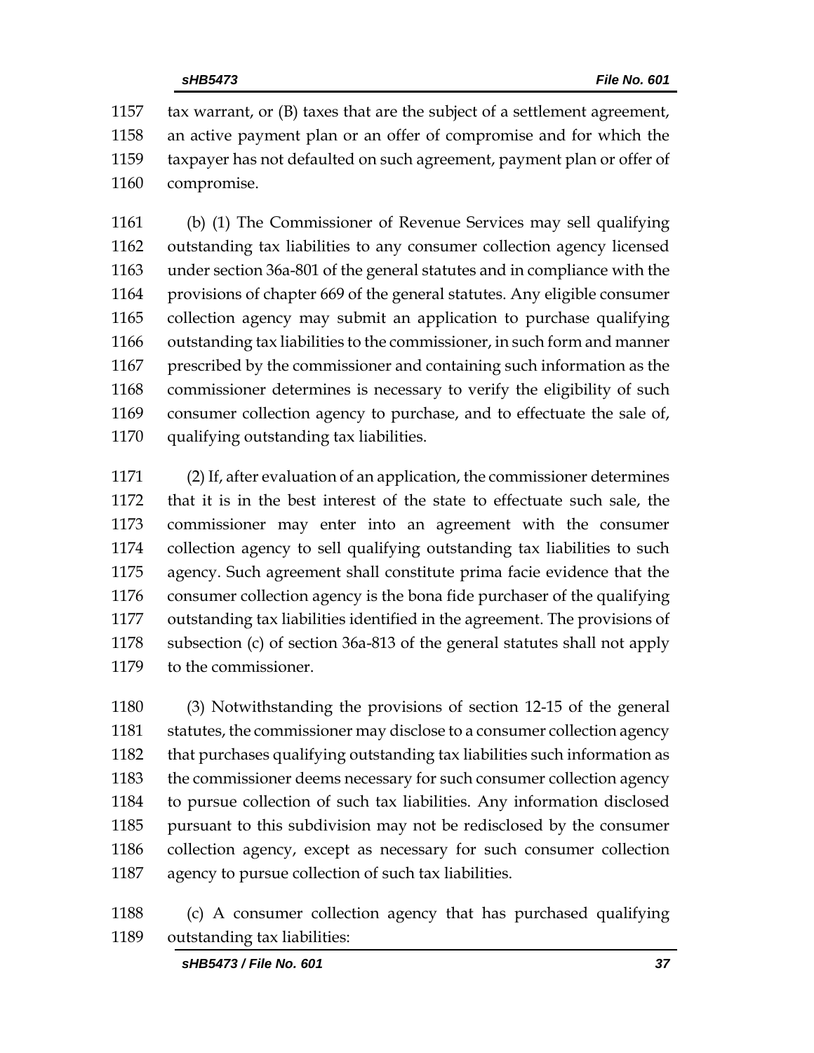tax warrant, or (B) taxes that are the subject of a settlement agreement, an active payment plan or an offer of compromise and for which the taxpayer has not defaulted on such agreement, payment plan or offer of compromise.

(b) (1) The Commissioner of Revenue Services may sell qualifying outstanding tax liabilities to any consumer collection agency licensed under section 36a-801 of the general statutes and in compliance with the provisions of chapter 669 of the general statutes. Any eligible consumer collection agency may submit an application to purchase qualifying outstanding tax liabilities to the commissioner, in such form and manner prescribed by the commissioner and containing such information as the commissioner determines is necessary to verify the eligibility of such consumer collection agency to purchase, and to effectuate the sale of, qualifying outstanding tax liabilities.

(2) If, after evaluation of an application, the commissioner determines that it is in the best interest of the state to effectuate such sale, the commissioner may enter into an agreement with the consumer collection agency to sell qualifying outstanding tax liabilities to such agency. Such agreement shall constitute prima facie evidence that the consumer collection agency is the bona fide purchaser of the qualifying outstanding tax liabilities identified in the agreement. The provisions of subsection (c) of section 36a-813 of the general statutes shall not apply to the commissioner.

(3) Notwithstanding the provisions of section 12-15 of the general statutes, the commissioner may disclose to a consumer collection agency that purchases qualifying outstanding tax liabilities such information as the commissioner deems necessary for such consumer collection agency to pursue collection of such tax liabilities. Any information disclosed pursuant to this subdivision may not be redisclosed by the consumer collection agency, except as necessary for such consumer collection agency to pursue collection of such tax liabilities.

(c) A consumer collection agency that has purchased qualifying outstanding tax liabilities: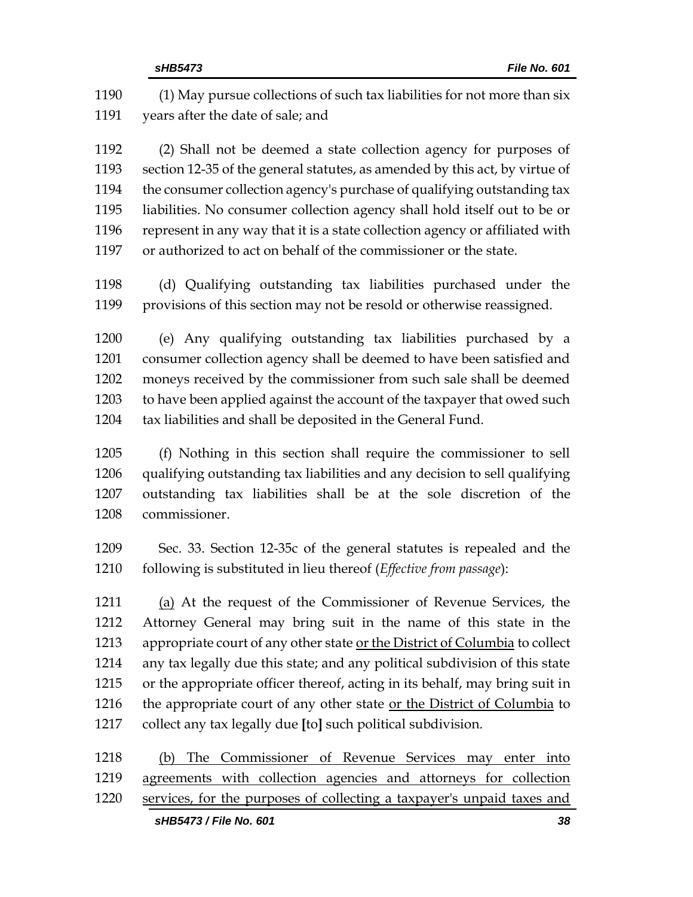1190 (1) May pursue collections of such tax liabilities for not more than six
1191 years after the date of sale; and

1192 (2) Shall not be deemed a state collection agency for purposes of
1193 section 12-35 of the general statutes, as amended by this act, by virtue of
1194 the consumer collection agency's purchase of qualifying outstanding tax
1195 liabilities. No consumer collection agency shall hold itself out to be or
1196 represent in any way that it is a state collection agency or affiliated with
1197 or authorized to act on behalf of the commissioner or the state.

1198 (d) Qualifying outstanding tax liabilities purchased under the
1199 provisions of this section may not be resold or otherwise reassigned.

1200 (e) Any qualifying outstanding tax liabilities purchased by a
1201 consumer collection agency shall be deemed to have been satisfied and
1202 moneys received by the commissioner from such sale shall be deemed
1203 to have been applied against the account of the taxpayer that owed such
1204 tax liabilities and shall be deposited in the General Fund.

1205 (f) Nothing in this section shall require the commissioner to sell
1206 qualifying outstanding tax liabilities and any decision to sell qualifying
1207 outstanding tax liabilities shall be at the sole discretion of the
1208 commissioner.

1209 Sec. 33. Section 12-35c of the general statutes is repealed and the
1210 following is substituted in lieu thereof (*Effective from passage*):

1211 <u>(a)</u> At the request of the Commissioner of Revenue Services, the
1212 Attorney General may bring suit in the name of this state in the
1213 appropriate court of any other state <u>or the District of Columbia</u> to collect
1214 any tax legally due this state; and any political subdivision of this state
1215 or the appropriate officer thereof, acting in its behalf, may bring suit in
1216 the appropriate court of any other state <u>or the District of Columbia</u> to
1217 collect any tax legally due **[**to**]** such political subdivision.

1218 <u>(b) The Commissioner of Revenue Services may enter into</u>
1219 <u>agreements with collection agencies and attorneys for collection</u>
1220 <u>services, for the purposes of collecting a taxpayer's unpaid taxes and</u>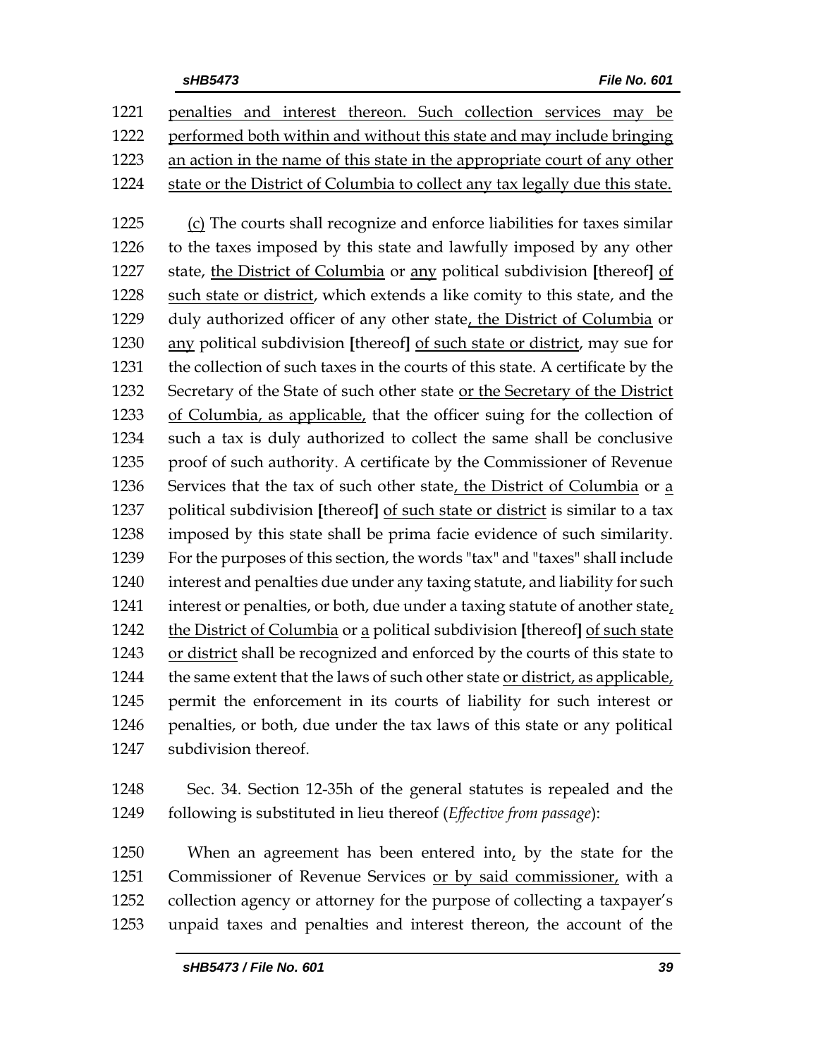penalties and interest thereon. Such collection services may be performed both within and without this state and may include bringing an action in the name of this state in the appropriate court of any other state or the District of Columbia to collect any tax legally due this state.

(c) The courts shall recognize and enforce liabilities for taxes similar to the taxes imposed by this state and lawfully imposed by any other state, the District of Columbia or any political subdivision [thereof] of such state or district, which extends a like comity to this state, and the duly authorized officer of any other state, the District of Columbia or any political subdivision [thereof] of such state or district, may sue for the collection of such taxes in the courts of this state. A certificate by the Secretary of the State of such other state or the Secretary of the District of Columbia, as applicable, that the officer suing for the collection of such a tax is duly authorized to collect the same shall be conclusive proof of such authority. A certificate by the Commissioner of Revenue Services that the tax of such other state, the District of Columbia or a political subdivision [thereof] of such state or district is similar to a tax imposed by this state shall be prima facie evidence of such similarity. For the purposes of this section, the words "tax" and "taxes" shall include interest and penalties due under any taxing statute, and liability for such interest or penalties, or both, due under a taxing statute of another state, the District of Columbia or a political subdivision [thereof] of such state or district shall be recognized and enforced by the courts of this state to the same extent that the laws of such other state or district, as applicable, permit the enforcement in its courts of liability for such interest or penalties, or both, due under the tax laws of this state or any political subdivision thereof.

Sec. 34. Section 12-35h of the general statutes is repealed and the following is substituted in lieu thereof (*Effective from passage*):

When an agreement has been entered into, by the state for the Commissioner of Revenue Services or by said commissioner, with a collection agency or attorney for the purpose of collecting a taxpayer's unpaid taxes and penalties and interest thereon, the account of the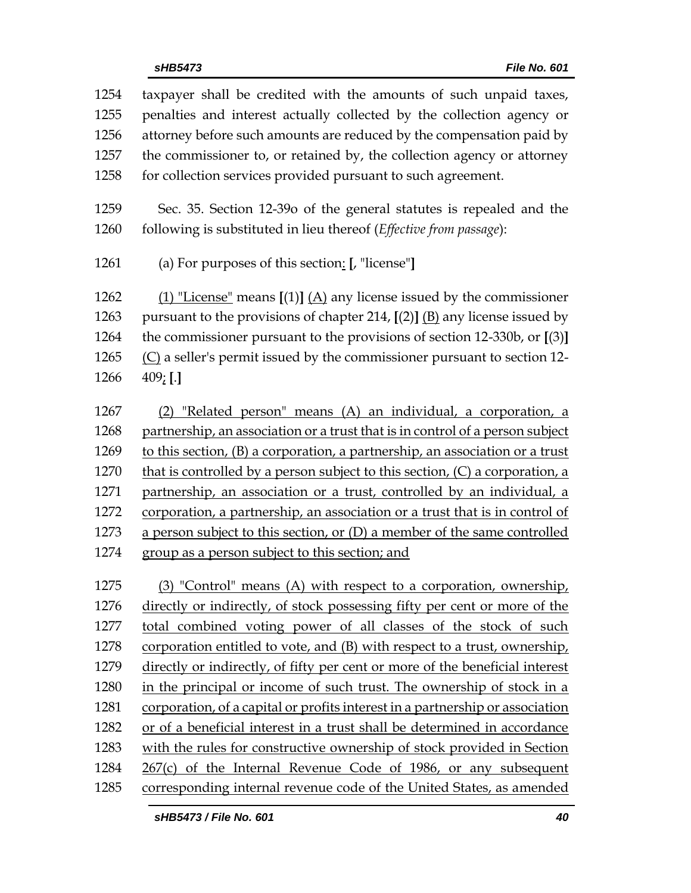taxpayer shall be credited with the amounts of such unpaid taxes, penalties and interest actually collected by the collection agency or attorney before such amounts are reduced by the compensation paid by the commissioner to, or retained by, the collection agency or attorney for collection services provided pursuant to such agreement.

Sec. 35. Section 12-39o of the general statutes is repealed and the following is substituted in lieu thereof (*Effective from passage*):

(a) For purposes of this section: **[**, "license"**]**

(1) "License" means **[**(1)**]** (A) any license issued by the commissioner pursuant to the provisions of chapter 214, **[**(2)**]** (B) any license issued by the commissioner pursuant to the provisions of section 12-330b, or **[**(3)**]** (C) a seller's permit issued by the commissioner pursuant to section 12-409; **[**.**]**

(2) "Related person" means (A) an individual, a corporation, a partnership, an association or a trust that is in control of a person subject to this section, (B) a corporation, a partnership, an association or a trust that is controlled by a person subject to this section, (C) a corporation, a partnership, an association or a trust, controlled by an individual, a corporation, a partnership, an association or a trust that is in control of a person subject to this section, or (D) a member of the same controlled group as a person subject to this section; and

(3) "Control" means (A) with respect to a corporation, ownership, directly or indirectly, of stock possessing fifty per cent or more of the total combined voting power of all classes of the stock of such corporation entitled to vote, and (B) with respect to a trust, ownership, directly or indirectly, of fifty per cent or more of the beneficial interest in the principal or income of such trust. The ownership of stock in a corporation, of a capital or profits interest in a partnership or association or of a beneficial interest in a trust shall be determined in accordance with the rules for constructive ownership of stock provided in Section 267(c) of the Internal Revenue Code of 1986, or any subsequent corresponding internal revenue code of the United States, as amended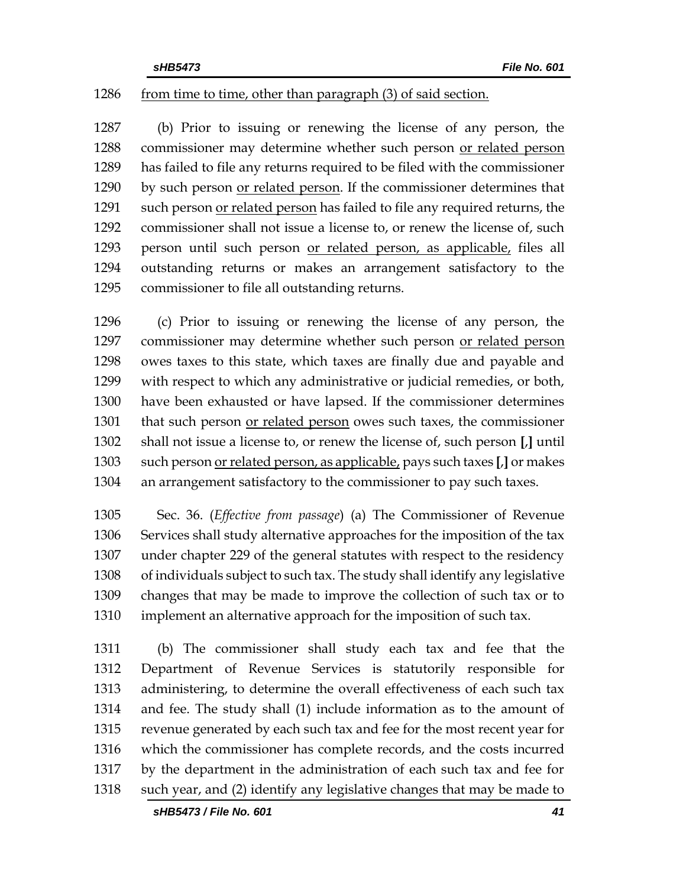1286 from time to time, other than paragraph (3) of said section.

1287 (b) Prior to issuing or renewing the license of any person, the
1288 commissioner may determine whether such person or related person
1289 has failed to file any returns required to be filed with the commissioner
1290 by such person or related person. If the commissioner determines that
1291 such person or related person has failed to file any required returns, the
1292 commissioner shall not issue a license to, or renew the license of, such
1293 person until such person or related person, as applicable, files all
1294 outstanding returns or makes an arrangement satisfactory to the
1295 commissioner to file all outstanding returns.

1296 (c) Prior to issuing or renewing the license of any person, the
1297 commissioner may determine whether such person or related person
1298 owes taxes to this state, which taxes are finally due and payable and
1299 with respect to which any administrative or judicial remedies, or both,
1300 have been exhausted or have lapsed. If the commissioner determines
1301 that such person or related person owes such taxes, the commissioner
1302 shall not issue a license to, or renew the license of, such person **[**,**]** until
1303 such person or related person, as applicable, pays such taxes **[**,**]** or makes
1304 an arrangement satisfactory to the commissioner to pay such taxes.

1305 Sec. 36. (*Effective from passage*) (a) The Commissioner of Revenue
1306 Services shall study alternative approaches for the imposition of the tax
1307 under chapter 229 of the general statutes with respect to the residency
1308 of individuals subject to such tax. The study shall identify any legislative
1309 changes that may be made to improve the collection of such tax or to
1310 implement an alternative approach for the imposition of such tax.

1311 (b) The commissioner shall study each tax and fee that the
1312 Department of Revenue Services is statutorily responsible for
1313 administering, to determine the overall effectiveness of each such tax
1314 and fee. The study shall (1) include information as to the amount of
1315 revenue generated by each such tax and fee for the most recent year for
1316 which the commissioner has complete records, and the costs incurred
1317 by the department in the administration of each such tax and fee for
1318 such year, and (2) identify any legislative changes that may be made to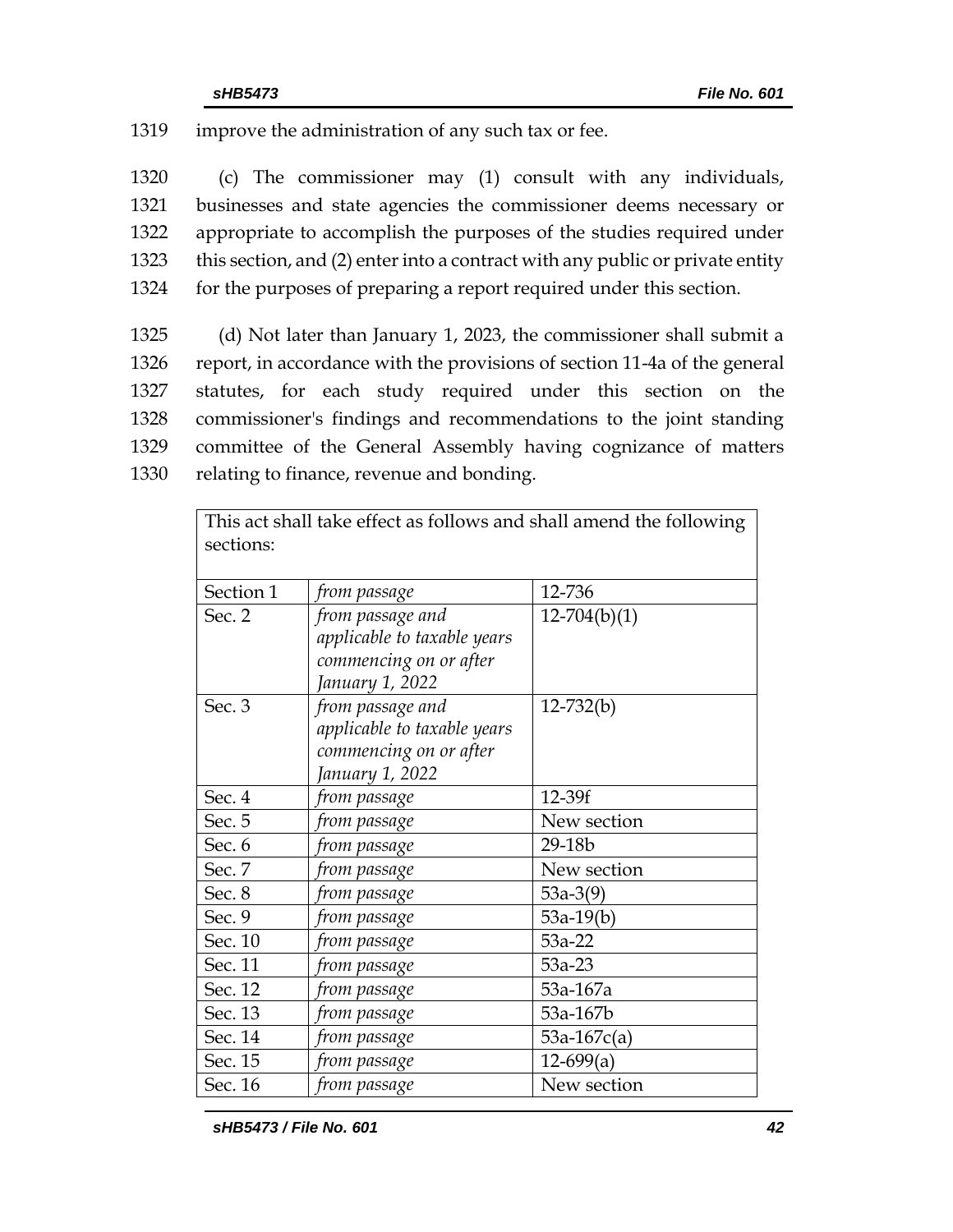1319 improve the administration of any such tax or fee.

1320 (c) The commissioner may (1) consult with any individuals,
1321 businesses and state agencies the commissioner deems necessary or
1322 appropriate to accomplish the purposes of the studies required under
1323 this section, and (2) enter into a contract with any public or private entity
1324 for the purposes of preparing a report required under this section.

1325 (d) Not later than January 1, 2023, the commissioner shall submit a
1326 report, in accordance with the provisions of section 11-4a of the general
1327 statutes, for each study required under this section on the
1328 commissioner's findings and recommendations to the joint standing
1329 committee of the General Assembly having cognizance of matters
1330 relating to finance, revenue and bonding.

| This act shall take effect as follows and shall amend the following sections: | | |
|---|---|---|
| Section 1 | *from passage* | 12-736 |
| Sec. 2 | *from passage and applicable to taxable years commencing on or after January 1, 2022* | 12-704(b)(1) |
| Sec. 3 | *from passage and applicable to taxable years commencing on or after January 1, 2022* | 12-732(b) |
| Sec. 4 | *from passage* | 12-39f |
| Sec. 5 | *from passage* | New section |
| Sec. 6 | *from passage* | 29-18b |
| Sec. 7 | *from passage* | New section |
| Sec. 8 | *from passage* | 53a-3(9) |
| Sec. 9 | *from passage* | 53a-19(b) |
| Sec. 10 | *from passage* | 53a-22 |
| Sec. 11 | *from passage* | 53a-23 |
| Sec. 12 | *from passage* | 53a-167a |
| Sec. 13 | *from passage* | 53a-167b |
| Sec. 14 | *from passage* | 53a-167c(a) |
| Sec. 15 | *from passage* | 12-699(a) |
| Sec. 16 | *from passage* | New section |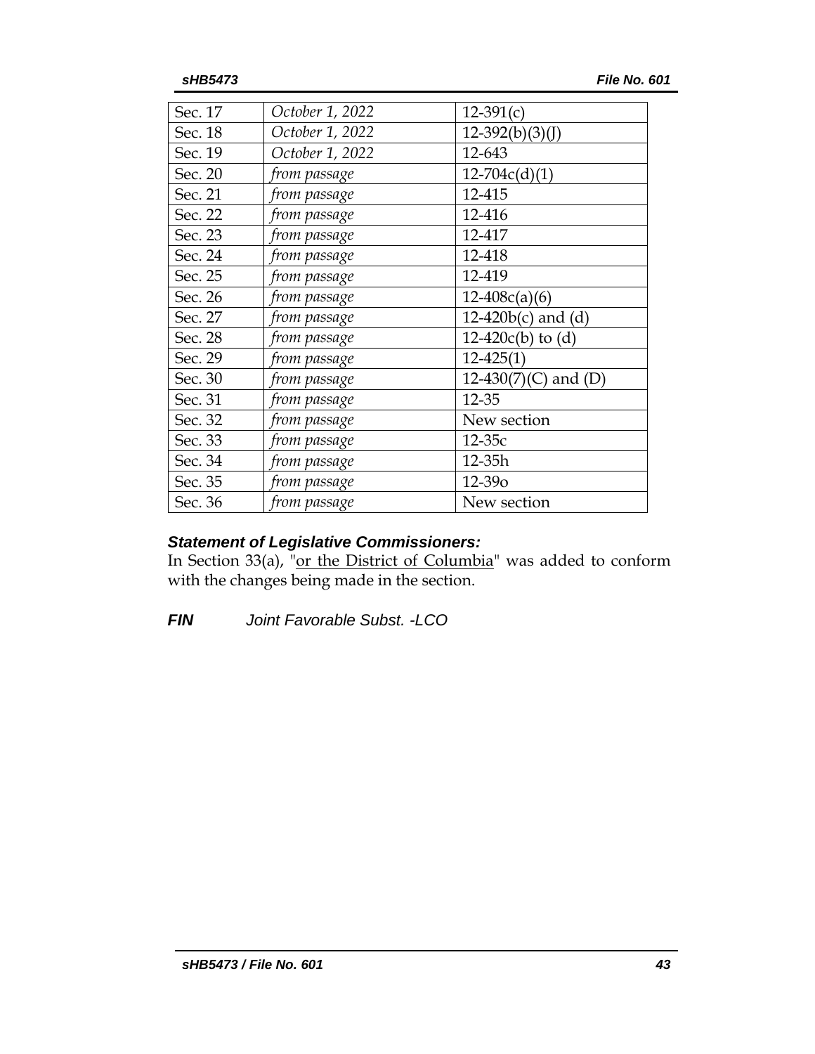| | | |
|---|---|---|
| Sec. 17 | *October 1, 2022* | 12-391(c) |
| Sec. 18 | *October 1, 2022* | 12-392(b)(3)(J) |
| Sec. 19 | *October 1, 2022* | 12-643 |
| Sec. 20 | *from passage* | 12-704c(d)(1) |
| Sec. 21 | *from passage* | 12-415 |
| Sec. 22 | *from passage* | 12-416 |
| Sec. 23 | *from passage* | 12-417 |
| Sec. 24 | *from passage* | 12-418 |
| Sec. 25 | *from passage* | 12-419 |
| Sec. 26 | *from passage* | 12-408c(a)(6) |
| Sec. 27 | *from passage* | 12-420b(c) and (d) |
| Sec. 28 | *from passage* | 12-420c(b) to (d) |
| Sec. 29 | *from passage* | 12-425(1) |
| Sec. 30 | *from passage* | 12-430(7)(C) and (D) |
| Sec. 31 | *from passage* | 12-35 |
| Sec. 32 | *from passage* | New section |
| Sec. 33 | *from passage* | 12-35c |
| Sec. 34 | *from passage* | 12-35h |
| Sec. 35 | *from passage* | 12-39o |
| Sec. 36 | *from passage* | New section |

***Statement of Legislative Commissioners:***

In Section 33(a), "or the District of Columbia" was added to conform with the changes being made in the section.

***FIN*** *Joint Favorable Subst. -LCO*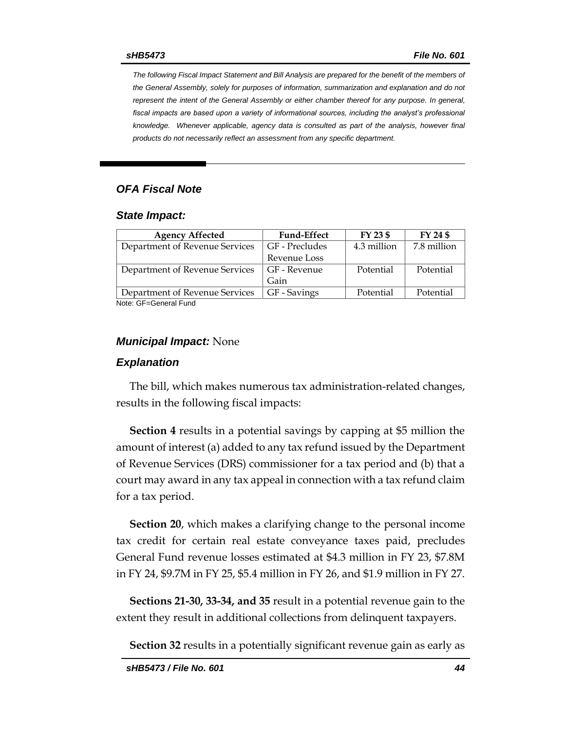*The following Fiscal Impact Statement and Bill Analysis are prepared for the benefit of the members of the General Assembly, solely for purposes of information, summarization and explanation and do not represent the intent of the General Assembly or either chamber thereof for any purpose. In general, fiscal impacts are based upon a variety of informational sources, including the analyst's professional knowledge. Whenever applicable, agency data is consulted as part of the analysis, however final products do not necessarily reflect an assessment from any specific department.*

## *OFA Fiscal Note*

### *State Impact:*

| Agency Affected | Fund-Effect | FY 23 $ | FY 24 $ |
|---|---|---|---|
| Department of Revenue Services | GF - Precludes Revenue Loss | 4.3 million | 7.8 million |
| Department of Revenue Services | GF - Revenue Gain | Potential | Potential |
| Department of Revenue Services | GF - Savings | Potential | Potential |

Note: GF=General Fund

### *Municipal Impact:* None

### *Explanation*

The bill, which makes numerous tax administration-related changes, results in the following fiscal impacts:

**Section 4** results in a potential savings by capping at $5 million the amount of interest (a) added to any tax refund issued by the Department of Revenue Services (DRS) commissioner for a tax period and (b) that a court may award in any tax appeal in connection with a tax refund claim for a tax period.

**Section 20**, which makes a clarifying change to the personal income tax credit for certain real estate conveyance taxes paid, precludes General Fund revenue losses estimated at $4.3 million in FY 23, $7.8M in FY 24, $9.7M in FY 25, $5.4 million in FY 26, and $1.9 million in FY 27.

**Sections 21-30, 33-34, and 35** result in a potential revenue gain to the extent they result in additional collections from delinquent taxpayers.

**Section 32** results in a potentially significant revenue gain as early as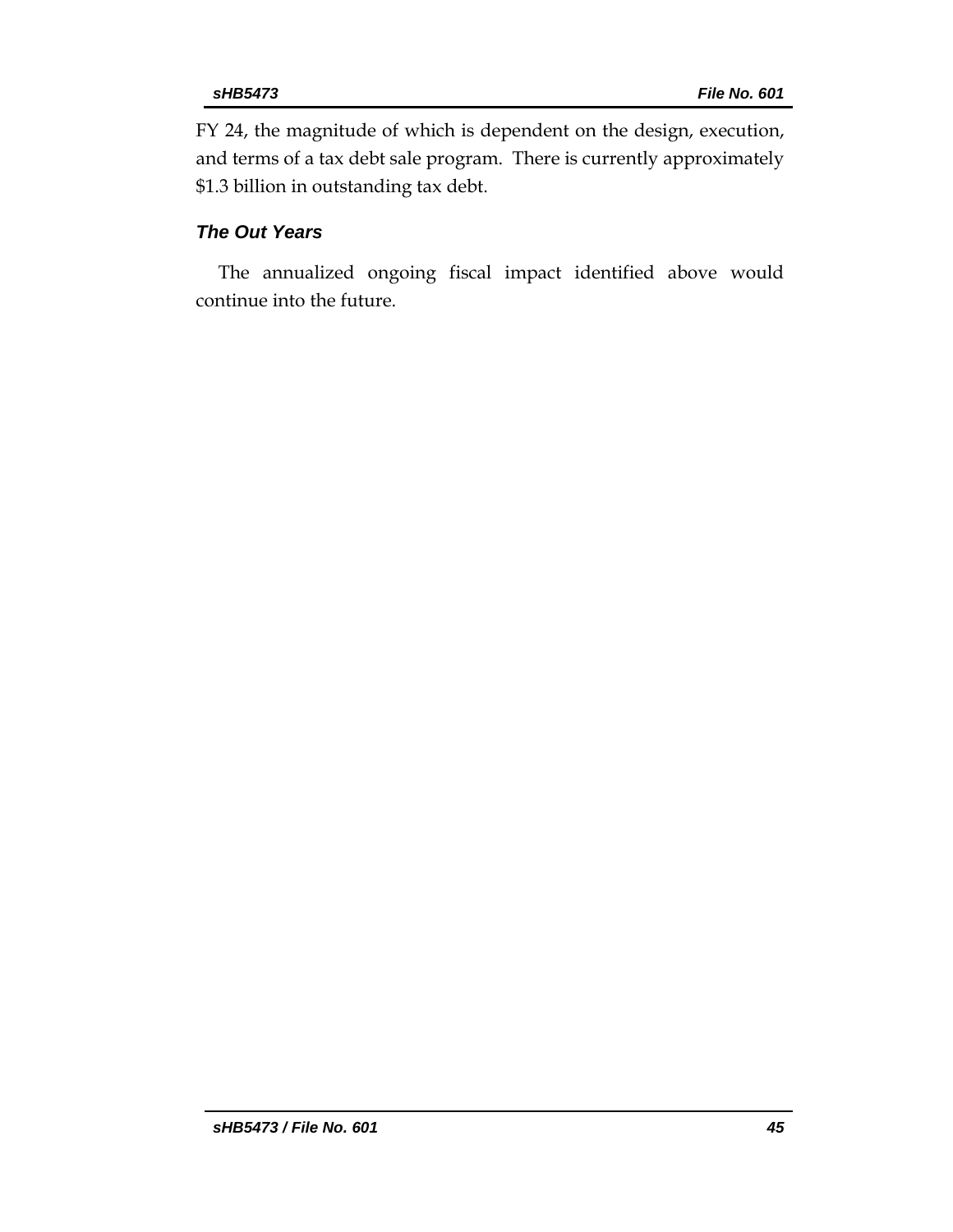FY 24, the magnitude of which is dependent on the design, execution, and terms of a tax debt sale program. There is currently approximately $1.3 billion in outstanding tax debt.

### *The Out Years*

The annualized ongoing fiscal impact identified above would continue into the future.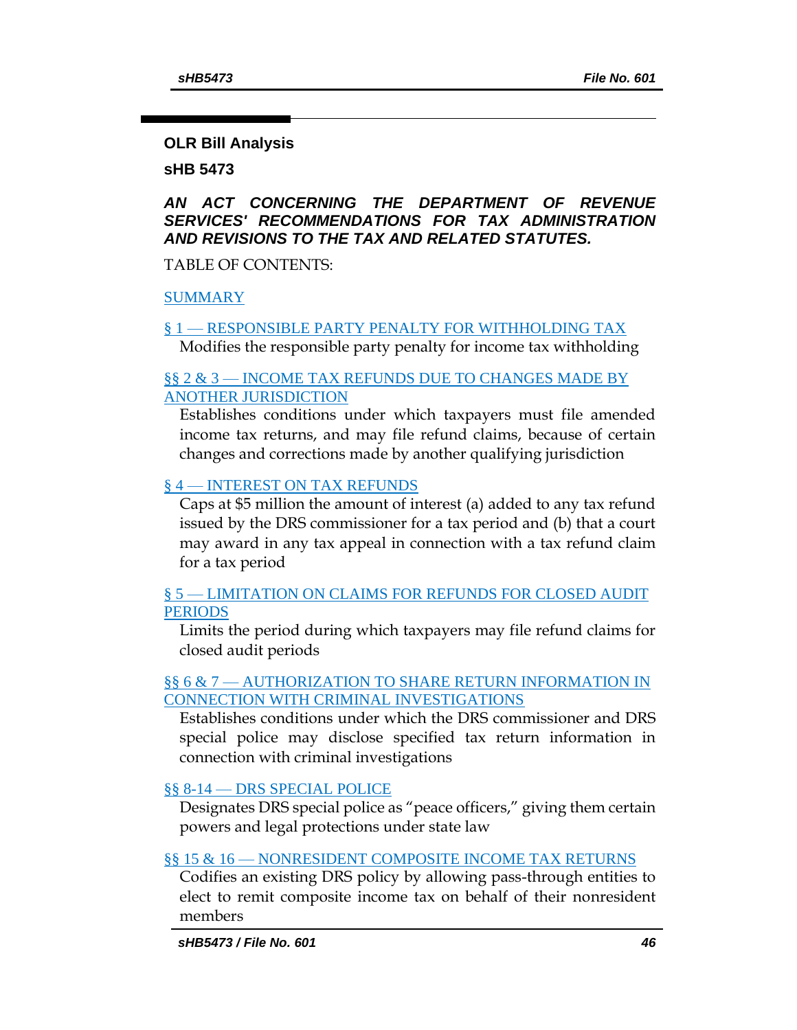**OLR Bill Analysis**

**sHB 5473**

***AN ACT CONCERNING THE DEPARTMENT OF REVENUE SERVICES' RECOMMENDATIONS FOR TAX ADMINISTRATION AND REVISIONS TO THE TAX AND RELATED STATUTES.***

TABLE OF CONTENTS:

SUMMARY

§ 1 — RESPONSIBLE PARTY PENALTY FOR WITHHOLDING TAX

Modifies the responsible party penalty for income tax withholding

§§ 2 & 3 — INCOME TAX REFUNDS DUE TO CHANGES MADE BY ANOTHER JURISDICTION

Establishes conditions under which taxpayers must file amended income tax returns, and may file refund claims, because of certain changes and corrections made by another qualifying jurisdiction

§ 4 — INTEREST ON TAX REFUNDS

Caps at $5 million the amount of interest (a) added to any tax refund issued by the DRS commissioner for a tax period and (b) that a court may award in any tax appeal in connection with a tax refund claim for a tax period

§ 5 — LIMITATION ON CLAIMS FOR REFUNDS FOR CLOSED AUDIT PERIODS

Limits the period during which taxpayers may file refund claims for closed audit periods

§§ 6 & 7 — AUTHORIZATION TO SHARE RETURN INFORMATION IN CONNECTION WITH CRIMINAL INVESTIGATIONS

Establishes conditions under which the DRS commissioner and DRS special police may disclose specified tax return information in connection with criminal investigations

§§ 8-14 — DRS SPECIAL POLICE

Designates DRS special police as "peace officers," giving them certain powers and legal protections under state law

§§ 15 & 16 — NONRESIDENT COMPOSITE INCOME TAX RETURNS

Codifies an existing DRS policy by allowing pass-through entities to elect to remit composite income tax on behalf of their nonresident members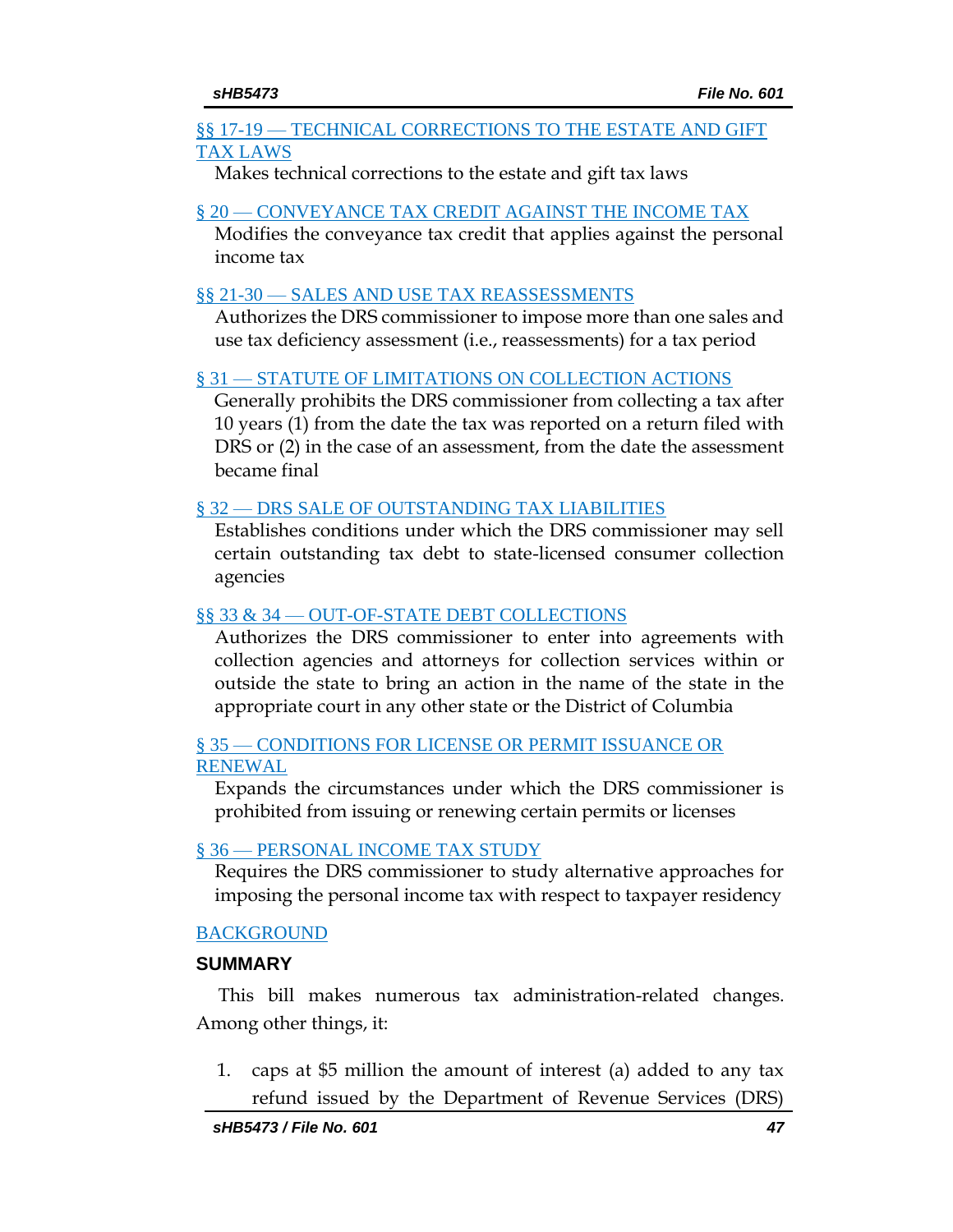§§ 17-19 — TECHNICAL CORRECTIONS TO THE ESTATE AND GIFT TAX LAWS

Makes technical corrections to the estate and gift tax laws

§ 20 — CONVEYANCE TAX CREDIT AGAINST THE INCOME TAX

Modifies the conveyance tax credit that applies against the personal income tax

§§ 21-30 — SALES AND USE TAX REASSESSMENTS

Authorizes the DRS commissioner to impose more than one sales and use tax deficiency assessment (i.e., reassessments) for a tax period

§ 31 — STATUTE OF LIMITATIONS ON COLLECTION ACTIONS

Generally prohibits the DRS commissioner from collecting a tax after 10 years (1) from the date the tax was reported on a return filed with DRS or (2) in the case of an assessment, from the date the assessment became final

§ 32 — DRS SALE OF OUTSTANDING TAX LIABILITIES

Establishes conditions under which the DRS commissioner may sell certain outstanding tax debt to state-licensed consumer collection agencies

§§ 33 & 34 — OUT-OF-STATE DEBT COLLECTIONS

Authorizes the DRS commissioner to enter into agreements with collection agencies and attorneys for collection services within or outside the state to bring an action in the name of the state in the appropriate court in any other state or the District of Columbia

§ 35 — CONDITIONS FOR LICENSE OR PERMIT ISSUANCE OR RENEWAL

Expands the circumstances under which the DRS commissioner is prohibited from issuing or renewing certain permits or licenses

§ 36 — PERSONAL INCOME TAX STUDY

Requires the DRS commissioner to study alternative approaches for imposing the personal income tax with respect to taxpayer residency

BACKGROUND

## SUMMARY

This bill makes numerous tax administration-related changes. Among other things, it:

1. caps at $5 million the amount of interest (a) added to any tax refund issued by the Department of Revenue Services (DRS)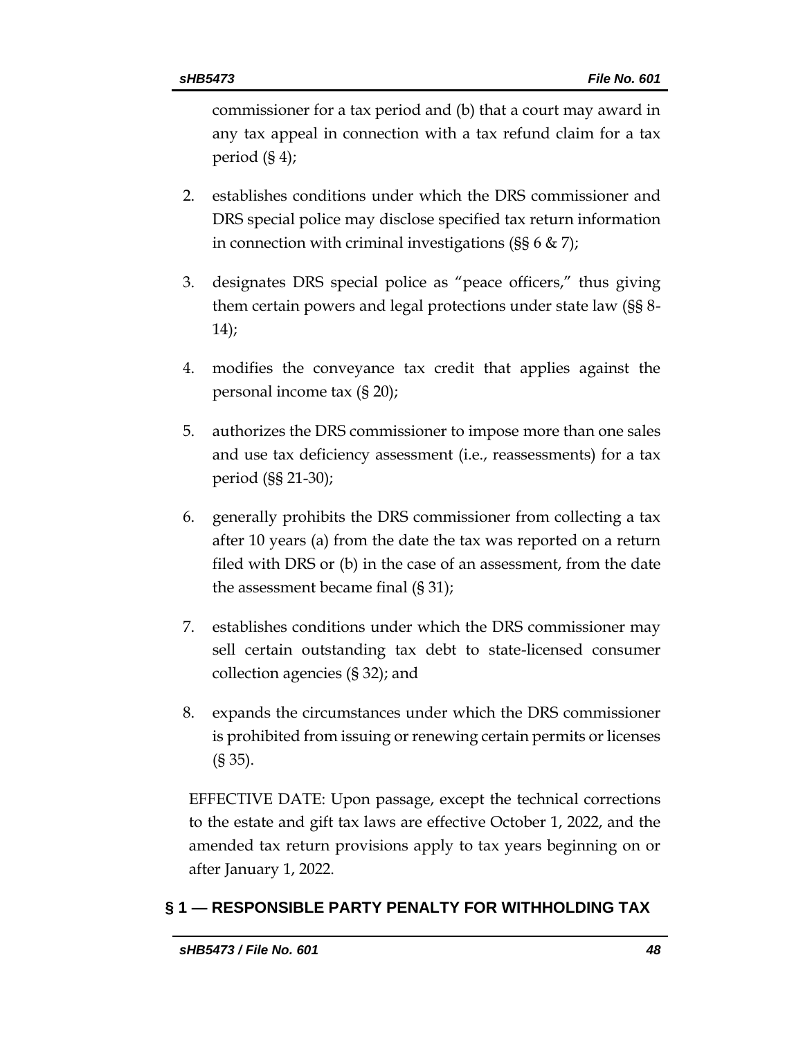commissioner for a tax period and (b) that a court may award in any tax appeal in connection with a tax refund claim for a tax period (§ 4);

2. establishes conditions under which the DRS commissioner and DRS special police may disclose specified tax return information in connection with criminal investigations (§§ 6 & 7);

3. designates DRS special police as "peace officers," thus giving them certain powers and legal protections under state law (§§ 8-14);

4. modifies the conveyance tax credit that applies against the personal income tax (§ 20);

5. authorizes the DRS commissioner to impose more than one sales and use tax deficiency assessment (i.e., reassessments) for a tax period (§§ 21-30);

6. generally prohibits the DRS commissioner from collecting a tax after 10 years (a) from the date the tax was reported on a return filed with DRS or (b) in the case of an assessment, from the date the assessment became final (§ 31);

7. establishes conditions under which the DRS commissioner may sell certain outstanding tax debt to state-licensed consumer collection agencies (§ 32); and

8. expands the circumstances under which the DRS commissioner is prohibited from issuing or renewing certain permits or licenses (§ 35).

EFFECTIVE DATE: Upon passage, except the technical corrections to the estate and gift tax laws are effective October 1, 2022, and the amended tax return provisions apply to tax years beginning on or after January 1, 2022.

## § 1 — RESPONSIBLE PARTY PENALTY FOR WITHHOLDING TAX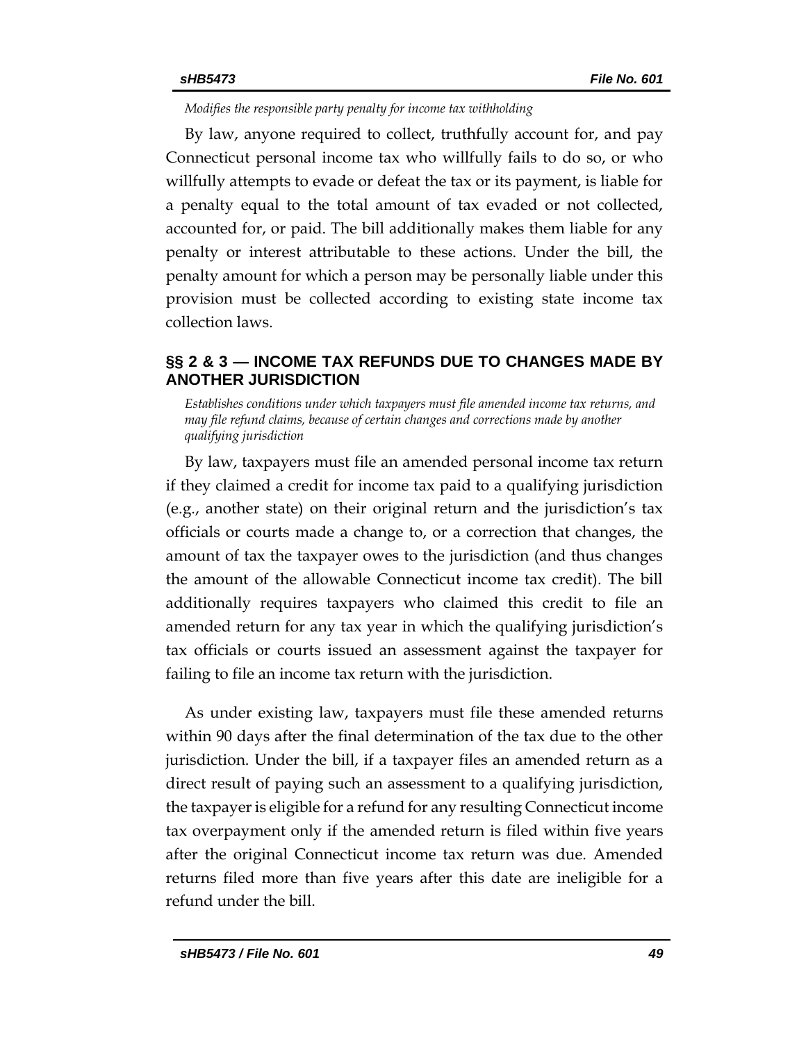*Modifies the responsible party penalty for income tax withholding*

By law, anyone required to collect, truthfully account for, and pay Connecticut personal income tax who willfully fails to do so, or who willfully attempts to evade or defeat the tax or its payment, is liable for a penalty equal to the total amount of tax evaded or not collected, accounted for, or paid. The bill additionally makes them liable for any penalty or interest attributable to these actions. Under the bill, the penalty amount for which a person may be personally liable under this provision must be collected according to existing state income tax collection laws.

## §§ 2 & 3 — INCOME TAX REFUNDS DUE TO CHANGES MADE BY ANOTHER JURISDICTION

*Establishes conditions under which taxpayers must file amended income tax returns, and may file refund claims, because of certain changes and corrections made by another qualifying jurisdiction*

By law, taxpayers must file an amended personal income tax return if they claimed a credit for income tax paid to a qualifying jurisdiction (e.g., another state) on their original return and the jurisdiction's tax officials or courts made a change to, or a correction that changes, the amount of tax the taxpayer owes to the jurisdiction (and thus changes the amount of the allowable Connecticut income tax credit). The bill additionally requires taxpayers who claimed this credit to file an amended return for any tax year in which the qualifying jurisdiction's tax officials or courts issued an assessment against the taxpayer for failing to file an income tax return with the jurisdiction.

As under existing law, taxpayers must file these amended returns within 90 days after the final determination of the tax due to the other jurisdiction. Under the bill, if a taxpayer files an amended return as a direct result of paying such an assessment to a qualifying jurisdiction, the taxpayer is eligible for a refund for any resulting Connecticut income tax overpayment only if the amended return is filed within five years after the original Connecticut income tax return was due. Amended returns filed more than five years after this date are ineligible for a refund under the bill.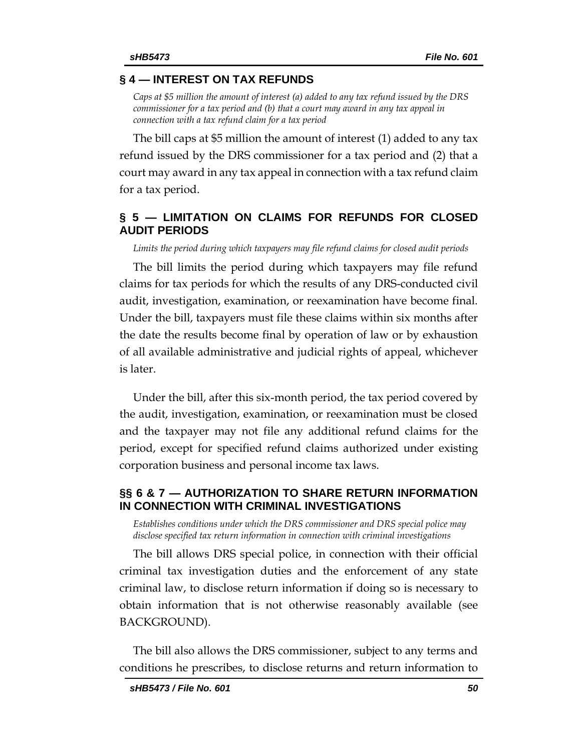## § 4 — INTEREST ON TAX REFUNDS

*Caps at $5 million the amount of interest (a) added to any tax refund issued by the DRS commissioner for a tax period and (b) that a court may award in any tax appeal in connection with a tax refund claim for a tax period*

The bill caps at $5 million the amount of interest (1) added to any tax refund issued by the DRS commissioner for a tax period and (2) that a court may award in any tax appeal in connection with a tax refund claim for a tax period.

## § 5 — LIMITATION ON CLAIMS FOR REFUNDS FOR CLOSED AUDIT PERIODS

*Limits the period during which taxpayers may file refund claims for closed audit periods*

The bill limits the period during which taxpayers may file refund claims for tax periods for which the results of any DRS-conducted civil audit, investigation, examination, or reexamination have become final. Under the bill, taxpayers must file these claims within six months after the date the results become final by operation of law or by exhaustion of all available administrative and judicial rights of appeal, whichever is later.

Under the bill, after this six-month period, the tax period covered by the audit, investigation, examination, or reexamination must be closed and the taxpayer may not file any additional refund claims for the period, except for specified refund claims authorized under existing corporation business and personal income tax laws.

## §§ 6 & 7 — AUTHORIZATION TO SHARE RETURN INFORMATION IN CONNECTION WITH CRIMINAL INVESTIGATIONS

*Establishes conditions under which the DRS commissioner and DRS special police may disclose specified tax return information in connection with criminal investigations*

The bill allows DRS special police, in connection with their official criminal tax investigation duties and the enforcement of any state criminal law, to disclose return information if doing so is necessary to obtain information that is not otherwise reasonably available (see BACKGROUND).

The bill also allows the DRS commissioner, subject to any terms and conditions he prescribes, to disclose returns and return information to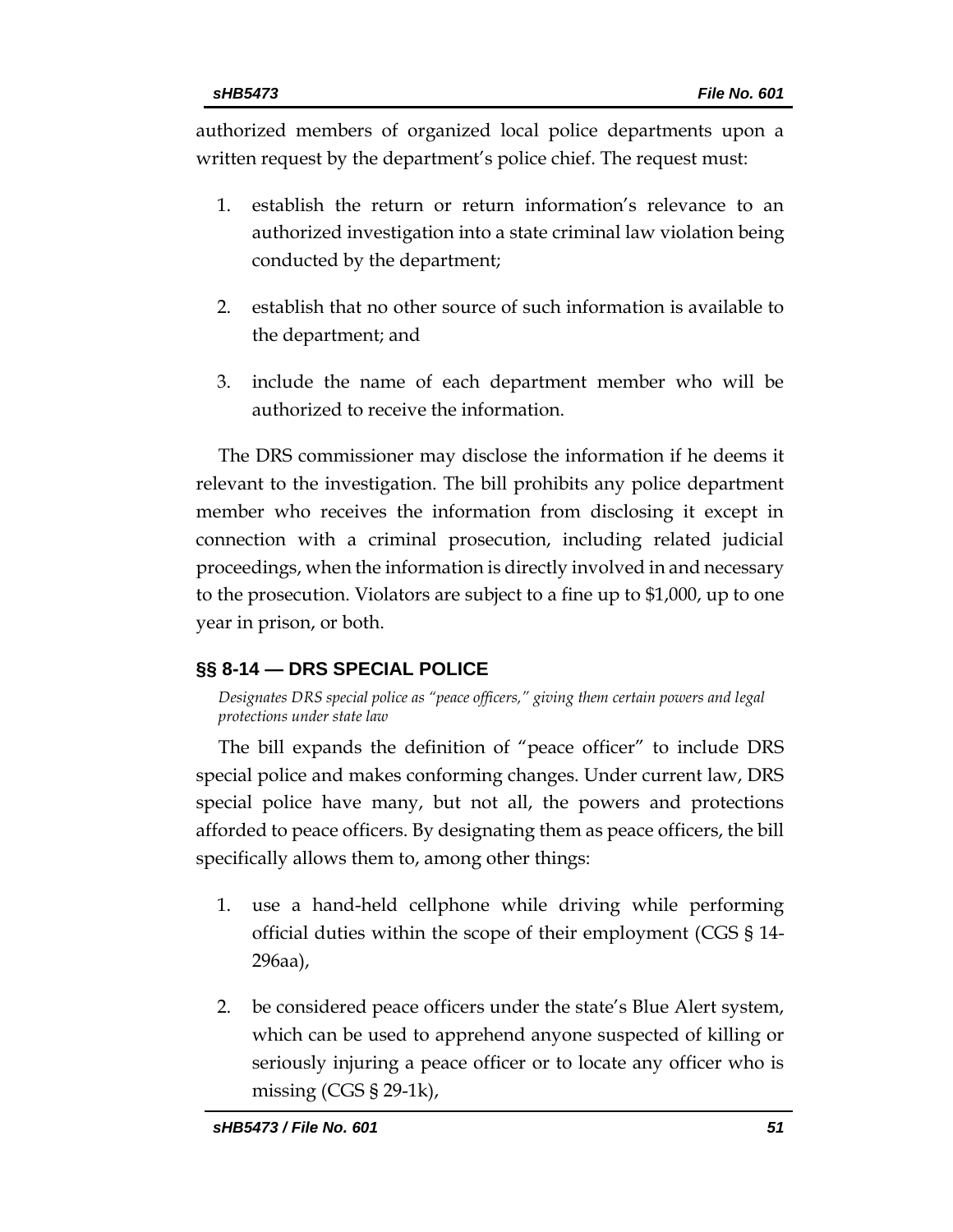authorized members of organized local police departments upon a written request by the department's police chief. The request must:

1. establish the return or return information's relevance to an authorized investigation into a state criminal law violation being conducted by the department;

2. establish that no other source of such information is available to the department; and

3. include the name of each department member who will be authorized to receive the information.

The DRS commissioner may disclose the information if he deems it relevant to the investigation. The bill prohibits any police department member who receives the information from disclosing it except in connection with a criminal prosecution, including related judicial proceedings, when the information is directly involved in and necessary to the prosecution. Violators are subject to a fine up to $1,000, up to one year in prison, or both.

## §§ 8-14 — DRS SPECIAL POLICE

*Designates DRS special police as "peace officers," giving them certain powers and legal protections under state law*

The bill expands the definition of "peace officer" to include DRS special police and makes conforming changes. Under current law, DRS special police have many, but not all, the powers and protections afforded to peace officers. By designating them as peace officers, the bill specifically allows them to, among other things:

1. use a hand-held cellphone while driving while performing official duties within the scope of their employment (CGS § 14-296aa),

2. be considered peace officers under the state's Blue Alert system, which can be used to apprehend anyone suspected of killing or seriously injuring a peace officer or to locate any officer who is missing (CGS § 29-1k),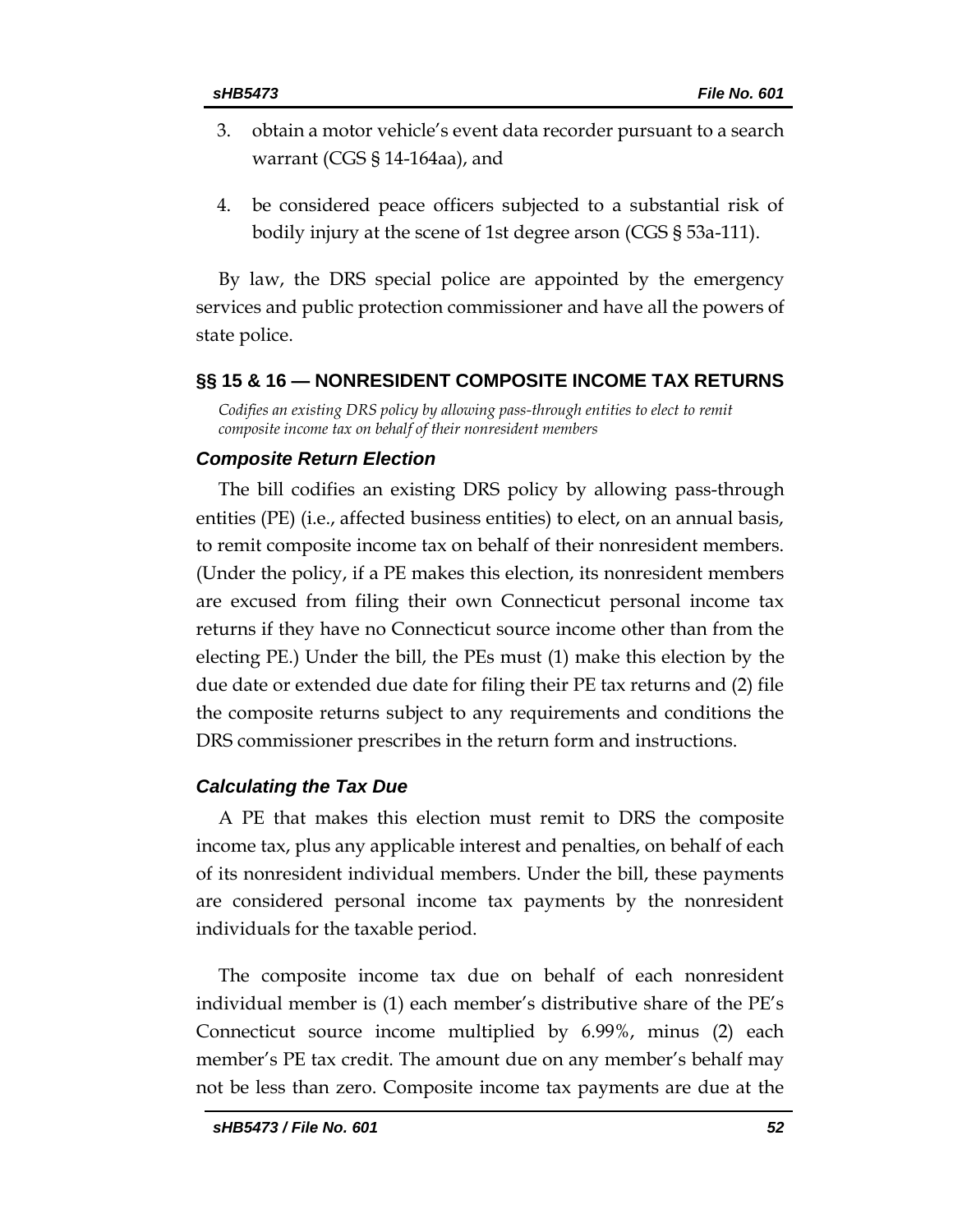3. obtain a motor vehicle's event data recorder pursuant to a search warrant (CGS § 14-164aa), and

4. be considered peace officers subjected to a substantial risk of bodily injury at the scene of 1st degree arson (CGS § 53a-111).

By law, the DRS special police are appointed by the emergency services and public protection commissioner and have all the powers of state police.

## §§ 15 & 16 — NONRESIDENT COMPOSITE INCOME TAX RETURNS

*Codifies an existing DRS policy by allowing pass-through entities to elect to remit composite income tax on behalf of their nonresident members*

### *Composite Return Election*

The bill codifies an existing DRS policy by allowing pass-through entities (PE) (i.e., affected business entities) to elect, on an annual basis, to remit composite income tax on behalf of their nonresident members. (Under the policy, if a PE makes this election, its nonresident members are excused from filing their own Connecticut personal income tax returns if they have no Connecticut source income other than from the electing PE.) Under the bill, the PEs must (1) make this election by the due date or extended due date for filing their PE tax returns and (2) file the composite returns subject to any requirements and conditions the DRS commissioner prescribes in the return form and instructions.

### *Calculating the Tax Due*

A PE that makes this election must remit to DRS the composite income tax, plus any applicable interest and penalties, on behalf of each of its nonresident individual members. Under the bill, these payments are considered personal income tax payments by the nonresident individuals for the taxable period.

The composite income tax due on behalf of each nonresident individual member is (1) each member's distributive share of the PE's Connecticut source income multiplied by 6.99%, minus (2) each member's PE tax credit. The amount due on any member's behalf may not be less than zero. Composite income tax payments are due at the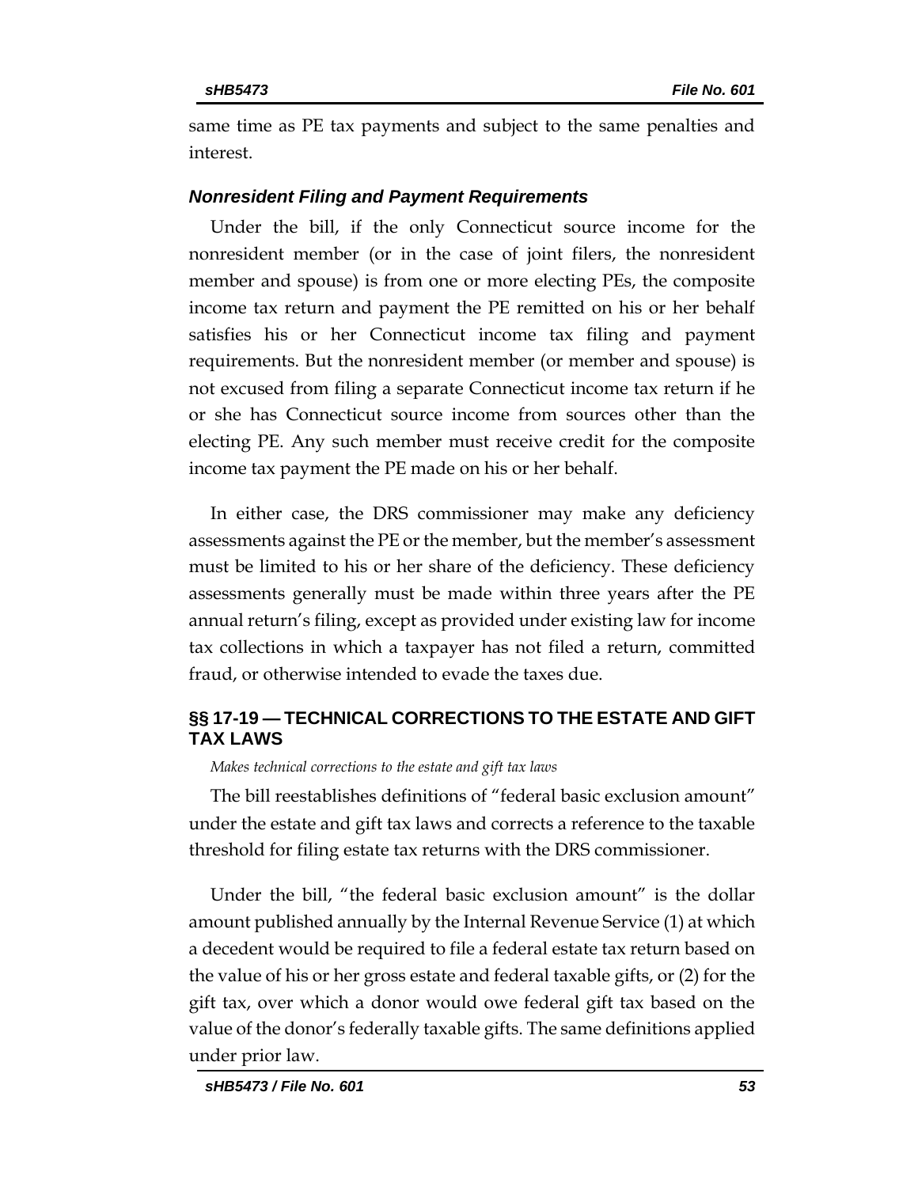same time as PE tax payments and subject to the same penalties and interest.

### *Nonresident Filing and Payment Requirements*

Under the bill, if the only Connecticut source income for the nonresident member (or in the case of joint filers, the nonresident member and spouse) is from one or more electing PEs, the composite income tax return and payment the PE remitted on his or her behalf satisfies his or her Connecticut income tax filing and payment requirements. But the nonresident member (or member and spouse) is not excused from filing a separate Connecticut income tax return if he or she has Connecticut source income from sources other than the electing PE. Any such member must receive credit for the composite income tax payment the PE made on his or her behalf.

In either case, the DRS commissioner may make any deficiency assessments against the PE or the member, but the member's assessment must be limited to his or her share of the deficiency. These deficiency assessments generally must be made within three years after the PE annual return's filing, except as provided under existing law for income tax collections in which a taxpayer has not filed a return, committed fraud, or otherwise intended to evade the taxes due.

## §§ 17-19 — TECHNICAL CORRECTIONS TO THE ESTATE AND GIFT TAX LAWS

*Makes technical corrections to the estate and gift tax laws*

The bill reestablishes definitions of "federal basic exclusion amount" under the estate and gift tax laws and corrects a reference to the taxable threshold for filing estate tax returns with the DRS commissioner.

Under the bill, "the federal basic exclusion amount" is the dollar amount published annually by the Internal Revenue Service (1) at which a decedent would be required to file a federal estate tax return based on the value of his or her gross estate and federal taxable gifts, or (2) for the gift tax, over which a donor would owe federal gift tax based on the value of the donor's federally taxable gifts. The same definitions applied under prior law.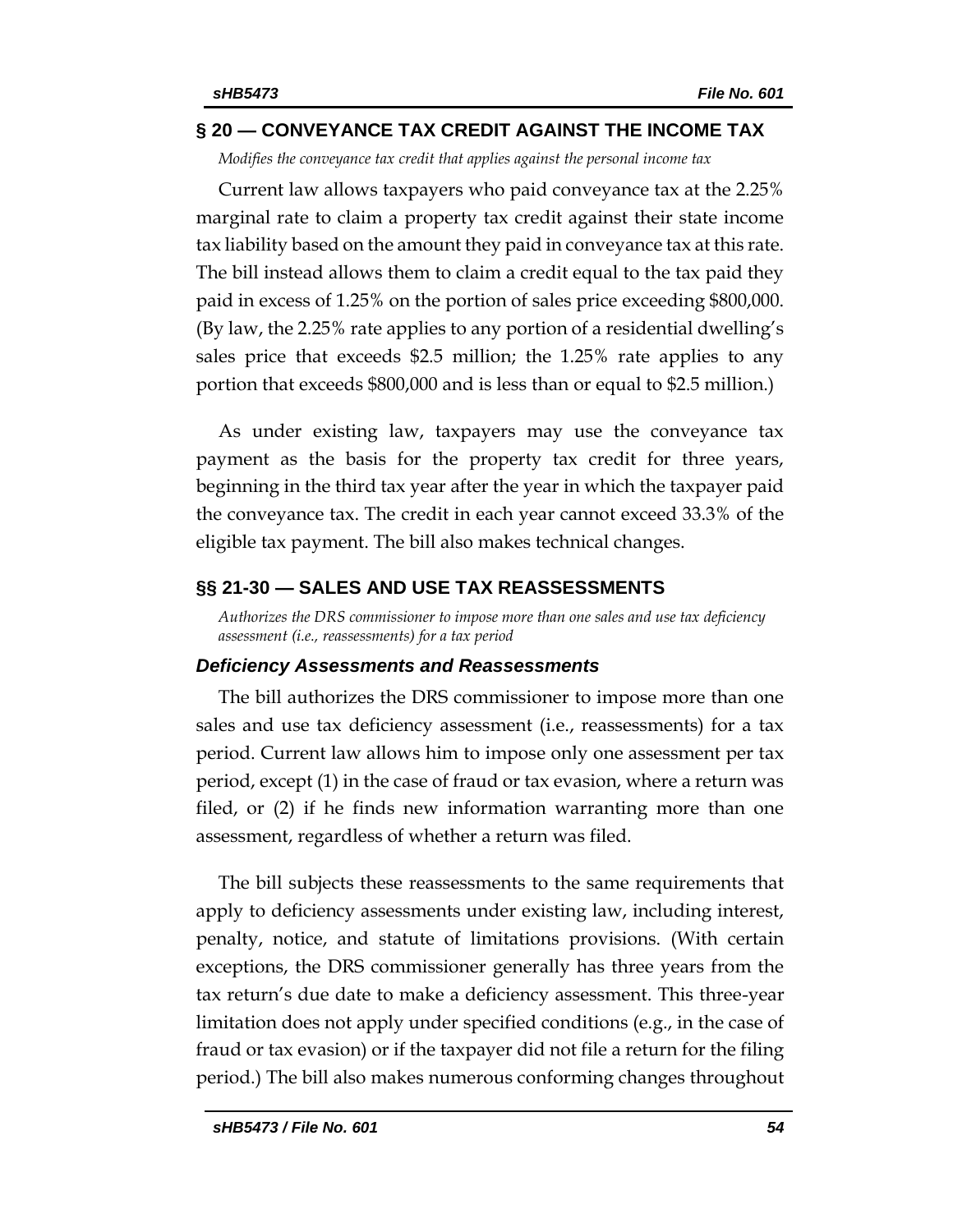## § 20 — CONVEYANCE TAX CREDIT AGAINST THE INCOME TAX

*Modifies the conveyance tax credit that applies against the personal income tax*

Current law allows taxpayers who paid conveyance tax at the 2.25% marginal rate to claim a property tax credit against their state income tax liability based on the amount they paid in conveyance tax at this rate. The bill instead allows them to claim a credit equal to the tax paid they paid in excess of 1.25% on the portion of sales price exceeding $800,000. (By law, the 2.25% rate applies to any portion of a residential dwelling's sales price that exceeds $2.5 million; the 1.25% rate applies to any portion that exceeds $800,000 and is less than or equal to $2.5 million.)

As under existing law, taxpayers may use the conveyance tax payment as the basis for the property tax credit for three years, beginning in the third tax year after the year in which the taxpayer paid the conveyance tax. The credit in each year cannot exceed 33.3% of the eligible tax payment. The bill also makes technical changes.

## §§ 21-30 — SALES AND USE TAX REASSESSMENTS

*Authorizes the DRS commissioner to impose more than one sales and use tax deficiency assessment (i.e., reassessments) for a tax period*

### *Deficiency Assessments and Reassessments*

The bill authorizes the DRS commissioner to impose more than one sales and use tax deficiency assessment (i.e., reassessments) for a tax period. Current law allows him to impose only one assessment per tax period, except (1) in the case of fraud or tax evasion, where a return was filed, or (2) if he finds new information warranting more than one assessment, regardless of whether a return was filed.

The bill subjects these reassessments to the same requirements that apply to deficiency assessments under existing law, including interest, penalty, notice, and statute of limitations provisions. (With certain exceptions, the DRS commissioner generally has three years from the tax return's due date to make a deficiency assessment. This three-year limitation does not apply under specified conditions (e.g., in the case of fraud or tax evasion) or if the taxpayer did not file a return for the filing period.) The bill also makes numerous conforming changes throughout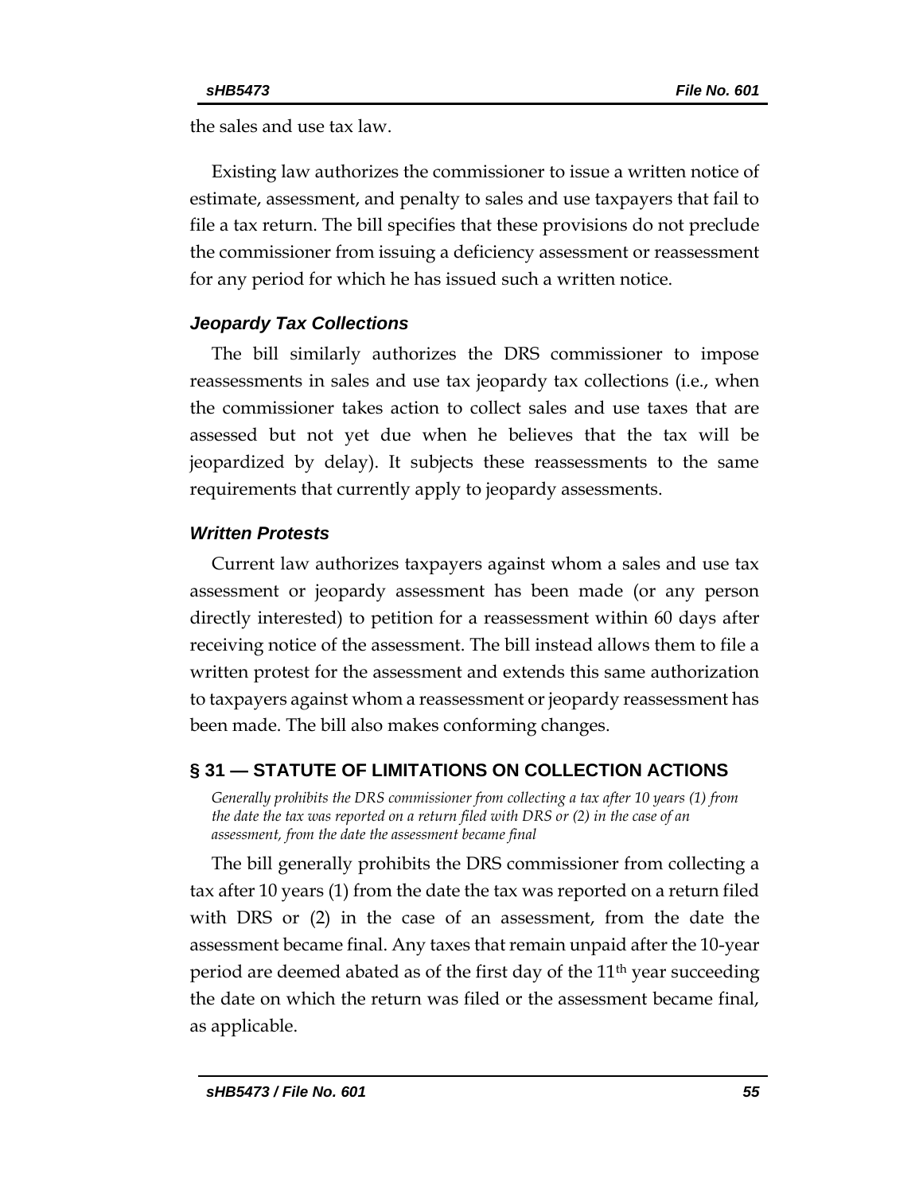the sales and use tax law.

Existing law authorizes the commissioner to issue a written notice of estimate, assessment, and penalty to sales and use taxpayers that fail to file a tax return. The bill specifies that these provisions do not preclude the commissioner from issuing a deficiency assessment or reassessment for any period for which he has issued such a written notice.

### *Jeopardy Tax Collections*

The bill similarly authorizes the DRS commissioner to impose reassessments in sales and use tax jeopardy tax collections (i.e., when the commissioner takes action to collect sales and use taxes that are assessed but not yet due when he believes that the tax will be jeopardized by delay). It subjects these reassessments to the same requirements that currently apply to jeopardy assessments.

### *Written Protests*

Current law authorizes taxpayers against whom a sales and use tax assessment or jeopardy assessment has been made (or any person directly interested) to petition for a reassessment within 60 days after receiving notice of the assessment. The bill instead allows them to file a written protest for the assessment and extends this same authorization to taxpayers against whom a reassessment or jeopardy reassessment has been made. The bill also makes conforming changes.

## § 31 — STATUTE OF LIMITATIONS ON COLLECTION ACTIONS

*Generally prohibits the DRS commissioner from collecting a tax after 10 years (1) from the date the tax was reported on a return filed with DRS or (2) in the case of an assessment, from the date the assessment became final*

The bill generally prohibits the DRS commissioner from collecting a tax after 10 years (1) from the date the tax was reported on a return filed with DRS or (2) in the case of an assessment, from the date the assessment became final. Any taxes that remain unpaid after the 10-year period are deemed abated as of the first day of the 11th year succeeding the date on which the return was filed or the assessment became final, as applicable.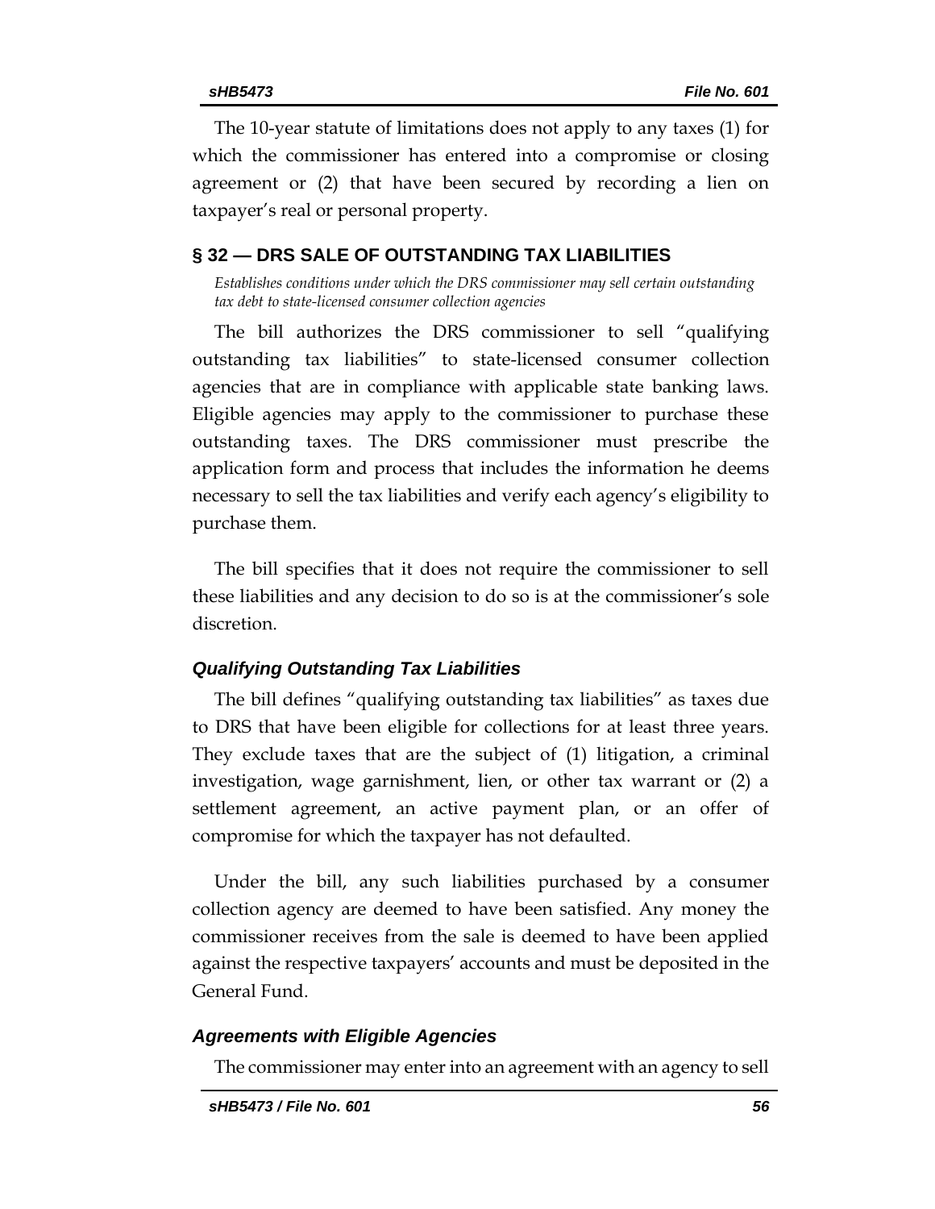The 10-year statute of limitations does not apply to any taxes (1) for which the commissioner has entered into a compromise or closing agreement or (2) that have been secured by recording a lien on taxpayer's real or personal property.

## § 32 — DRS SALE OF OUTSTANDING TAX LIABILITIES

*Establishes conditions under which the DRS commissioner may sell certain outstanding tax debt to state-licensed consumer collection agencies*

The bill authorizes the DRS commissioner to sell "qualifying outstanding tax liabilities" to state-licensed consumer collection agencies that are in compliance with applicable state banking laws. Eligible agencies may apply to the commissioner to purchase these outstanding taxes. The DRS commissioner must prescribe the application form and process that includes the information he deems necessary to sell the tax liabilities and verify each agency's eligibility to purchase them.

The bill specifies that it does not require the commissioner to sell these liabilities and any decision to do so is at the commissioner's sole discretion.

### *Qualifying Outstanding Tax Liabilities*

The bill defines "qualifying outstanding tax liabilities" as taxes due to DRS that have been eligible for collections for at least three years. They exclude taxes that are the subject of (1) litigation, a criminal investigation, wage garnishment, lien, or other tax warrant or (2) a settlement agreement, an active payment plan, or an offer of compromise for which the taxpayer has not defaulted.

Under the bill, any such liabilities purchased by a consumer collection agency are deemed to have been satisfied. Any money the commissioner receives from the sale is deemed to have been applied against the respective taxpayers' accounts and must be deposited in the General Fund.

### *Agreements with Eligible Agencies*

The commissioner may enter into an agreement with an agency to sell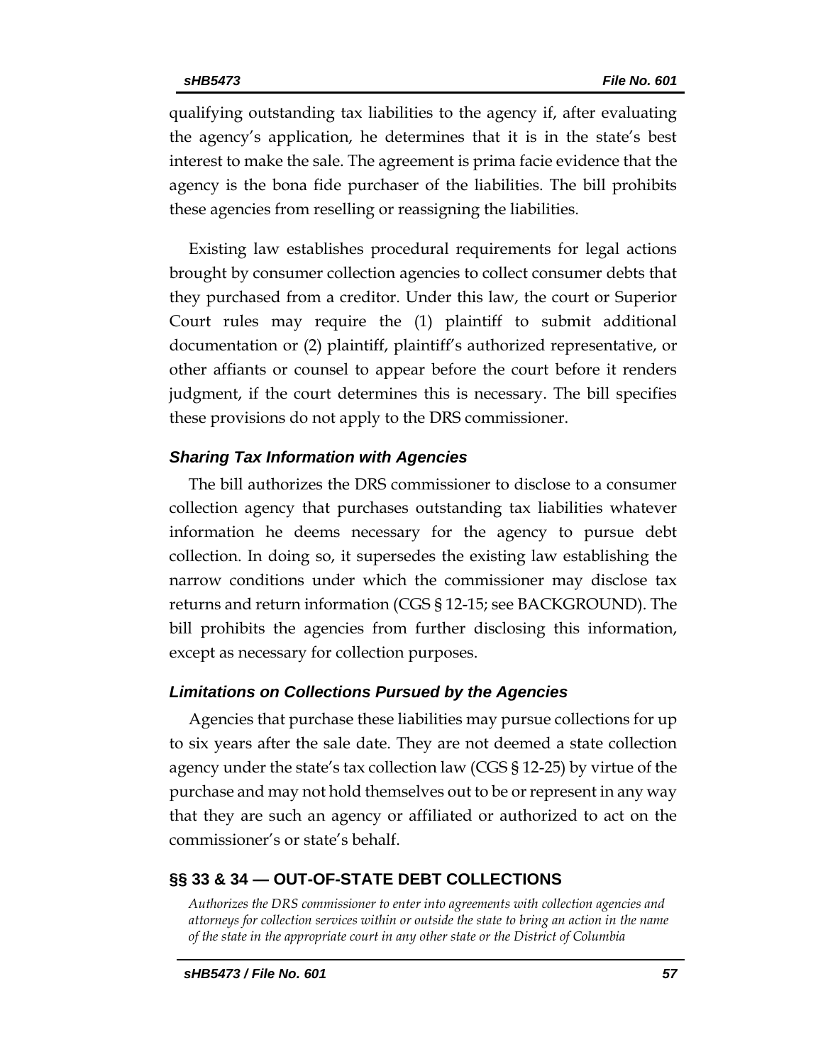qualifying outstanding tax liabilities to the agency if, after evaluating the agency's application, he determines that it is in the state's best interest to make the sale. The agreement is prima facie evidence that the agency is the bona fide purchaser of the liabilities. The bill prohibits these agencies from reselling or reassigning the liabilities.

Existing law establishes procedural requirements for legal actions brought by consumer collection agencies to collect consumer debts that they purchased from a creditor. Under this law, the court or Superior Court rules may require the (1) plaintiff to submit additional documentation or (2) plaintiff, plaintiff's authorized representative, or other affiants or counsel to appear before the court before it renders judgment, if the court determines this is necessary. The bill specifies these provisions do not apply to the DRS commissioner.

### *Sharing Tax Information with Agencies*

The bill authorizes the DRS commissioner to disclose to a consumer collection agency that purchases outstanding tax liabilities whatever information he deems necessary for the agency to pursue debt collection. In doing so, it supersedes the existing law establishing the narrow conditions under which the commissioner may disclose tax returns and return information (CGS § 12-15; see BACKGROUND). The bill prohibits the agencies from further disclosing this information, except as necessary for collection purposes.

### *Limitations on Collections Pursued by the Agencies*

Agencies that purchase these liabilities may pursue collections for up to six years after the sale date. They are not deemed a state collection agency under the state's tax collection law (CGS § 12-25) by virtue of the purchase and may not hold themselves out to be or represent in any way that they are such an agency or affiliated or authorized to act on the commissioner's or state's behalf.

## §§ 33 & 34 — OUT-OF-STATE DEBT COLLECTIONS

*Authorizes the DRS commissioner to enter into agreements with collection agencies and attorneys for collection services within or outside the state to bring an action in the name of the state in the appropriate court in any other state or the District of Columbia*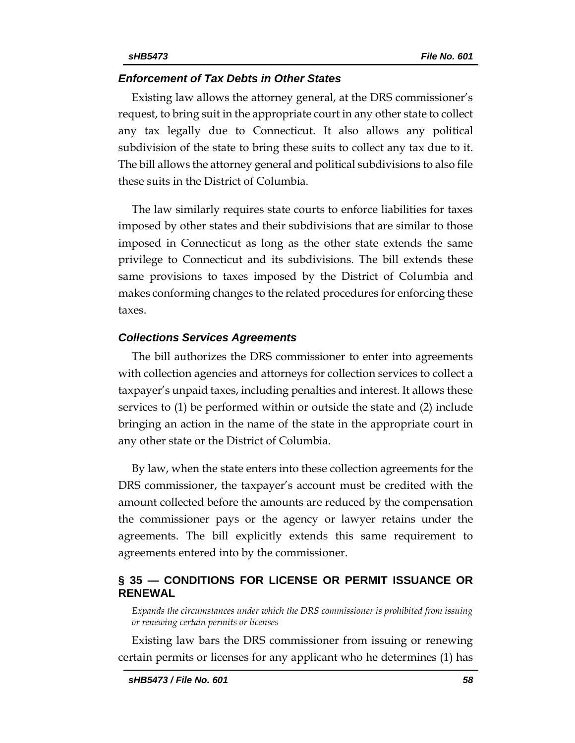### *Enforcement of Tax Debts in Other States*

Existing law allows the attorney general, at the DRS commissioner's request, to bring suit in the appropriate court in any other state to collect any tax legally due to Connecticut. It also allows any political subdivision of the state to bring these suits to collect any tax due to it. The bill allows the attorney general and political subdivisions to also file these suits in the District of Columbia.

The law similarly requires state courts to enforce liabilities for taxes imposed by other states and their subdivisions that are similar to those imposed in Connecticut as long as the other state extends the same privilege to Connecticut and its subdivisions. The bill extends these same provisions to taxes imposed by the District of Columbia and makes conforming changes to the related procedures for enforcing these taxes.

### *Collections Services Agreements*

The bill authorizes the DRS commissioner to enter into agreements with collection agencies and attorneys for collection services to collect a taxpayer's unpaid taxes, including penalties and interest. It allows these services to (1) be performed within or outside the state and (2) include bringing an action in the name of the state in the appropriate court in any other state or the District of Columbia.

By law, when the state enters into these collection agreements for the DRS commissioner, the taxpayer's account must be credited with the amount collected before the amounts are reduced by the compensation the commissioner pays or the agency or lawyer retains under the agreements. The bill explicitly extends this same requirement to agreements entered into by the commissioner.

## § 35 — CONDITIONS FOR LICENSE OR PERMIT ISSUANCE OR RENEWAL

*Expands the circumstances under which the DRS commissioner is prohibited from issuing or renewing certain permits or licenses*

Existing law bars the DRS commissioner from issuing or renewing certain permits or licenses for any applicant who he determines (1) has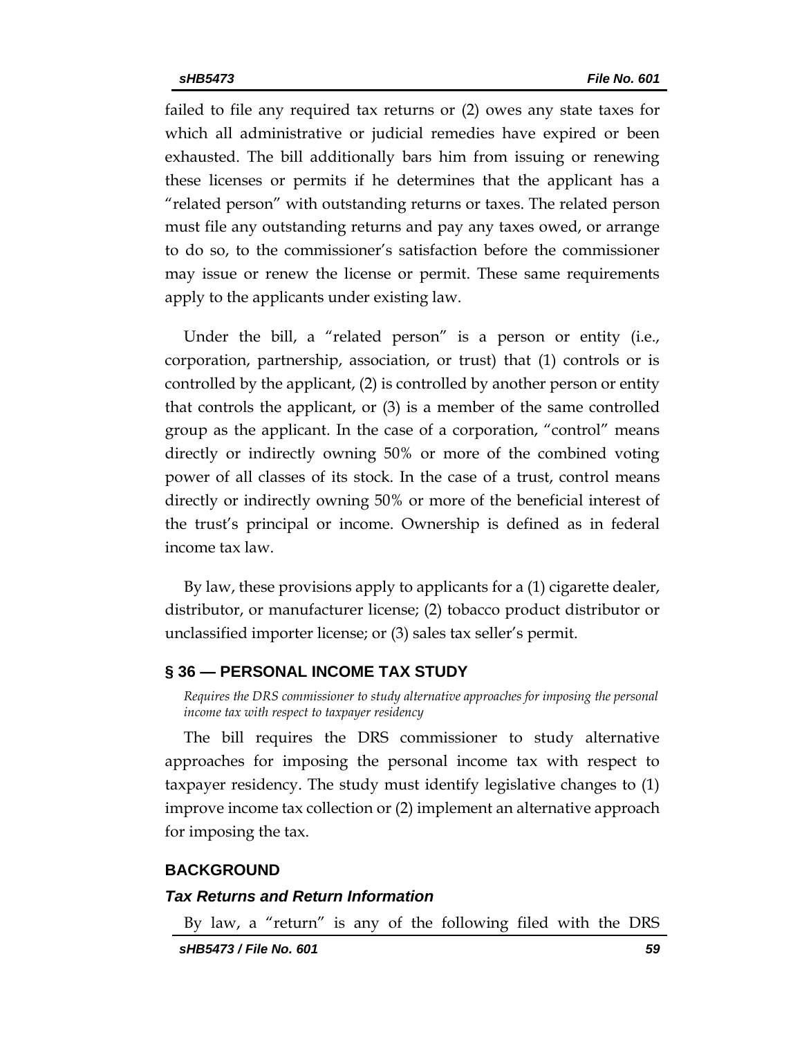failed to file any required tax returns or (2) owes any state taxes for which all administrative or judicial remedies have expired or been exhausted. The bill additionally bars him from issuing or renewing these licenses or permits if he determines that the applicant has a "related person" with outstanding returns or taxes. The related person must file any outstanding returns and pay any taxes owed, or arrange to do so, to the commissioner's satisfaction before the commissioner may issue or renew the license or permit. These same requirements apply to the applicants under existing law.

Under the bill, a "related person" is a person or entity (i.e., corporation, partnership, association, or trust) that (1) controls or is controlled by the applicant, (2) is controlled by another person or entity that controls the applicant, or (3) is a member of the same controlled group as the applicant. In the case of a corporation, "control" means directly or indirectly owning 50% or more of the combined voting power of all classes of its stock. In the case of a trust, control means directly or indirectly owning 50% or more of the beneficial interest of the trust's principal or income. Ownership is defined as in federal income tax law.

By law, these provisions apply to applicants for a (1) cigarette dealer, distributor, or manufacturer license; (2) tobacco product distributor or unclassified importer license; or (3) sales tax seller's permit.

## § 36 — PERSONAL INCOME TAX STUDY

*Requires the DRS commissioner to study alternative approaches for imposing the personal income tax with respect to taxpayer residency*

The bill requires the DRS commissioner to study alternative approaches for imposing the personal income tax with respect to taxpayer residency. The study must identify legislative changes to (1) improve income tax collection or (2) implement an alternative approach for imposing the tax.

## BACKGROUND

### *Tax Returns and Return Information*

By law, a "return" is any of the following filed with the DRS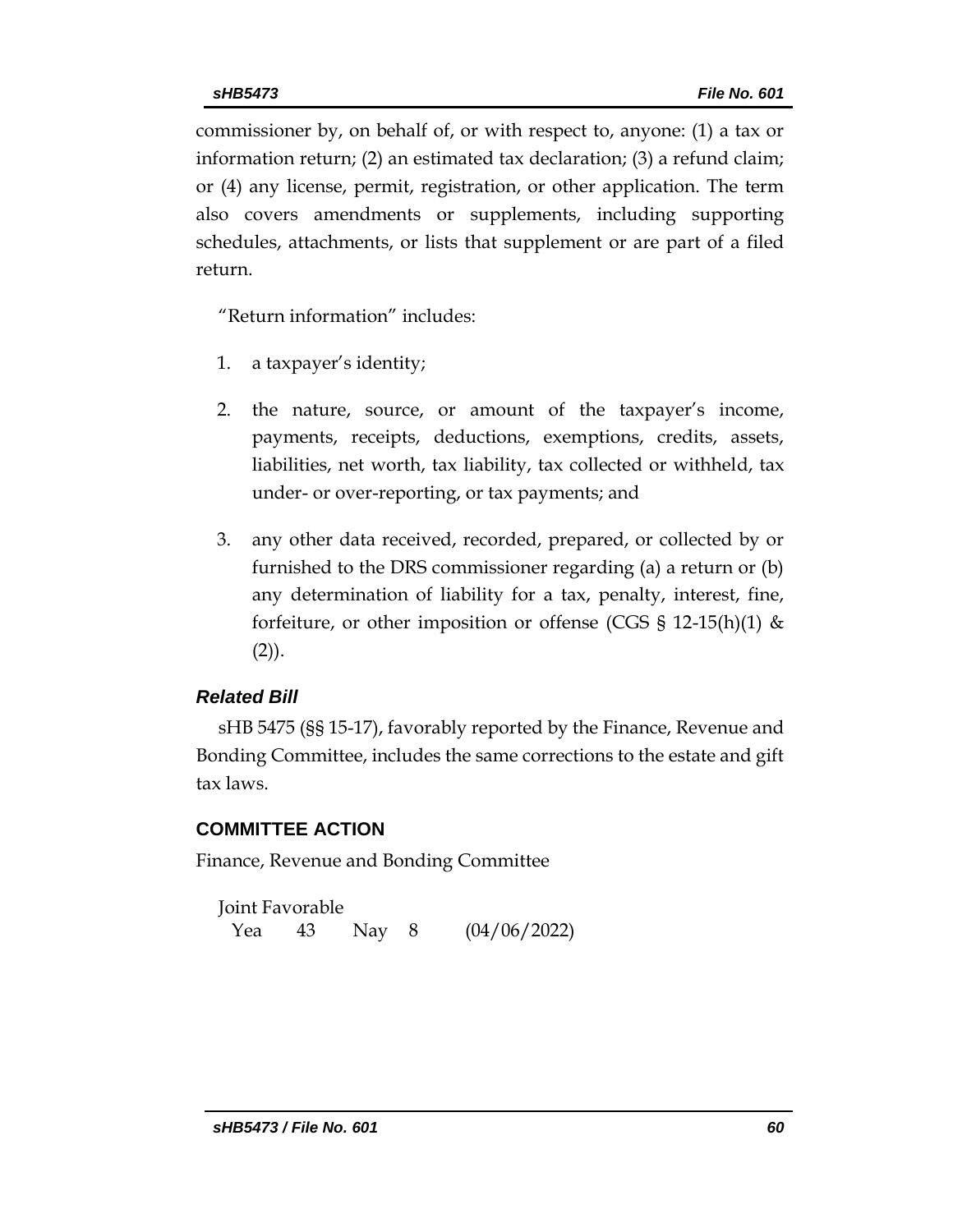commissioner by, on behalf of, or with respect to, anyone: (1) a tax or information return; (2) an estimated tax declaration; (3) a refund claim; or (4) any license, permit, registration, or other application. The term also covers amendments or supplements, including supporting schedules, attachments, or lists that supplement or are part of a filed return.

"Return information" includes:

1. a taxpayer's identity;
2. the nature, source, or amount of the taxpayer's income, payments, receipts, deductions, exemptions, credits, assets, liabilities, net worth, tax liability, tax collected or withheld, tax under- or over-reporting, or tax payments; and
3. any other data received, recorded, prepared, or collected by or furnished to the DRS commissioner regarding (a) a return or (b) any determination of liability for a tax, penalty, interest, fine, forfeiture, or other imposition or offense (CGS § 12-15(h)(1) & (2)).

### *Related Bill*

sHB 5475 (§§ 15-17), favorably reported by the Finance, Revenue and Bonding Committee, includes the same corrections to the estate and gift tax laws.

## COMMITTEE ACTION

Finance, Revenue and Bonding Committee

Joint Favorable
Yea 43 Nay 8 (04/06/2022)